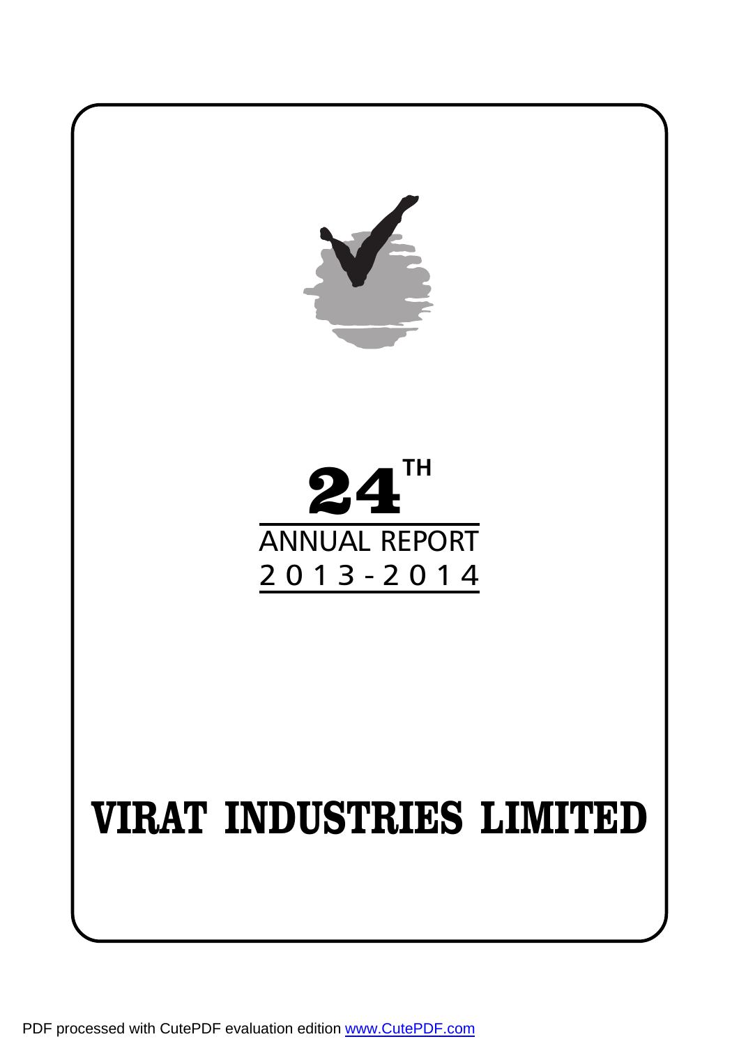# 24[TH]

ANNUAL REPORT

2013-2014

# VIRAT INDUSTRIES LIMITED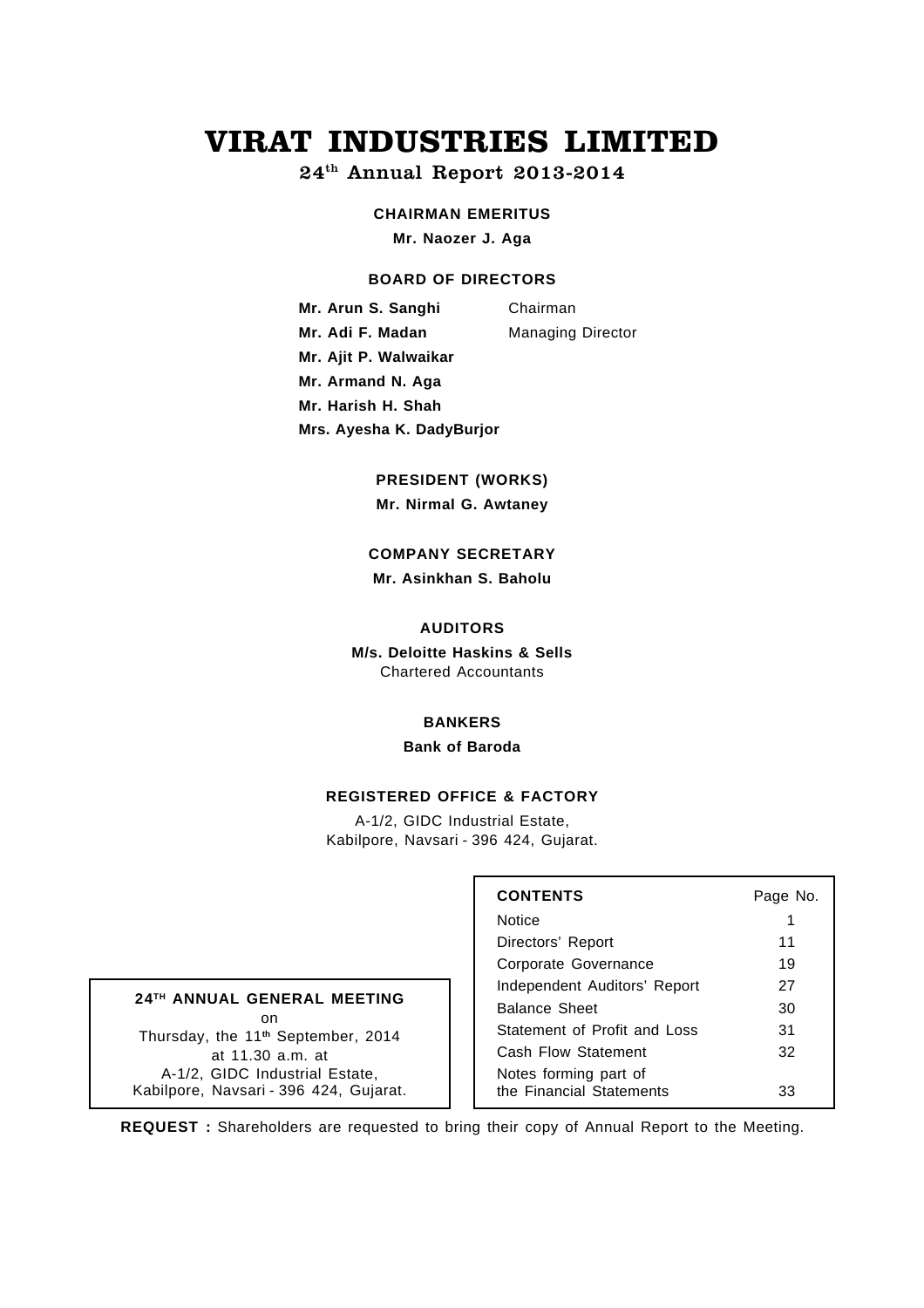# VIRAT INDUSTRIES LIMITED

24th Annual Report 2013-2014

**CHAIRMAN EMERITUS**

**Mr. Naozer J. Aga**

**BOARD OF DIRECTORS**

| | |
|---|---|
| **Mr. Arun S. Sanghi** | Chairman |
| **Mr. Adi F. Madan** | Managing Director |
| **Mr. Ajit P. Walwaikar** | |
| **Mr. Armand N. Aga** | |
| **Mr. Harish H. Shah** | |
| **Mrs. Ayesha K. DadyBurjor** | |

**PRESIDENT (WORKS)**

**Mr. Nirmal G. Awtaney**

**COMPANY SECRETARY**

**Mr. Asinkhan S. Baholu**

**AUDITORS**

**M/s. Deloitte Haskins & Sells**
Chartered Accountants

**BANKERS**

**Bank of Baroda**

**REGISTERED OFFICE & FACTORY**

A-1/2, GIDC Industrial Estate,
Kabilpore, Navsari - 396 424, Gujarat.

**24TH ANNUAL GENERAL MEETING**
on
Thursday, the 11th September, 2014
at 11.30 a.m. at
A-1/2, GIDC Industrial Estate,
Kabilpore, Navsari - 396 424, Gujarat.

| **CONTENTS** | Page No. |
|---|---|
| Notice | 1 |
| Directors' Report | 11 |
| Corporate Governance | 19 |
| Independent Auditors' Report | 27 |
| Balance Sheet | 30 |
| Statement of Profit and Loss | 31 |
| Cash Flow Statement | 32 |
| Notes forming part of the Financial Statements | 33 |

**REQUEST :** Shareholders are requested to bring their copy of Annual Report to the Meeting.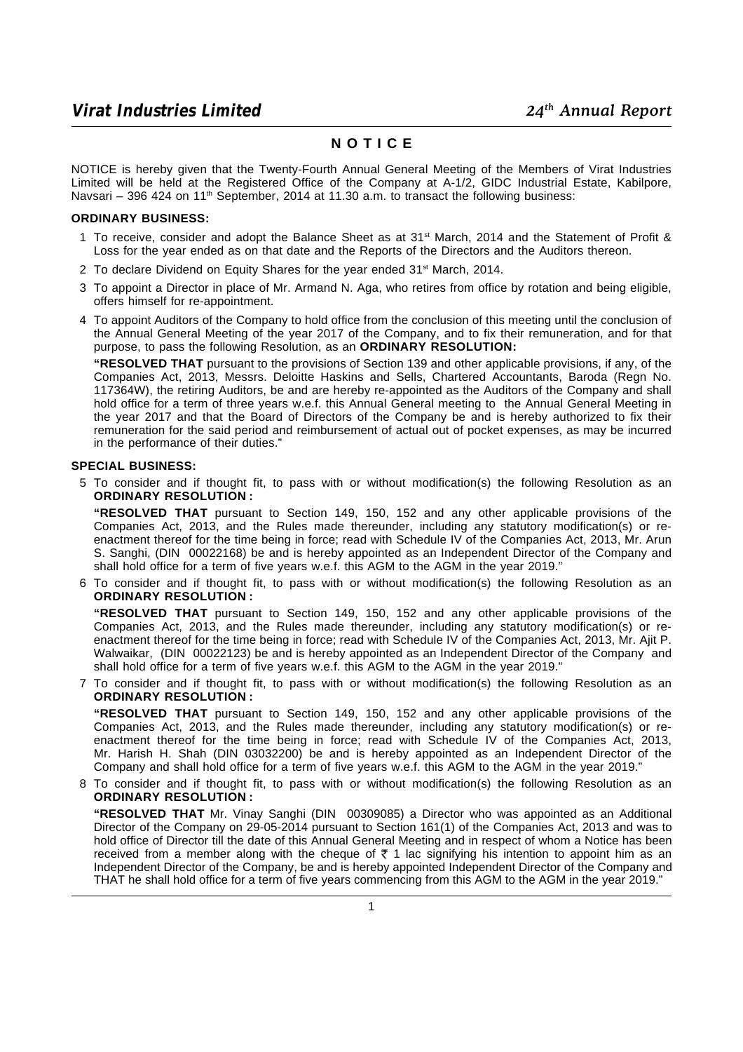## NOTICE

NOTICE is hereby given that the Twenty-Fourth Annual General Meeting of the Members of Virat Industries Limited will be held at the Registered Office of the Company at A-1/2, GIDC Industrial Estate, Kabilpore, Navsari – 396 424 on 11th September, 2014 at 11.30 a.m. to transact the following business:

**ORDINARY BUSINESS:**

1. To receive, consider and adopt the Balance Sheet as at 31st March, 2014 and the Statement of Profit & Loss for the year ended as on that date and the Reports of the Directors and the Auditors thereon.
2. To declare Dividend on Equity Shares for the year ended 31st March, 2014.
3. To appoint a Director in place of Mr. Armand N. Aga, who retires from office by rotation and being eligible, offers himself for re-appointment.
4. To appoint Auditors of the Company to hold office from the conclusion of this meeting until the conclusion of the Annual General Meeting of the year 2017 of the Company, and to fix their remuneration, and for that purpose, to pass the following Resolution, as an **ORDINARY RESOLUTION:**

   **"RESOLVED THAT** pursuant to the provisions of Section 139 and other applicable provisions, if any, of the Companies Act, 2013, Messrs. Deloitte Haskins and Sells, Chartered Accountants, Baroda (Regn No. 117364W), the retiring Auditors, be and are hereby re-appointed as the Auditors of the Company and shall hold office for a term of three years w.e.f. this Annual General meeting to the Annual General Meeting in the year 2017 and that the Board of Directors of the Company be and is hereby authorized to fix their remuneration for the said period and reimbursement of actual out of pocket expenses, as may be incurred in the performance of their duties."

**SPECIAL BUSINESS:**

5. To consider and if thought fit, to pass with or without modification(s) the following Resolution as an **ORDINARY RESOLUTION :**

   **"RESOLVED THAT** pursuant to Section 149, 150, 152 and any other applicable provisions of the Companies Act, 2013, and the Rules made thereunder, including any statutory modification(s) or re-enactment thereof for the time being in force; read with Schedule IV of the Companies Act, 2013, Mr. Arun S. Sanghi, (DIN 00022168) be and is hereby appointed as an Independent Director of the Company and shall hold office for a term of five years w.e.f. this AGM to the AGM in the year 2019."

6. To consider and if thought fit, to pass with or without modification(s) the following Resolution as an **ORDINARY RESOLUTION :**

   **"RESOLVED THAT** pursuant to Section 149, 150, 152 and any other applicable provisions of the Companies Act, 2013, and the Rules made thereunder, including any statutory modification(s) or re-enactment thereof for the time being in force; read with Schedule IV of the Companies Act, 2013, Mr. Ajit P. Walwaikar, (DIN 00022123) be and is hereby appointed as an Independent Director of the Company and shall hold office for a term of five years w.e.f. this AGM to the AGM in the year 2019."

7. To consider and if thought fit, to pass with or without modification(s) the following Resolution as an **ORDINARY RESOLUTION :**

   **"RESOLVED THAT** pursuant to Section 149, 150, 152 and any other applicable provisions of the Companies Act, 2013, and the Rules made thereunder, including any statutory modification(s) or re-enactment thereof for the time being in force; read with Schedule IV of the Companies Act, 2013, Mr. Harish H. Shah (DIN 03032200) be and is hereby appointed as an Independent Director of the Company and shall hold office for a term of five years w.e.f. this AGM to the AGM in the year 2019."

8. To consider and if thought fit, to pass with or without modification(s) the following Resolution as an **ORDINARY RESOLUTION :**

   **"RESOLVED THAT** Mr. Vinay Sanghi (DIN 00309085) a Director who was appointed as an Additional Director of the Company on 29-05-2014 pursuant to Section 161(1) of the Companies Act, 2013 and was to hold office of Director till the date of this Annual General Meeting and in respect of whom a Notice has been received from a member along with the cheque of ₹ 1 lac signifying his intention to appoint him as an Independent Director of the Company, be and is hereby appointed Independent Director of the Company and THAT he shall hold office for a term of five years commencing from this AGM to the AGM in the year 2019."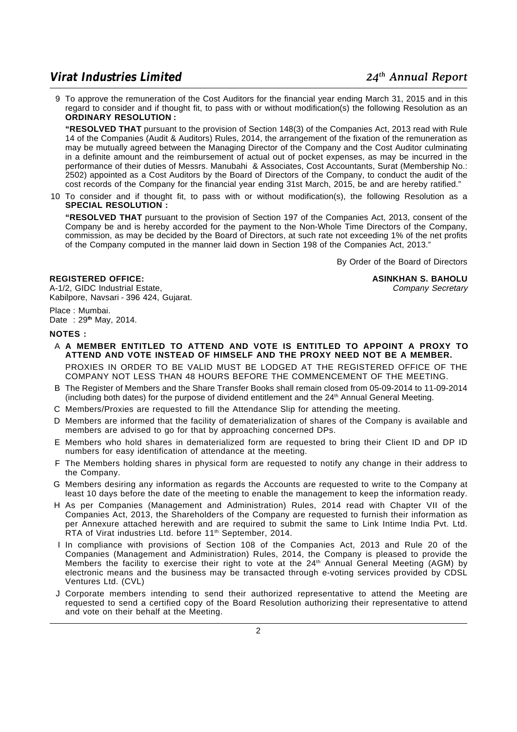9 To approve the remuneration of the Cost Auditors for the financial year ending March 31, 2015 and in this regard to consider and if thought fit, to pass with or without modification(s) the following Resolution as an **ORDINARY RESOLUTION :**

**"RESOLVED THAT** pursuant to the provision of Section 148(3) of the Companies Act, 2013 read with Rule 14 of the Companies (Audit & Auditors) Rules, 2014, the arrangement of the fixation of the remuneration as may be mutually agreed between the Managing Director of the Company and the Cost Auditor culminating in a definite amount and the reimbursement of actual out of pocket expenses, as may be incurred in the performance of their duties of Messrs. Manubahi & Associates, Cost Accountants, Surat (Membership No.: 2502) appointed as a Cost Auditors by the Board of Directors of the Company, to conduct the audit of the cost records of the Company for the financial year ending 31st March, 2015, be and are hereby ratified."

10 To consider and if thought fit, to pass with or without modification(s), the following Resolution as a **SPECIAL RESOLUTION :**

**"RESOLVED THAT** pursuant to the provision of Section 197 of the Companies Act, 2013, consent of the Company be and is hereby accorded for the payment to the Non-Whole Time Directors of the Company, commission, as may be decided by the Board of Directors, at such rate not exceeding 1% of the net profits of the Company computed in the manner laid down in Section 198 of the Companies Act, 2013."

By Order of the Board of Directors

**REGISTERED OFFICE:**
A-1/2, GIDC Industrial Estate,
Kabilpore, Navsari - 396 424, Gujarat.

**ASINKHAN S. BAHOLU**
*Company Secretary*

Place : Mumbai.
Date : 29th May, 2014.

**NOTES :**

A **A MEMBER ENTITLED TO ATTEND AND VOTE IS ENTITLED TO APPOINT A PROXY TO ATTEND AND VOTE INSTEAD OF HIMSELF AND THE PROXY NEED NOT BE A MEMBER.**

PROXIES IN ORDER TO BE VALID MUST BE LODGED AT THE REGISTERED OFFICE OF THE COMPANY NOT LESS THAN 48 HOURS BEFORE THE COMMENCEMENT OF THE MEETING.

B The Register of Members and the Share Transfer Books shall remain closed from 05-09-2014 to 11-09-2014 (including both dates) for the purpose of dividend entitlement and the 24th Annual General Meeting.

C Members/Proxies are requested to fill the Attendance Slip for attending the meeting.

D Members are informed that the facility of dematerialization of shares of the Company is available and members are advised to go for that by approaching concerned DPs.

E Members who hold shares in dematerialized form are requested to bring their Client ID and DP ID numbers for easy identification of attendance at the meeting.

F The Members holding shares in physical form are requested to notify any change in their address to the Company.

G Members desiring any information as regards the Accounts are requested to write to the Company at least 10 days before the date of the meeting to enable the management to keep the information ready.

H As per Companies (Management and Administration) Rules, 2014 read with Chapter VII of the Companies Act, 2013, the Shareholders of the Company are requested to furnish their information as per Annexure attached herewith and are required to submit the same to Link Intime India Pvt. Ltd. RTA of Virat industries Ltd. before 11th September, 2014.

I In compliance with provisions of Section 108 of the Companies Act, 2013 and Rule 20 of the Companies (Management and Administration) Rules, 2014, the Company is pleased to provide the Members the facility to exercise their right to vote at the 24th Annual General Meeting (AGM) by electronic means and the business may be transacted through e-voting services provided by CDSL Ventures Ltd. (CVL)

J Corporate members intending to send their authorized representative to attend the Meeting are requested to send a certified copy of the Board Resolution authorizing their representative to attend and vote on their behalf at the Meeting.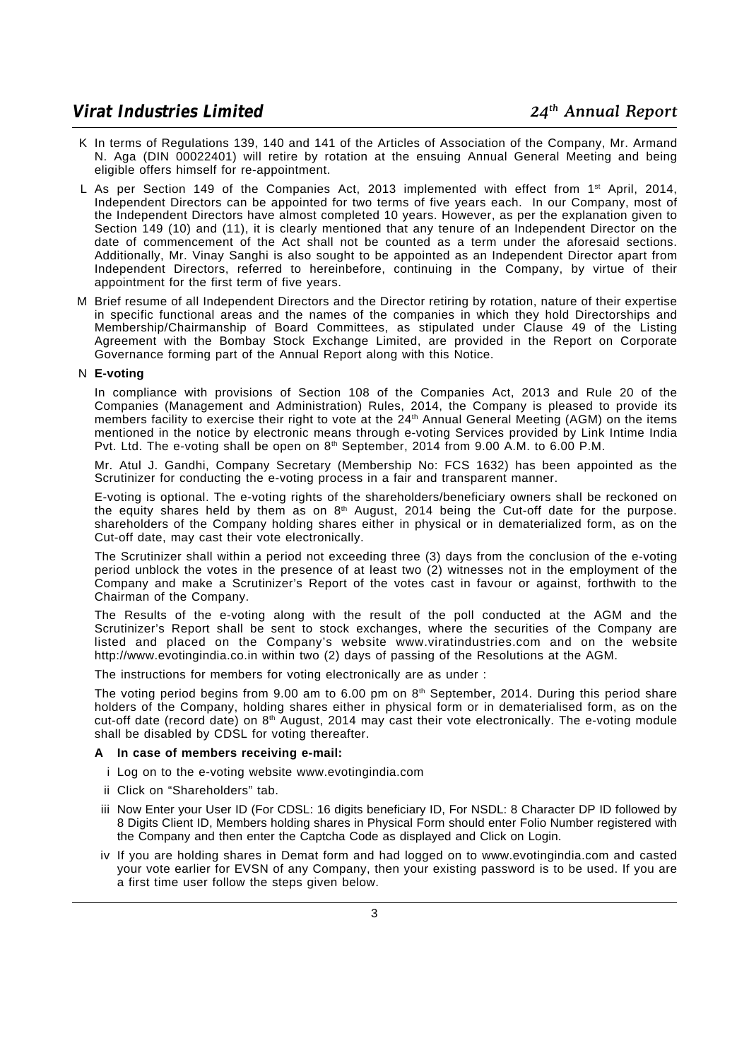K In terms of Regulations 139, 140 and 141 of the Articles of Association of the Company, Mr. Armand N. Aga (DIN 00022401) will retire by rotation at the ensuing Annual General Meeting and being eligible offers himself for re-appointment.

L As per Section 149 of the Companies Act, 2013 implemented with effect from 1st April, 2014, Independent Directors can be appointed for two terms of five years each. In our Company, most of the Independent Directors have almost completed 10 years. However, as per the explanation given to Section 149 (10) and (11), it is clearly mentioned that any tenure of an Independent Director on the date of commencement of the Act shall not be counted as a term under the aforesaid sections. Additionally, Mr. Vinay Sanghi is also sought to be appointed as an Independent Director apart from Independent Directors, referred to hereinbefore, continuing in the Company, by virtue of their appointment for the first term of five years.

M Brief resume of all Independent Directors and the Director retiring by rotation, nature of their expertise in specific functional areas and the names of the companies in which they hold Directorships and Membership/Chairmanship of Board Committees, as stipulated under Clause 49 of the Listing Agreement with the Bombay Stock Exchange Limited, are provided in the Report on Corporate Governance forming part of the Annual Report along with this Notice.

N **E-voting**

In compliance with provisions of Section 108 of the Companies Act, 2013 and Rule 20 of the Companies (Management and Administration) Rules, 2014, the Company is pleased to provide its members facility to exercise their right to vote at the 24th Annual General Meeting (AGM) on the items mentioned in the notice by electronic means through e-voting Services provided by Link Intime India Pvt. Ltd. The e-voting shall be open on 8th September, 2014 from 9.00 A.M. to 6.00 P.M.

Mr. Atul J. Gandhi, Company Secretary (Membership No: FCS 1632) has been appointed as the Scrutinizer for conducting the e-voting process in a fair and transparent manner.

E-voting is optional. The e-voting rights of the shareholders/beneficiary owners shall be reckoned on the equity shares held by them as on 8th August, 2014 being the Cut-off date for the purpose. shareholders of the Company holding shares either in physical or in dematerialized form, as on the Cut-off date, may cast their vote electronically.

The Scrutinizer shall within a period not exceeding three (3) days from the conclusion of the e-voting period unblock the votes in the presence of at least two (2) witnesses not in the employment of the Company and make a Scrutinizer's Report of the votes cast in favour or against, forthwith to the Chairman of the Company.

The Results of the e-voting along with the result of the poll conducted at the AGM and the Scrutinizer's Report shall be sent to stock exchanges, where the securities of the Company are listed and placed on the Company's website www.viratindustries.com and on the website http://www.evotingindia.co.in within two (2) days of passing of the Resolutions at the AGM.

The instructions for members for voting electronically are as under :

The voting period begins from 9.00 am to 6.00 pm on 8th September, 2014. During this period share holders of the Company, holding shares either in physical form or in dematerialised form, as on the cut-off date (record date) on 8th August, 2014 may cast their vote electronically. The e-voting module shall be disabled by CDSL for voting thereafter.

**A In case of members receiving e-mail:**

i Log on to the e-voting website www.evotingindia.com

ii Click on "Shareholders" tab.

iii Now Enter your User ID (For CDSL: 16 digits beneficiary ID, For NSDL: 8 Character DP ID followed by 8 Digits Client ID, Members holding shares in Physical Form should enter Folio Number registered with the Company and then enter the Captcha Code as displayed and Click on Login.

iv If you are holding shares in Demat form and had logged on to www.evotingindia.com and casted your vote earlier for EVSN of any Company, then your existing password is to be used. If you are a first time user follow the steps given below.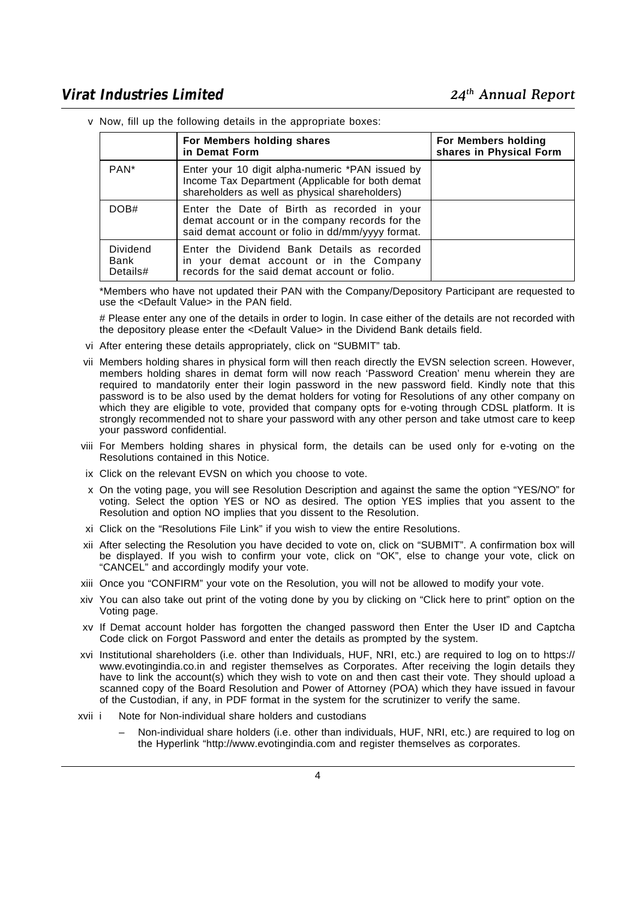v Now, fill up the following details in the appropriate boxes:

| | For Members holding shares in Demat Form | For Members holding shares in Physical Form |
|---|---|---|
| PAN* | Enter your 10 digit alpha-numeric *PAN issued by Income Tax Department (Applicable for both demat shareholders as well as physical shareholders) | |
| DOB# | Enter the Date of Birth as recorded in your demat account or in the company records for the said demat account or folio in dd/mm/yyyy format. | |
| Dividend Bank Details# | Enter the Dividend Bank Details as recorded in your demat account or in the Company records for the said demat account or folio. | |

*Members who have not updated their PAN with the Company/Depository Participant are requested to use the <Default Value> in the PAN field.

# Please enter any one of the details in order to login. In case either of the details are not recorded with the depository please enter the <Default Value> in the Dividend Bank details field.

vi After entering these details appropriately, click on "SUBMIT" tab.

vii Members holding shares in physical form will then reach directly the EVSN selection screen. However, members holding shares in demat form will now reach 'Password Creation' menu wherein they are required to mandatorily enter their login password in the new password field. Kindly note that this password is to be also used by the demat holders for voting for Resolutions of any other company on which they are eligible to vote, provided that company opts for e-voting through CDSL platform. It is strongly recommended not to share your password with any other person and take utmost care to keep your password confidential.

viii For Members holding shares in physical form, the details can be used only for e-voting on the Resolutions contained in this Notice.

ix Click on the relevant EVSN on which you choose to vote.

x On the voting page, you will see Resolution Description and against the same the option "YES/NO" for voting. Select the option YES or NO as desired. The option YES implies that you assent to the Resolution and option NO implies that you dissent to the Resolution.

xi Click on the "Resolutions File Link" if you wish to view the entire Resolutions.

xii After selecting the Resolution you have decided to vote on, click on "SUBMIT". A confirmation box will be displayed. If you wish to confirm your vote, click on "OK", else to change your vote, click on "CANCEL" and accordingly modify your vote.

xiii Once you "CONFIRM" your vote on the Resolution, you will not be allowed to modify your vote.

xiv You can also take out print of the voting done by you by clicking on "Click here to print" option on the Voting page.

xv If Demat account holder has forgotten the changed password then Enter the User ID and Captcha Code click on Forgot Password and enter the details as prompted by the system.

xvi Institutional shareholders (i.e. other than Individuals, HUF, NRI, etc.) are required to log on to https://www.evotingindia.co.in and register themselves as Corporates. After receiving the login details they have to link the account(s) which they wish to vote on and then cast their vote. They should upload a scanned copy of the Board Resolution and Power of Attorney (POA) which they have issued in favour of the Custodian, if any, in PDF format in the system for the scrutinizer to verify the same.

xvii i Note for Non-individual share holders and custodians

- Non-individual share holders (i.e. other than individuals, HUF, NRI, etc.) are required to log on the Hyperlink "http://www.evotingindia.com and register themselves as corporates.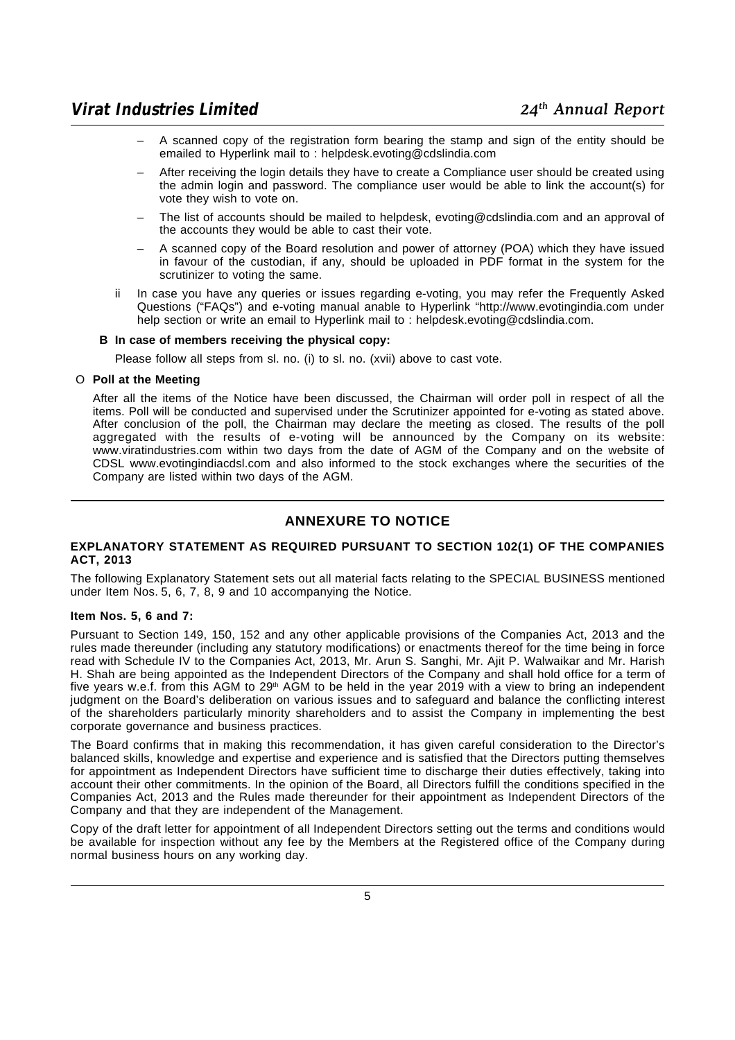- A scanned copy of the registration form bearing the stamp and sign of the entity should be emailed to Hyperlink mail to : helpdesk.evoting@cdslindia.com
- After receiving the login details they have to create a Compliance user should be created using the admin login and password. The compliance user would be able to link the account(s) for vote they wish to vote on.
- The list of accounts should be mailed to helpdesk, evoting@cdslindia.com and an approval of the accounts they would be able to cast their vote.
- A scanned copy of the Board resolution and power of attorney (POA) which they have issued in favour of the custodian, if any, should be uploaded in PDF format in the system for the scrutinizer to voting the same.

ii In case you have any queries or issues regarding e-voting, you may refer the Frequently Asked Questions ("FAQs") and e-voting manual anable to Hyperlink "http://www.evotingindia.com under help section or write an email to Hyperlink mail to : helpdesk.evoting@cdslindia.com.

**B In case of members receiving the physical copy:**

Please follow all steps from sl. no. (i) to sl. no. (xvii) above to cast vote.

O **Poll at the Meeting**

After all the items of the Notice have been discussed, the Chairman will order poll in respect of all the items. Poll will be conducted and supervised under the Scrutinizer appointed for e-voting as stated above. After conclusion of the poll, the Chairman may declare the meeting as closed. The results of the poll aggregated with the results of e-voting will be announced by the Company on its website: www.viratindustries.com within two days from the date of AGM of the Company and on the website of CDSL www.evotingindiacdsl.com and also informed to the stock exchanges where the securities of the Company are listed within two days of the AGM.

## ANNEXURE TO NOTICE

### EXPLANATORY STATEMENT AS REQUIRED PURSUANT TO SECTION 102(1) OF THE COMPANIES ACT, 2013

The following Explanatory Statement sets out all material facts relating to the SPECIAL BUSINESS mentioned under Item Nos. 5, 6, 7, 8, 9 and 10 accompanying the Notice.

**Item Nos. 5, 6 and 7:**

Pursuant to Section 149, 150, 152 and any other applicable provisions of the Companies Act, 2013 and the rules made thereunder (including any statutory modifications) or enactments thereof for the time being in force read with Schedule IV to the Companies Act, 2013, Mr. Arun S. Sanghi, Mr. Ajit P. Walwaikar and Mr. Harish H. Shah are being appointed as the Independent Directors of the Company and shall hold office for a term of five years w.e.f. from this AGM to 29th AGM to be held in the year 2019 with a view to bring an independent judgment on the Board's deliberation on various issues and to safeguard and balance the conflicting interest of the shareholders particularly minority shareholders and to assist the Company in implementing the best corporate governance and business practices.

The Board confirms that in making this recommendation, it has given careful consideration to the Director's balanced skills, knowledge and expertise and experience and is satisfied that the Directors putting themselves for appointment as Independent Directors have sufficient time to discharge their duties effectively, taking into account their other commitments. In the opinion of the Board, all Directors fulfill the conditions specified in the Companies Act, 2013 and the Rules made thereunder for their appointment as Independent Directors of the Company and that they are independent of the Management.

Copy of the draft letter for appointment of all Independent Directors setting out the terms and conditions would be available for inspection without any fee by the Members at the Registered office of the Company during normal business hours on any working day.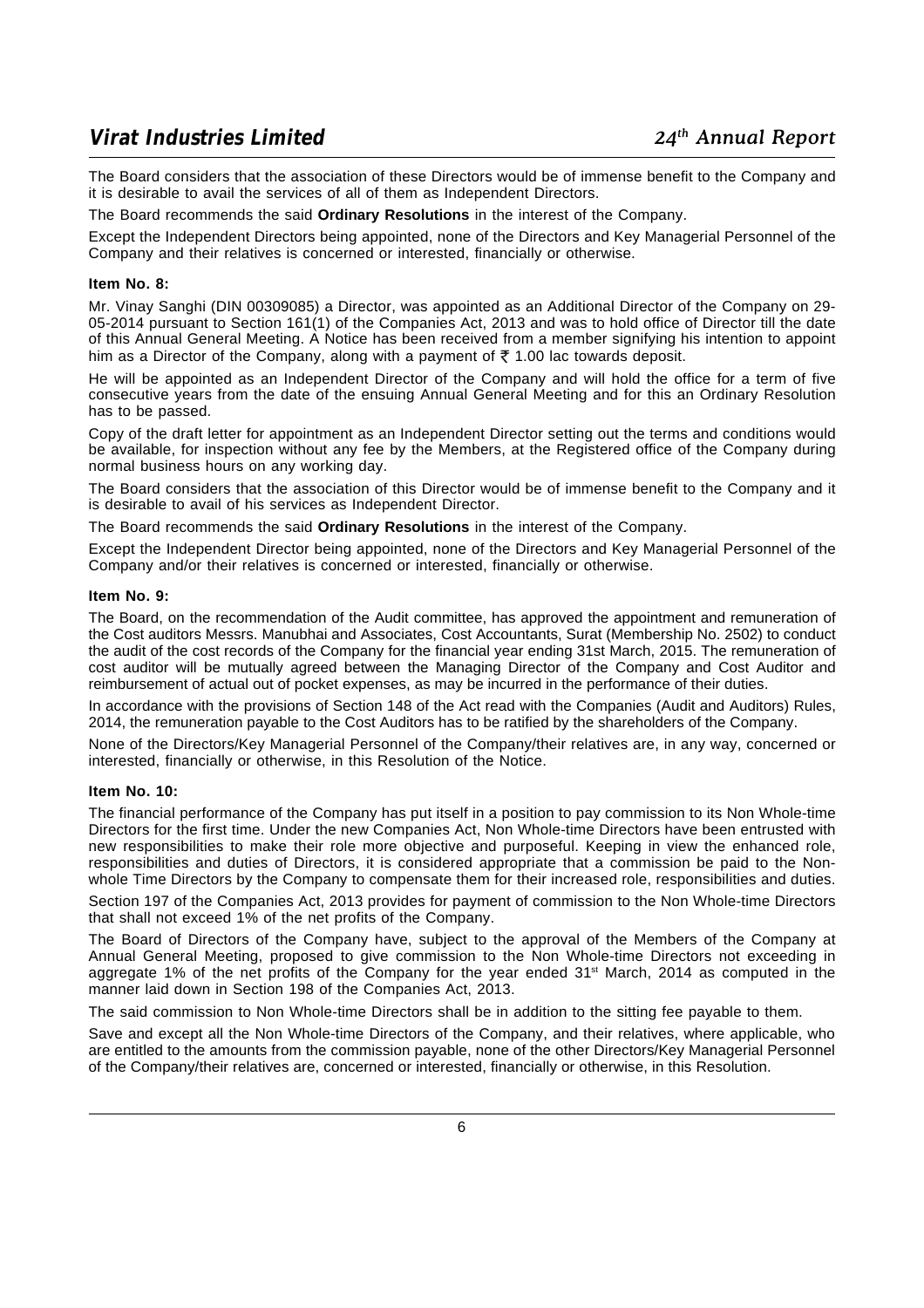The Board considers that the association of these Directors would be of immense benefit to the Company and it is desirable to avail the services of all of them as Independent Directors.

The Board recommends the said **Ordinary Resolutions** in the interest of the Company.

Except the Independent Directors being appointed, none of the Directors and Key Managerial Personnel of the Company and their relatives is concerned or interested, financially or otherwise.

**Item No. 8:**

Mr. Vinay Sanghi (DIN 00309085) a Director, was appointed as an Additional Director of the Company on 29-05-2014 pursuant to Section 161(1) of the Companies Act, 2013 and was to hold office of Director till the date of this Annual General Meeting. A Notice has been received from a member signifying his intention to appoint him as a Director of the Company, along with a payment of ₹ 1.00 lac towards deposit.

He will be appointed as an Independent Director of the Company and will hold the office for a term of five consecutive years from the date of the ensuing Annual General Meeting and for this an Ordinary Resolution has to be passed.

Copy of the draft letter for appointment as an Independent Director setting out the terms and conditions would be available, for inspection without any fee by the Members, at the Registered office of the Company during normal business hours on any working day.

The Board considers that the association of this Director would be of immense benefit to the Company and it is desirable to avail of his services as Independent Director.

The Board recommends the said **Ordinary Resolutions** in the interest of the Company.

Except the Independent Director being appointed, none of the Directors and Key Managerial Personnel of the Company and/or their relatives is concerned or interested, financially or otherwise.

**Item No. 9:**

The Board, on the recommendation of the Audit committee, has approved the appointment and remuneration of the Cost auditors Messrs. Manubhai and Associates, Cost Accountants, Surat (Membership No. 2502) to conduct the audit of the cost records of the Company for the financial year ending 31st March, 2015. The remuneration of cost auditor will be mutually agreed between the Managing Director of the Company and Cost Auditor and reimbursement of actual out of pocket expenses, as may be incurred in the performance of their duties.

In accordance with the provisions of Section 148 of the Act read with the Companies (Audit and Auditors) Rules, 2014, the remuneration payable to the Cost Auditors has to be ratified by the shareholders of the Company.

None of the Directors/Key Managerial Personnel of the Company/their relatives are, in any way, concerned or interested, financially or otherwise, in this Resolution of the Notice.

**Item No. 10:**

The financial performance of the Company has put itself in a position to pay commission to its Non Whole-time Directors for the first time. Under the new Companies Act, Non Whole-time Directors have been entrusted with new responsibilities to make their role more objective and purposeful. Keeping in view the enhanced role, responsibilities and duties of Directors, it is considered appropriate that a commission be paid to the Non-whole Time Directors by the Company to compensate them for their increased role, responsibilities and duties.

Section 197 of the Companies Act, 2013 provides for payment of commission to the Non Whole-time Directors that shall not exceed 1% of the net profits of the Company.

The Board of Directors of the Company have, subject to the approval of the Members of the Company at Annual General Meeting, proposed to give commission to the Non Whole-time Directors not exceeding in aggregate 1% of the net profits of the Company for the year ended 31st March, 2014 as computed in the manner laid down in Section 198 of the Companies Act, 2013.

The said commission to Non Whole-time Directors shall be in addition to the sitting fee payable to them.

Save and except all the Non Whole-time Directors of the Company, and their relatives, where applicable, who are entitled to the amounts from the commission payable, none of the other Directors/Key Managerial Personnel of the Company/their relatives are, concerned or interested, financially or otherwise, in this Resolution.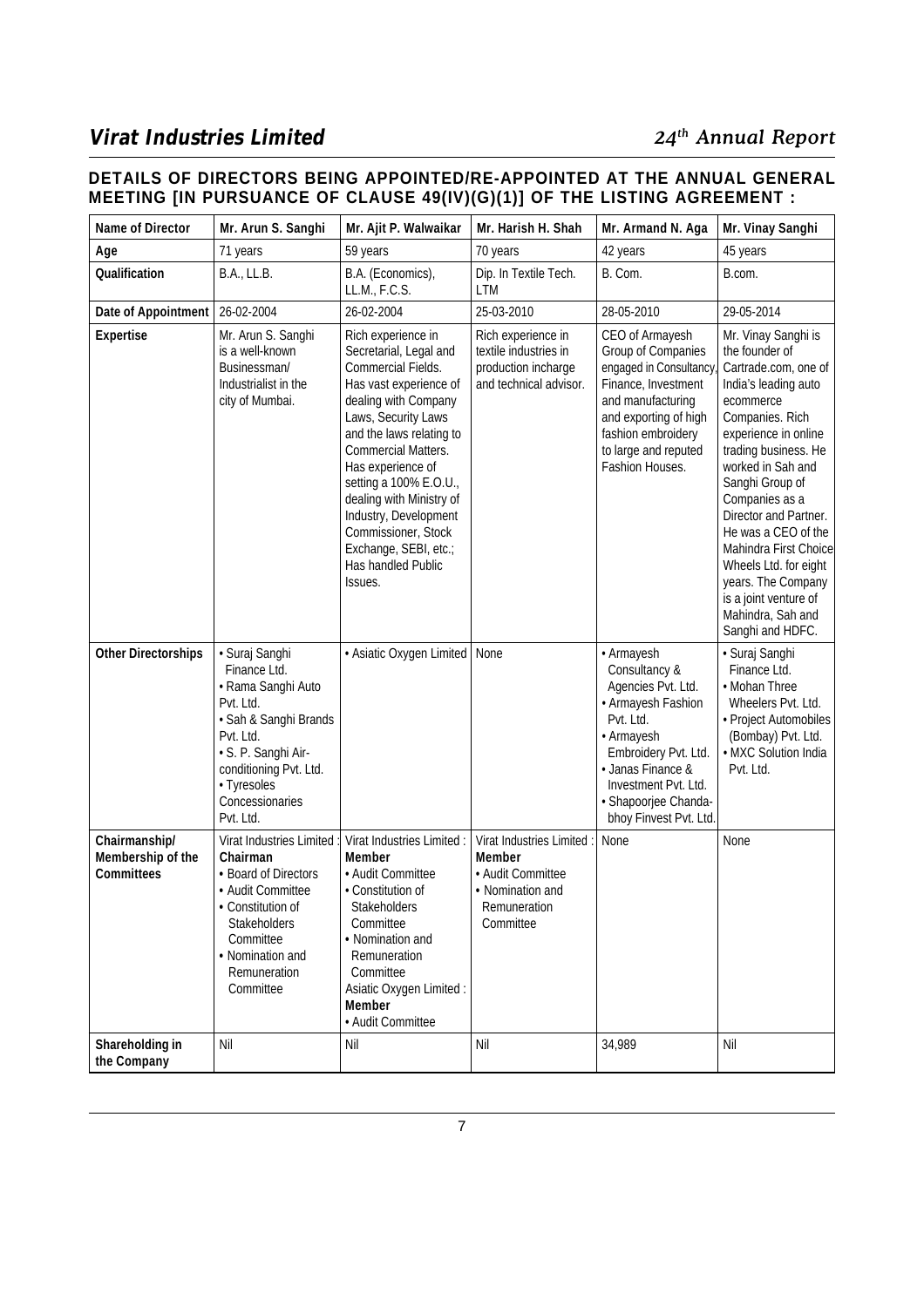## DETAILS OF DIRECTORS BEING APPOINTED/RE-APPOINTED AT THE ANNUAL GENERAL MEETING [IN PURSUANCE OF CLAUSE 49(IV)(G)(1)] OF THE LISTING AGREEMENT :

| Name of Director | Mr. Arun S. Sanghi | Mr. Ajit P. Walwaikar | Mr. Harish H. Shah | Mr. Armand N. Aga | Mr. Vinay Sanghi |
|---|---|---|---|---|---|
| Age | 71 years | 59 years | 70 years | 42 years | 45 years |
| Qualification | B.A., LL.B. | B.A. (Economics), LL.M., F.C.S. | Dip. In Textile Tech. LTM | B. Com. | B.com. |
| Date of Appointment | 26-02-2004 | 26-02-2004 | 25-03-2010 | 28-05-2010 | 29-05-2014 |
| Expertise | Mr. Arun S. Sanghi is a well-known Businessman/ Industrialist in the city of Mumbai. | Rich experience in Secretarial, Legal and Commercial Fields. Has vast experience of dealing with Company Laws, Security Laws and the laws relating to Commercial Matters. Has experience of setting a 100% E.O.U., dealing with Ministry of Industry, Development Commissioner, Stock Exchange, SEBI, etc.; Has handled Public Issues. | Rich experience in textile industries in production incharge and technical advisor. | CEO of Armayesh Group of Companies engaged in Consultancy, Finance, Investment and manufacturing and exporting of high fashion embroidery to large and reputed Fashion Houses. | Mr. Vinay Sanghi is the founder of Cartrade.com, one of India's leading auto ecommerce Companies. Rich experience in online trading business. He worked in Sah and Sanghi Group of Companies as a Director and Partner. He was a CEO of the Mahindra First Choice Wheels Ltd. for eight years. The Company is a joint venture of Mahindra, Sah and Sanghi and HDFC. |
| Other Directorships | • Suraj Sanghi Finance Ltd.<br>• Rama Sanghi Auto Pvt. Ltd.<br>• Sah & Sanghi Brands Pvt. Ltd.<br>• S. P. Sanghi Air-conditioning Pvt. Ltd.<br>• Tyresoles Concessionaries Pvt. Ltd. | • Asiatic Oxygen Limited | None | • Armayesh Consultancy & Agencies Pvt. Ltd.<br>• Armayesh Fashion Pvt. Ltd.<br>• Armayesh Embroidery Pvt. Ltd.<br>• Janas Finance & Investment Pvt. Ltd.<br>• Shapoorjee Chanda-bhoy Finvest Pvt. Ltd. | • Suraj Sanghi Finance Ltd.<br>• Mohan Three Wheelers Pvt. Ltd.<br>• Project Automobiles (Bombay) Pvt. Ltd.<br>• MXC Solution India Pvt. Ltd. |
| Chairmanship/ Membership of the Committees | Virat Industries Limited : **Chairman**<br>• Board of Directors<br>• Audit Committee<br>• Constitution of Stakeholders Committee<br>• Nomination and Remuneration Committee | Virat Industries Limited : **Member**<br>• Audit Committee<br>• Constitution of Stakeholders Committee<br>• Nomination and Remuneration Committee<br>Asiatic Oxygen Limited : **Member**<br>• Audit Committee | Virat Industries Limited : **Member**<br>• Audit Committee<br>• Nomination and Remuneration Committee | None | None |
| Shareholding in the Company | Nil | Nil | Nil | 34,989 | Nil |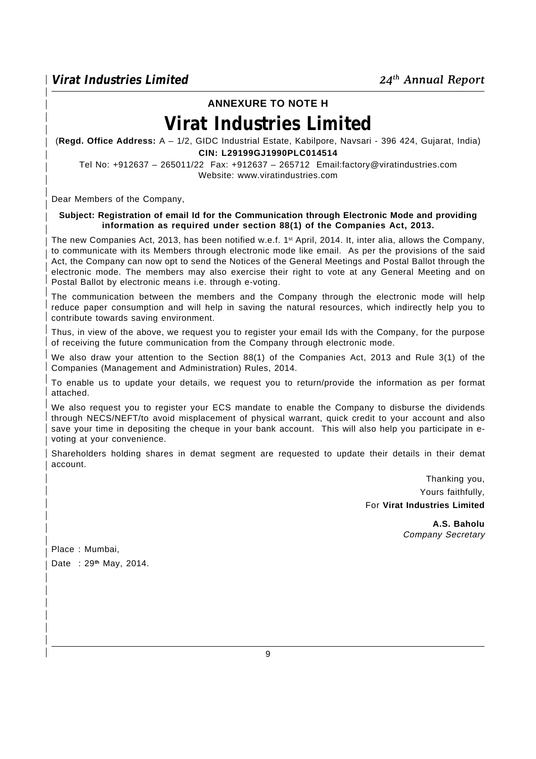## ANNEXURE TO NOTE H

# Virat Industries Limited

(**Regd. Office Address:** A – 1/2, GIDC Industrial Estate, Kabilpore, Navsari - 396 424, Gujarat, India)

**CIN: L29199GJ1990PLC014514**

Tel No: +912637 – 265011/22 Fax: +912637 – 265712 Email:factory@viratindustries.com

Website: www.viratindustries.com

Dear Members of the Company,

**Subject: Registration of email Id for the Communication through Electronic Mode and providing information as required under section 88(1) of the Companies Act, 2013.**

The new Companies Act, 2013, has been notified w.e.f. 1st April, 2014. It, inter alia, allows the Company, to communicate with its Members through electronic mode like email. As per the provisions of the said Act, the Company can now opt to send the Notices of the General Meetings and Postal Ballot through the electronic mode. The members may also exercise their right to vote at any General Meeting and on Postal Ballot by electronic means i.e. through e-voting.

The communication between the members and the Company through the electronic mode will help reduce paper consumption and will help in saving the natural resources, which indirectly help you to contribute towards saving environment.

Thus, in view of the above, we request you to register your email Ids with the Company, for the purpose of receiving the future communication from the Company through electronic mode.

We also draw your attention to the Section 88(1) of the Companies Act, 2013 and Rule 3(1) of the Companies (Management and Administration) Rules, 2014.

To enable us to update your details, we request you to return/provide the information as per format attached.

We also request you to register your ECS mandate to enable the Company to disburse the dividends through NECS/NEFT/to avoid misplacement of physical warrant, quick credit to your account and also save your time in depositing the cheque in your bank account. This will also help you participate in e-voting at your convenience.

Shareholders holding shares in demat segment are requested to update their details in their demat account.

Thanking you,

Yours faithfully,

For **Virat Industries Limited**

**A.S. Baholu**
*Company Secretary*

Place : Mumbai,

Date : 29th May, 2014.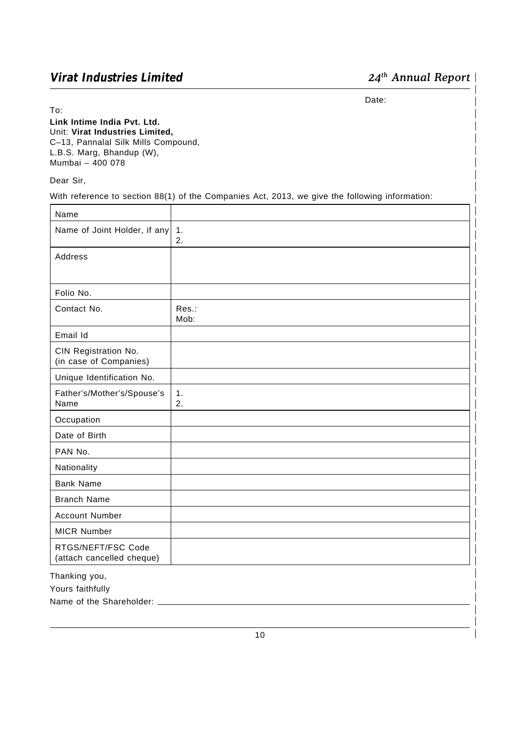Date:

To:

**Link Intime India Pvt. Ltd.**
Unit: **Virat Industries Limited,**
C–13, Pannalal Silk Mills Compound,
L.B.S. Marg, Bhandup (W),
Mumbai – 400 078

Dear Sir,

With reference to section 88(1) of the Companies Act, 2013, we give the following information:

| Name | |
|---|---|
| Name of Joint Holder, if any | 1.<br>2. |
| Address | |
| Folio No. | |
| Contact No. | Res.:<br>Mob: |
| Email Id | |
| CIN Registration No. (in case of Companies) | |
| Unique Identification No. | |
| Father's/Mother's/Spouse's Name | 1.<br>2. |
| Occupation | |
| Date of Birth | |
| PAN No. | |
| Nationality | |
| Bank Name | |
| Branch Name | |
| Account Number | |
| MICR Number | |
| RTGS/NEFT/FSC Code (attach cancelled cheque) | |

Thanking you,

Yours faithfully

Name of the Shareholder: ____________________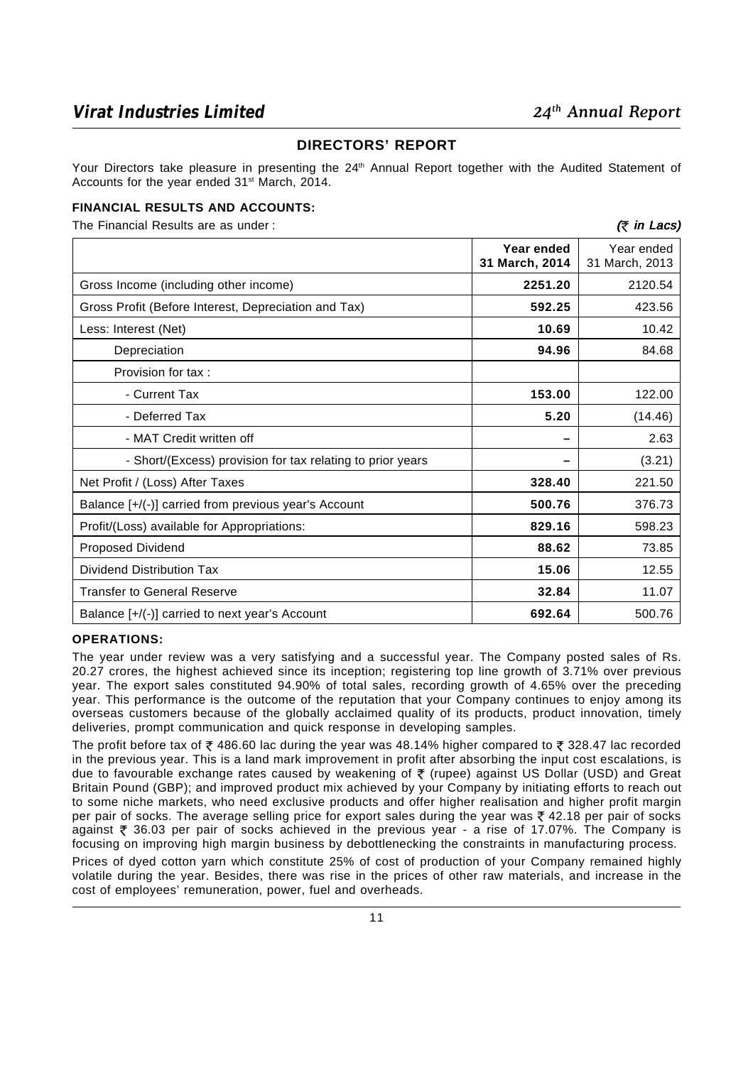## DIRECTORS' REPORT

Your Directors take pleasure in presenting the 24th Annual Report together with the Audited Statement of Accounts for the year ended 31st March, 2014.

### FINANCIAL RESULTS AND ACCOUNTS:

The Financial Results are as under : *(₹ in Lacs)*

| | **Year ended 31 March, 2014** | Year ended 31 March, 2013 |
|---|---|---|
| Gross Income (including other income) | **2251.20** | 2120.54 |
| Gross Profit (Before Interest, Depreciation and Tax) | **592.25** | 423.56 |
| Less: Interest (Net) | **10.69** | 10.42 |
| Depreciation | **94.96** | 84.68 |
| Provision for tax : | | |
| - Current Tax | **153.00** | 122.00 |
| - Deferred Tax | **5.20** | (14.46) |
| - MAT Credit written off | **–** | 2.63 |
| - Short/(Excess) provision for tax relating to prior years | **–** | (3.21) |
| Net Profit / (Loss) After Taxes | **328.40** | 221.50 |
| Balance [+/(-)] carried from previous year's Account | **500.76** | 376.73 |
| Profit/(Loss) available for Appropriations: | **829.16** | 598.23 |
| Proposed Dividend | **88.62** | 73.85 |
| Dividend Distribution Tax | **15.06** | 12.55 |
| Transfer to General Reserve | **32.84** | 11.07 |
| Balance [+/(-)] carried to next year's Account | **692.64** | 500.76 |

### OPERATIONS:

The year under review was a very satisfying and a successful year. The Company posted sales of Rs. 20.27 crores, the highest achieved since its inception; registering top line growth of 3.71% over previous year. The export sales constituted 94.90% of total sales, recording growth of 4.65% over the preceding year. This performance is the outcome of the reputation that your Company continues to enjoy among its overseas customers because of the globally acclaimed quality of its products, product innovation, timely deliveries, prompt communication and quick response in developing samples.

The profit before tax of ₹ 486.60 lac during the year was 48.14% higher compared to ₹ 328.47 lac recorded in the previous year. This is a land mark improvement in profit after absorbing the input cost escalations, is due to favourable exchange rates caused by weakening of ₹ (rupee) against US Dollar (USD) and Great Britain Pound (GBP); and improved product mix achieved by your Company by initiating efforts to reach out to some niche markets, who need exclusive products and offer higher realisation and higher profit margin per pair of socks. The average selling price for export sales during the year was ₹ 42.18 per pair of socks against ₹ 36.03 per pair of socks achieved in the previous year - a rise of 17.07%. The Company is focusing on improving high margin business by debottlenecking the constraints in manufacturing process.

Prices of dyed cotton yarn which constitute 25% of cost of production of your Company remained highly volatile during the year. Besides, there was rise in the prices of other raw materials, and increase in the cost of employees' remuneration, power, fuel and overheads.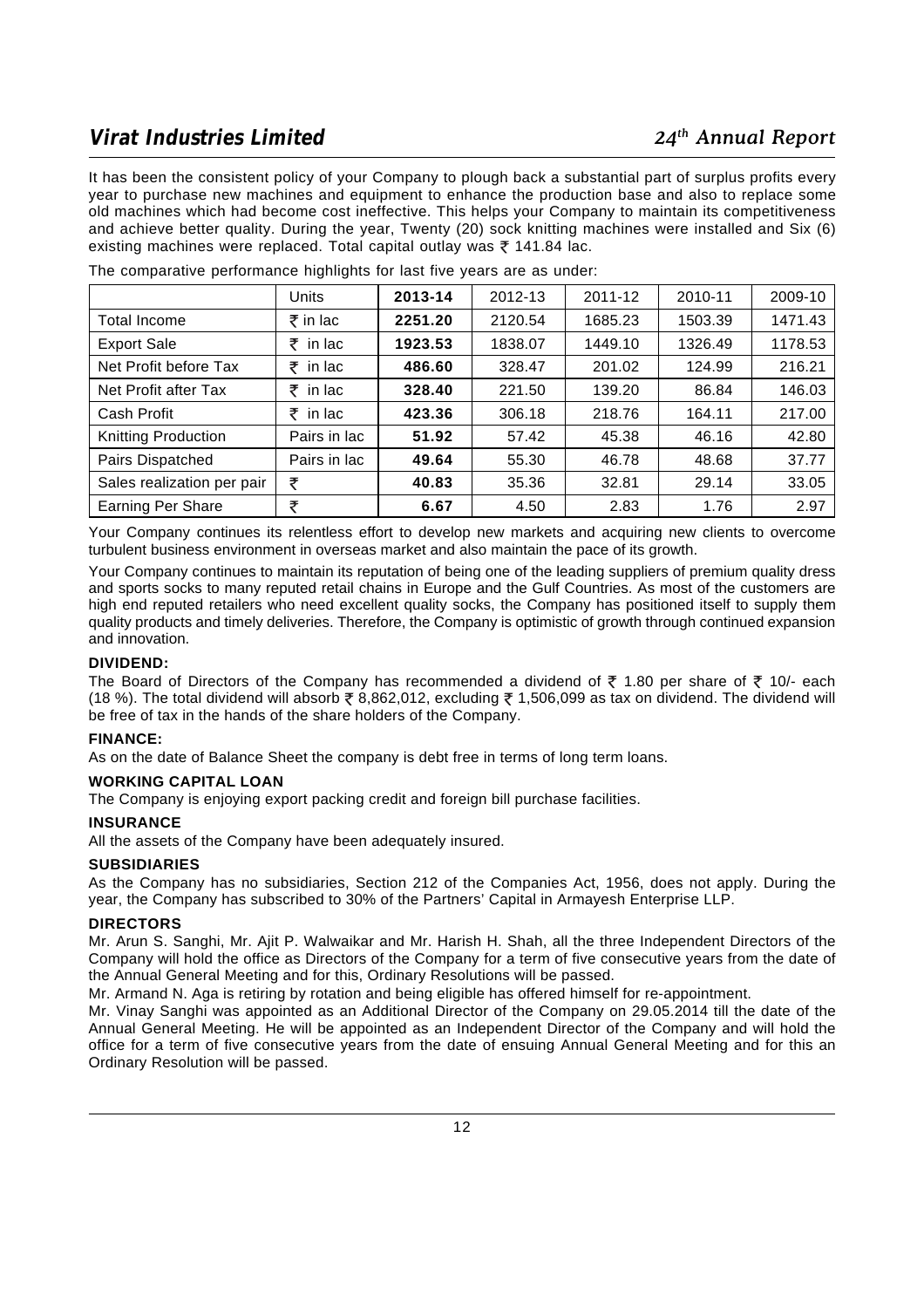It has been the consistent policy of your Company to plough back a substantial part of surplus profits every year to purchase new machines and equipment to enhance the production base and also to replace some old machines which had become cost ineffective. This helps your Company to maintain its competitiveness and achieve better quality. During the year, Twenty (20) sock knitting machines were installed and Six (6) existing machines were replaced. Total capital outlay was ₹ 141.84 lac.

The comparative performance highlights for last five years are as under:

| | Units | 2013-14 | 2012-13 | 2011-12 | 2010-11 | 2009-10 |
|---|---|---|---|---|---|---|
| Total Income | ₹ in lac | **2251.20** | 2120.54 | 1685.23 | 1503.39 | 1471.43 |
| Export Sale | ₹ in lac | **1923.53** | 1838.07 | 1449.10 | 1326.49 | 1178.53 |
| Net Profit before Tax | ₹ in lac | **486.60** | 328.47 | 201.02 | 124.99 | 216.21 |
| Net Profit after Tax | ₹ in lac | **328.40** | 221.50 | 139.20 | 86.84 | 146.03 |
| Cash Profit | ₹ in lac | **423.36** | 306.18 | 218.76 | 164.11 | 217.00 |
| Knitting Production | Pairs in lac | **51.92** | 57.42 | 45.38 | 46.16 | 42.80 |
| Pairs Dispatched | Pairs in lac | **49.64** | 55.30 | 46.78 | 48.68 | 37.77 |
| Sales realization per pair | ₹ | **40.83** | 35.36 | 32.81 | 29.14 | 33.05 |
| Earning Per Share | ₹ | **6.67** | 4.50 | 2.83 | 1.76 | 2.97 |

Your Company continues its relentless effort to develop new markets and acquiring new clients to overcome turbulent business environment in overseas market and also maintain the pace of its growth.

Your Company continues to maintain its reputation of being one of the leading suppliers of premium quality dress and sports socks to many reputed retail chains in Europe and the Gulf Countries. As most of the customers are high end reputed retailers who need excellent quality socks, the Company has positioned itself to supply them quality products and timely deliveries. Therefore, the Company is optimistic of growth through continued expansion and innovation.

**DIVIDEND:**

The Board of Directors of the Company has recommended a dividend of ₹ 1.80 per share of ₹ 10/- each (18 %). The total dividend will absorb ₹ 8,862,012, excluding ₹ 1,506,099 as tax on dividend. The dividend will be free of tax in the hands of the share holders of the Company.

**FINANCE:**

As on the date of Balance Sheet the company is debt free in terms of long term loans.

**WORKING CAPITAL LOAN**

The Company is enjoying export packing credit and foreign bill purchase facilities.

**INSURANCE**

All the assets of the Company have been adequately insured.

**SUBSIDIARIES**

As the Company has no subsidiaries, Section 212 of the Companies Act, 1956, does not apply. During the year, the Company has subscribed to 30% of the Partners' Capital in Armayesh Enterprise LLP.

**DIRECTORS**

Mr. Arun S. Sanghi, Mr. Ajit P. Walwaikar and Mr. Harish H. Shah, all the three Independent Directors of the Company will hold the office as Directors of the Company for a term of five consecutive years from the date of the Annual General Meeting and for this, Ordinary Resolutions will be passed.

Mr. Armand N. Aga is retiring by rotation and being eligible has offered himself for re-appointment.

Mr. Vinay Sanghi was appointed as an Additional Director of the Company on 29.05.2014 till the date of the Annual General Meeting. He will be appointed as an Independent Director of the Company and will hold the office for a term of five consecutive years from the date of ensuing Annual General Meeting and for this an Ordinary Resolution will be passed.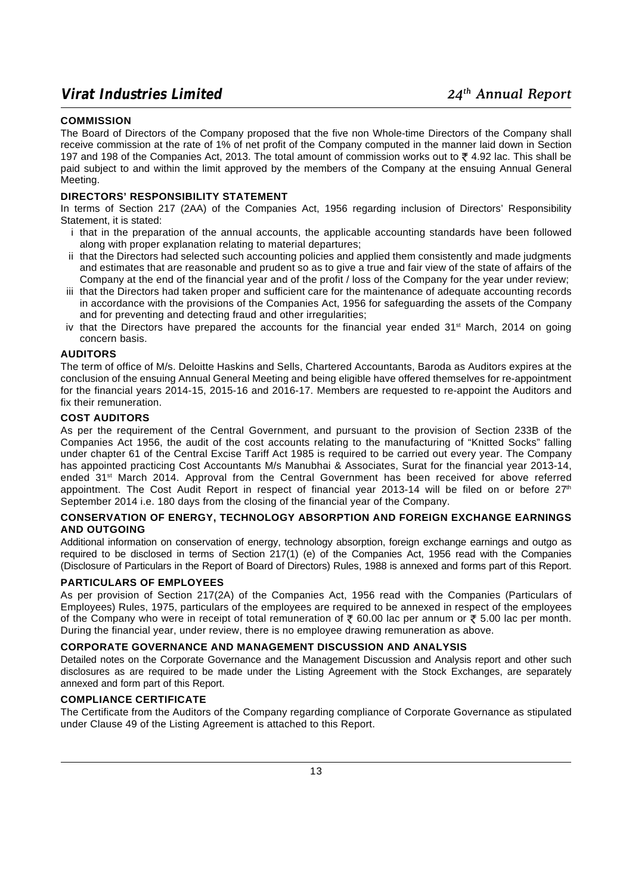## COMMISSION

The Board of Directors of the Company proposed that the five non Whole-time Directors of the Company shall receive commission at the rate of 1% of net profit of the Company computed in the manner laid down in Section 197 and 198 of the Companies Act, 2013. The total amount of commission works out to ₹ 4.92 lac. This shall be paid subject to and within the limit approved by the members of the Company at the ensuing Annual General Meeting.

## DIRECTORS' RESPONSIBILITY STATEMENT

In terms of Section 217 (2AA) of the Companies Act, 1956 regarding inclusion of Directors' Responsibility Statement, it is stated:

- i that in the preparation of the annual accounts, the applicable accounting standards have been followed along with proper explanation relating to material departures;
- ii that the Directors had selected such accounting policies and applied them consistently and made judgments and estimates that are reasonable and prudent so as to give a true and fair view of the state of affairs of the Company at the end of the financial year and of the profit / loss of the Company for the year under review;
- iii that the Directors had taken proper and sufficient care for the maintenance of adequate accounting records in accordance with the provisions of the Companies Act, 1956 for safeguarding the assets of the Company and for preventing and detecting fraud and other irregularities;
- iv that the Directors have prepared the accounts for the financial year ended 31st March, 2014 on going concern basis.

## AUDITORS

The term of office of M/s. Deloitte Haskins and Sells, Chartered Accountants, Baroda as Auditors expires at the conclusion of the ensuing Annual General Meeting and being eligible have offered themselves for re-appointment for the financial years 2014-15, 2015-16 and 2016-17. Members are requested to re-appoint the Auditors and fix their remuneration.

## COST AUDITORS

As per the requirement of the Central Government, and pursuant to the provision of Section 233B of the Companies Act 1956, the audit of the cost accounts relating to the manufacturing of "Knitted Socks" falling under chapter 61 of the Central Excise Tariff Act 1985 is required to be carried out every year. The Company has appointed practicing Cost Accountants M/s Manubhai & Associates, Surat for the financial year 2013-14, ended 31st March 2014. Approval from the Central Government has been received for above referred appointment. The Cost Audit Report in respect of financial year 2013-14 will be filed on or before 27th September 2014 i.e. 180 days from the closing of the financial year of the Company.

## CONSERVATION OF ENERGY, TECHNOLOGY ABSORPTION AND FOREIGN EXCHANGE EARNINGS AND OUTGOING

Additional information on conservation of energy, technology absorption, foreign exchange earnings and outgo as required to be disclosed in terms of Section 217(1) (e) of the Companies Act, 1956 read with the Companies (Disclosure of Particulars in the Report of Board of Directors) Rules, 1988 is annexed and forms part of this Report.

## PARTICULARS OF EMPLOYEES

As per provision of Section 217(2A) of the Companies Act, 1956 read with the Companies (Particulars of Employees) Rules, 1975, particulars of the employees are required to be annexed in respect of the employees of the Company who were in receipt of total remuneration of ₹ 60.00 lac per annum or ₹ 5.00 lac per month. During the financial year, under review, there is no employee drawing remuneration as above.

## CORPORATE GOVERNANCE AND MANAGEMENT DISCUSSION AND ANALYSIS

Detailed notes on the Corporate Governance and the Management Discussion and Analysis report and other such disclosures as are required to be made under the Listing Agreement with the Stock Exchanges, are separately annexed and form part of this Report.

## COMPLIANCE CERTIFICATE

The Certificate from the Auditors of the Company regarding compliance of Corporate Governance as stipulated under Clause 49 of the Listing Agreement is attached to this Report.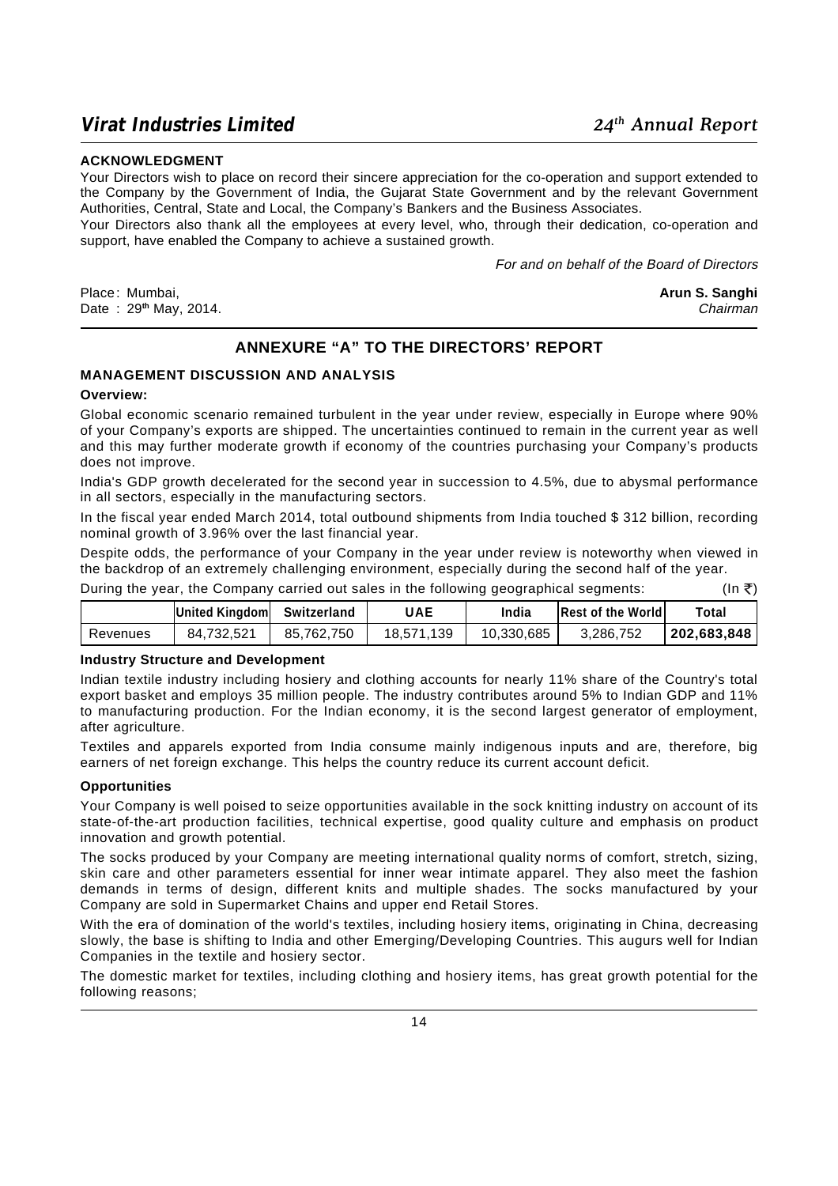## ACKNOWLEDGMENT

Your Directors wish to place on record their sincere appreciation for the co-operation and support extended to the Company by the Government of India, the Gujarat State Government and by the relevant Government Authorities, Central, State and Local, the Company's Bankers and the Business Associates.

Your Directors also thank all the employees at every level, who, through their dedication, co-operation and support, have enabled the Company to achieve a sustained growth.

*For and on behalf of the Board of Directors*

Place: Mumbai,
Date : 29th May, 2014.

**Arun S. Sanghi**
*Chairman*

# ANNEXURE "A" TO THE DIRECTORS' REPORT

## MANAGEMENT DISCUSSION AND ANALYSIS

**Overview:**

Global economic scenario remained turbulent in the year under review, especially in Europe where 90% of your Company's exports are shipped. The uncertainties continued to remain in the current year as well and this may further moderate growth if economy of the countries purchasing your Company's products does not improve.

India's GDP growth decelerated for the second year in succession to 4.5%, due to abysmal performance in all sectors, especially in the manufacturing sectors.

In the fiscal year ended March 2014, total outbound shipments from India touched $ 312 billion, recording nominal growth of 3.96% over the last financial year.

Despite odds, the performance of your Company in the year under review is noteworthy when viewed in the backdrop of an extremely challenging environment, especially during the second half of the year.

During the year, the Company carried out sales in the following geographical segments: (In ₹)

| | United Kingdom | Switzerland | UAE | India | Rest of the World | Total |
|---|---|---|---|---|---|---|
| Revenues | 84,732,521 | 85,762,750 | 18,571,139 | 10,330,685 | 3,286,752 | **202,683,848** |

**Industry Structure and Development**

Indian textile industry including hosiery and clothing accounts for nearly 11% share of the Country's total export basket and employs 35 million people. The industry contributes around 5% to Indian GDP and 11% to manufacturing production. For the Indian economy, it is the second largest generator of employment, after agriculture.

Textiles and apparels exported from India consume mainly indigenous inputs and are, therefore, big earners of net foreign exchange. This helps the country reduce its current account deficit.

**Opportunities**

Your Company is well poised to seize opportunities available in the sock knitting industry on account of its state-of-the-art production facilities, technical expertise, good quality culture and emphasis on product innovation and growth potential.

The socks produced by your Company are meeting international quality norms of comfort, stretch, sizing, skin care and other parameters essential for inner wear intimate apparel. They also meet the fashion demands in terms of design, different knits and multiple shades. The socks manufactured by your Company are sold in Supermarket Chains and upper end Retail Stores.

With the era of domination of the world's textiles, including hosiery items, originating in China, decreasing slowly, the base is shifting to India and other Emerging/Developing Countries. This augurs well for Indian Companies in the textile and hosiery sector.

The domestic market for textiles, including clothing and hosiery items, has great growth potential for the following reasons;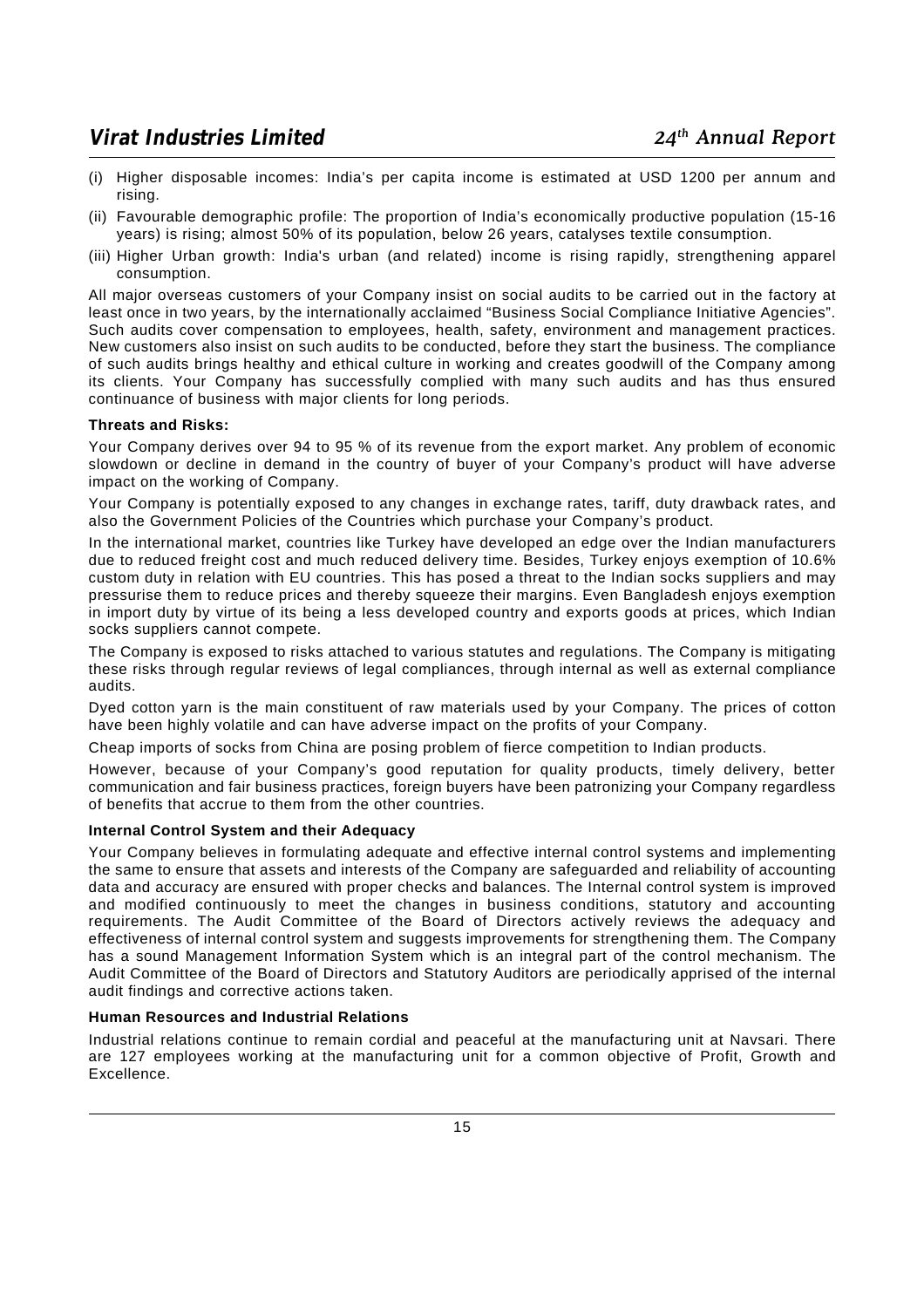(i) Higher disposable incomes: India's per capita income is estimated at USD 1200 per annum and rising.

(ii) Favourable demographic profile: The proportion of India's economically productive population (15-16 years) is rising; almost 50% of its population, below 26 years, catalyses textile consumption.

(iii) Higher Urban growth: India's urban (and related) income is rising rapidly, strengthening apparel consumption.

All major overseas customers of your Company insist on social audits to be carried out in the factory at least once in two years, by the internationally acclaimed "Business Social Compliance Initiative Agencies". Such audits cover compensation to employees, health, safety, environment and management practices. New customers also insist on such audits to be conducted, before they start the business. The compliance of such audits brings healthy and ethical culture in working and creates goodwill of the Company among its clients. Your Company has successfully complied with many such audits and has thus ensured continuance of business with major clients for long periods.

**Threats and Risks:**

Your Company derives over 94 to 95 % of its revenue from the export market. Any problem of economic slowdown or decline in demand in the country of buyer of your Company's product will have adverse impact on the working of Company.

Your Company is potentially exposed to any changes in exchange rates, tariff, duty drawback rates, and also the Government Policies of the Countries which purchase your Company's product.

In the international market, countries like Turkey have developed an edge over the Indian manufacturers due to reduced freight cost and much reduced delivery time. Besides, Turkey enjoys exemption of 10.6% custom duty in relation with EU countries. This has posed a threat to the Indian socks suppliers and may pressurise them to reduce prices and thereby squeeze their margins. Even Bangladesh enjoys exemption in import duty by virtue of its being a less developed country and exports goods at prices, which Indian socks suppliers cannot compete.

The Company is exposed to risks attached to various statutes and regulations. The Company is mitigating these risks through regular reviews of legal compliances, through internal as well as external compliance audits.

Dyed cotton yarn is the main constituent of raw materials used by your Company. The prices of cotton have been highly volatile and can have adverse impact on the profits of your Company.

Cheap imports of socks from China are posing problem of fierce competition to Indian products.

However, because of your Company's good reputation for quality products, timely delivery, better communication and fair business practices, foreign buyers have been patronizing your Company regardless of benefits that accrue to them from the other countries.

**Internal Control System and their Adequacy**

Your Company believes in formulating adequate and effective internal control systems and implementing the same to ensure that assets and interests of the Company are safeguarded and reliability of accounting data and accuracy are ensured with proper checks and balances. The Internal control system is improved and modified continuously to meet the changes in business conditions, statutory and accounting requirements. The Audit Committee of the Board of Directors actively reviews the adequacy and effectiveness of internal control system and suggests improvements for strengthening them. The Company has a sound Management Information System which is an integral part of the control mechanism. The Audit Committee of the Board of Directors and Statutory Auditors are periodically apprised of the internal audit findings and corrective actions taken.

**Human Resources and Industrial Relations**

Industrial relations continue to remain cordial and peaceful at the manufacturing unit at Navsari. There are 127 employees working at the manufacturing unit for a common objective of Profit, Growth and Excellence.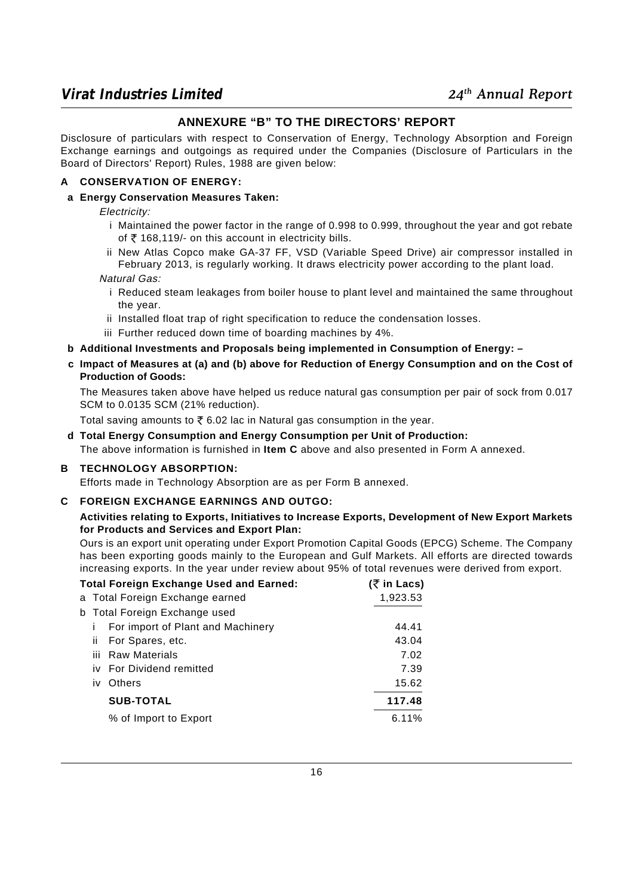## ANNEXURE "B" TO THE DIRECTORS' REPORT

Disclosure of particulars with respect to Conservation of Energy, Technology Absorption and Foreign Exchange earnings and outgoings as required under the Companies (Disclosure of Particulars in the Board of Directors' Report) Rules, 1988 are given below:

### A CONSERVATION OF ENERGY:

**a Energy Conservation Measures Taken:**

*Electricity:*

i Maintained the power factor in the range of 0.998 to 0.999, throughout the year and got rebate of ₹ 168,119/- on this account in electricity bills.

ii New Atlas Copco make GA-37 FF, VSD (Variable Speed Drive) air compressor installed in February 2013, is regularly working. It draws electricity power according to the plant load.

*Natural Gas:*

i Reduced steam leakages from boiler house to plant level and maintained the same throughout the year.

ii Installed float trap of right specification to reduce the condensation losses.

iii Further reduced down time of boarding machines by 4%.

**b Additional Investments and Proposals being implemented in Consumption of Energy: –**

**c Impact of Measures at (a) and (b) above for Reduction of Energy Consumption and on the Cost of Production of Goods:**

The Measures taken above have helped us reduce natural gas consumption per pair of sock from 0.017 SCM to 0.0135 SCM (21% reduction).

Total saving amounts to ₹ 6.02 lac in Natural gas consumption in the year.

**d Total Energy Consumption and Energy Consumption per Unit of Production:**

The above information is furnished in **Item C** above and also presented in Form A annexed.

### B TECHNOLOGY ABSORPTION:

Efforts made in Technology Absorption are as per Form B annexed.

### C FOREIGN EXCHANGE EARNINGS AND OUTGO:

**Activities relating to Exports, Initiatives to Increase Exports, Development of New Export Markets for Products and Services and Export Plan:**

Ours is an export unit operating under Export Promotion Capital Goods (EPCG) Scheme. The Company has been exporting goods mainly to the European and Gulf Markets. All efforts are directed towards increasing exports. In the year under review about 95% of total revenues were derived from export.

| **Total Foreign Exchange Used and Earned:** | **(₹ in Lacs)** |
|---|---|
| a Total Foreign Exchange earned | 1,923.53 |
| b Total Foreign Exchange used | |
| i For import of Plant and Machinery | 44.41 |
| ii For Spares, etc. | 43.04 |
| iii Raw Materials | 7.02 |
| iv For Dividend remitted | 7.39 |
| iv Others | 15.62 |
| **SUB-TOTAL** | **117.48** |
| % of Import to Export | 6.11% |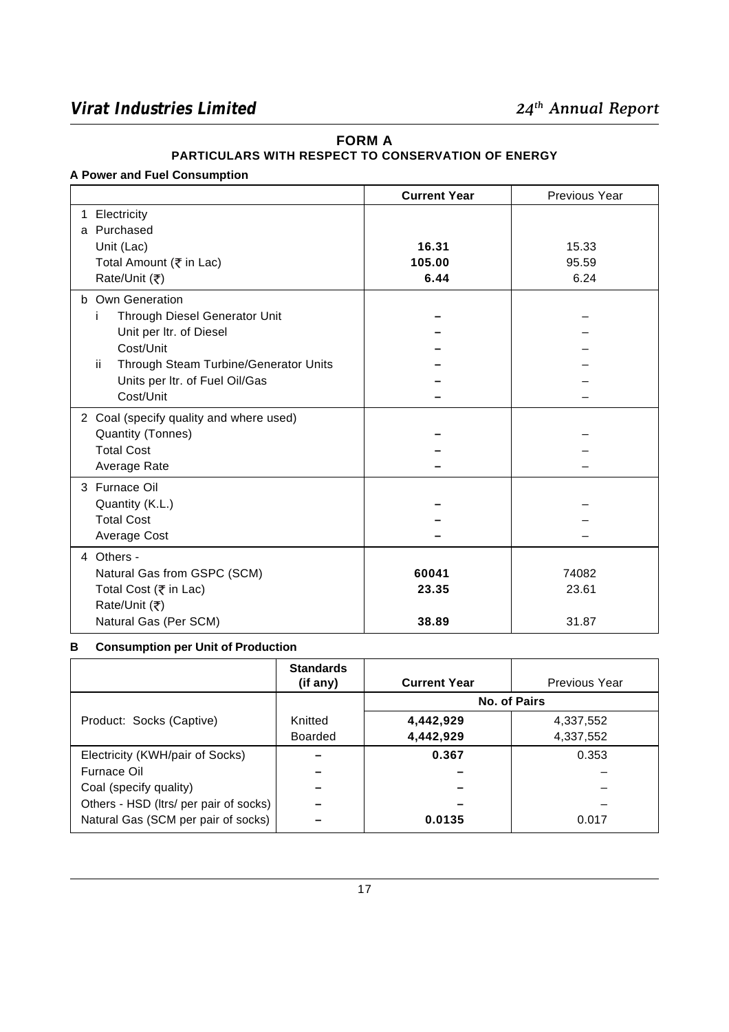# FORM A

## PARTICULARS WITH RESPECT TO CONSERVATION OF ENERGY

**A Power and Fuel Consumption**

| | **Current Year** | Previous Year |
|---|---|---|
| 1 Electricity | | |
| a Purchased | | |
| Unit (Lac) | **16.31** | 15.33 |
| Total Amount (₹ in Lac) | **105.00** | 95.59 |
| Rate/Unit (₹) | **6.44** | 6.24 |
| b Own Generation | | |
| i Through Diesel Generator Unit | **–** | – |
| Unit per ltr. of Diesel | **–** | – |
| Cost/Unit | **–** | – |
| ii Through Steam Turbine/Generator Units | **–** | – |
| Units per ltr. of Fuel Oil/Gas | **–** | – |
| Cost/Unit | **–** | – |
| 2 Coal (specify quality and where used) | | |
| Quantity (Tonnes) | **–** | – |
| Total Cost | **–** | – |
| Average Rate | **–** | – |
| 3 Furnace Oil | | |
| Quantity (K.L.) | **–** | – |
| Total Cost | **–** | – |
| Average Cost | **–** | – |
| 4 Others - | | |
| Natural Gas from GSPC (SCM) | **60041** | 74082 |
| Total Cost (₹ in Lac) | **23.35** | 23.61 |
| Rate/Unit (₹) | | |
| Natural Gas (Per SCM) | **38.89** | 31.87 |

**B Consumption per Unit of Production**

| | **Standards (if any)** | **Current Year** | Previous Year |
|---|---|---|---|
| | | **No. of Pairs** | |
| Product: Socks (Captive) | Knitted | **4,442,929** | 4,337,552 |
| | Boarded | **4,442,929** | 4,337,552 |
| Electricity (KWH/pair of Socks) | – | **0.367** | 0.353 |
| Furnace Oil | – | **–** | – |
| Coal (specify quality) | – | **–** | – |
| Others - HSD (ltrs/ per pair of socks) | – | **–** | – |
| Natural Gas (SCM per pair of socks) | – | **0.0135** | 0.017 |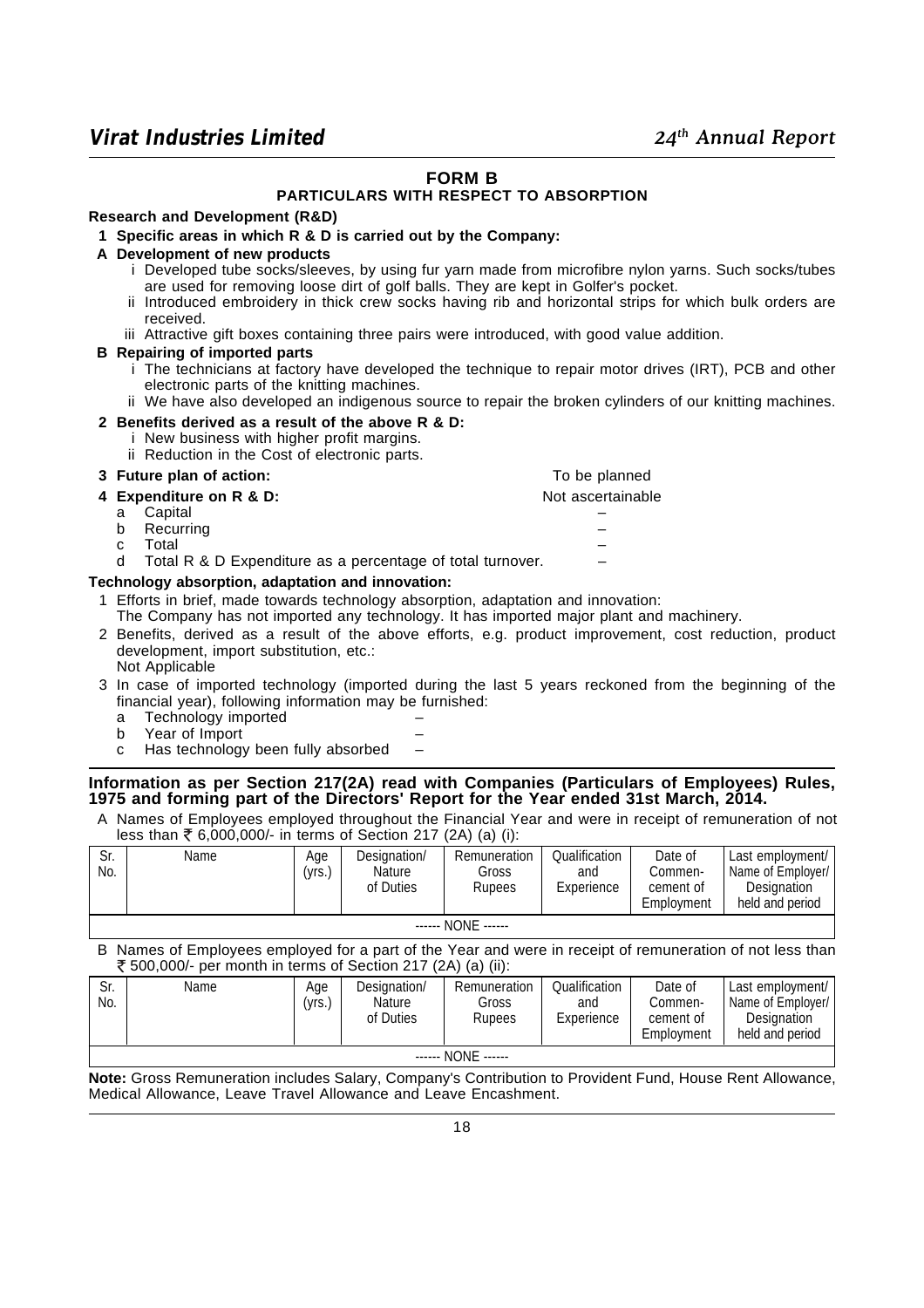## FORM B

### PARTICULARS WITH RESPECT TO ABSORPTION

**Research and Development (R&D)**

**1 Specific areas in which R & D is carried out by the Company:**

**A Development of new products**

i Developed tube socks/sleeves, by using fur yarn made from microfibre nylon yarns. Such socks/tubes are used for removing loose dirt of golf balls. They are kept in Golfer's pocket.

ii Introduced embroidery in thick crew socks having rib and horizontal strips for which bulk orders are received.

iii Attractive gift boxes containing three pairs were introduced, with good value addition.

**B Repairing of imported parts**

i The technicians at factory have developed the technique to repair motor drives (IRT), PCB and other electronic parts of the knitting machines.

ii We have also developed an indigenous source to repair the broken cylinders of our knitting machines.

**2 Benefits derived as a result of the above R & D:**

i New business with higher profit margins.

ii Reduction in the Cost of electronic parts.

**3 Future plan of action:** To be planned

**4 Expenditure on R & D:** Not ascertainable

a Capital –

b Recurring –

c Total –

d Total R & D Expenditure as a percentage of total turnover. –

**Technology absorption, adaptation and innovation:**

1 Efforts in brief, made towards technology absorption, adaptation and innovation:
The Company has not imported any technology. It has imported major plant and machinery.

2 Benefits, derived as a result of the above efforts, e.g. product improvement, cost reduction, product development, import substitution, etc.:
Not Applicable

3 In case of imported technology (imported during the last 5 years reckoned from the beginning of the financial year), following information may be furnished:

a Technology imported –

b Year of Import –

c Has technology been fully absorbed –

**Information as per Section 217(2A) read with Companies (Particulars of Employees) Rules, 1975 and forming part of the Directors' Report for the Year ended 31st March, 2014.**

A Names of Employees employed throughout the Financial Year and were in receipt of remuneration of not less than ₹ 6,000,000/- in terms of Section 217 (2A) (a) (i):

| Sr. No. | Name | Age (yrs.) | Designation/ Nature of Duties | Remuneration Gross Rupees | Qualification and Experience | Date of Commen-cement of Employment | Last employment/ Name of Employer/ Designation held and period |
|---|---|---|---|---|---|---|---|
| ------ NONE ------ | | | | | | | |

B Names of Employees employed for a part of the Year and were in receipt of remuneration of not less than ₹ 500,000/- per month in terms of Section 217 (2A) (a) (ii):

| Sr. No. | Name | Age (yrs.) | Designation/ Nature of Duties | Remuneration Gross Rupees | Qualification and Experience | Date of Commen-cement of Employment | Last employment/ Name of Employer/ Designation held and period |
|---|---|---|---|---|---|---|---|
| ------ NONE ------ | | | | | | | |

**Note:** Gross Remuneration includes Salary, Company's Contribution to Provident Fund, House Rent Allowance, Medical Allowance, Leave Travel Allowance and Leave Encashment.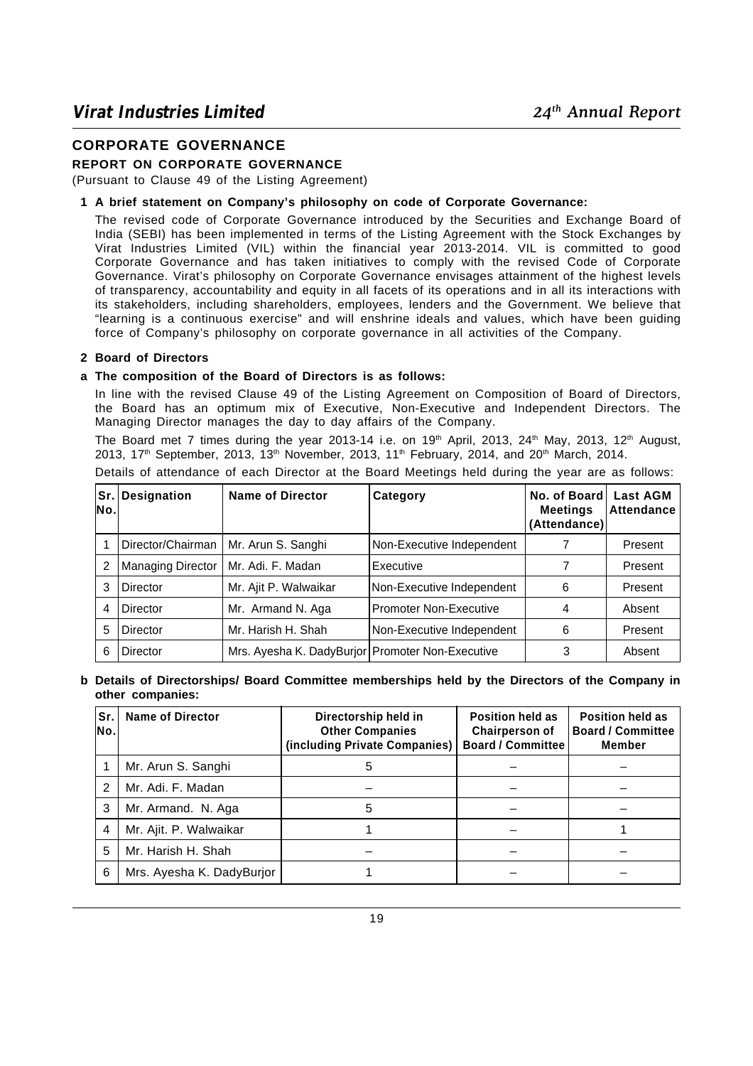## CORPORATE GOVERNANCE

### REPORT ON CORPORATE GOVERNANCE

(Pursuant to Clause 49 of the Listing Agreement)

**1 A brief statement on Company's philosophy on code of Corporate Governance:**

The revised code of Corporate Governance introduced by the Securities and Exchange Board of India (SEBI) has been implemented in terms of the Listing Agreement with the Stock Exchanges by Virat Industries Limited (VIL) within the financial year 2013-2014. VIL is committed to good Corporate Governance and has taken initiatives to comply with the revised Code of Corporate Governance. Virat's philosophy on Corporate Governance envisages attainment of the highest levels of transparency, accountability and equity in all facets of its operations and in all its interactions with its stakeholders, including shareholders, employees, lenders and the Government. We believe that "learning is a continuous exercise" and will enshrine ideals and values, which have been guiding force of Company's philosophy on corporate governance in all activities of the Company.

**2 Board of Directors**

**a The composition of the Board of Directors is as follows:**

In line with the revised Clause 49 of the Listing Agreement on Composition of Board of Directors, the Board has an optimum mix of Executive, Non-Executive and Independent Directors. The Managing Director manages the day to day affairs of the Company.

The Board met 7 times during the year 2013-14 i.e. on 19th April, 2013, 24th May, 2013, 12th August, 2013, 17th September, 2013, 13th November, 2013, 11th February, 2014, and 20th March, 2014.

Details of attendance of each Director at the Board Meetings held during the year are as follows:

| Sr. No. | Designation | Name of Director | Category | No. of Board Meetings (Attendance) | Last AGM Attendance |
|---|---|---|---|---|---|
| 1 | Director/Chairman | Mr. Arun S. Sanghi | Non-Executive Independent | 7 | Present |
| 2 | Managing Director | Mr. Adi. F. Madan | Executive | 7 | Present |
| 3 | Director | Mr. Ajit P. Walwaikar | Non-Executive Independent | 6 | Present |
| 4 | Director | Mr. Armand N. Aga | Promoter Non-Executive | 4 | Absent |
| 5 | Director | Mr. Harish H. Shah | Non-Executive Independent | 6 | Present |
| 6 | Director | Mrs. Ayesha K. DadyBurjor | Promoter Non-Executive | 3 | Absent |

**b Details of Directorships/ Board Committee memberships held by the Directors of the Company in other companies:**

| Sr. No. | Name of Director | Directorship held in Other Companies (including Private Companies) | Position held as Chairperson of Board / Committee | Position held as Board / Committee Member |
|---|---|---|---|---|
| 1 | Mr. Arun S. Sanghi | 5 | – | – |
| 2 | Mr. Adi. F. Madan | – | – | – |
| 3 | Mr. Armand. N. Aga | 5 | – | – |
| 4 | Mr. Ajit. P. Walwaikar | 1 | – | 1 |
| 5 | Mr. Harish H. Shah | – | – | – |
| 6 | Mrs. Ayesha K. DadyBurjor | 1 | – | – |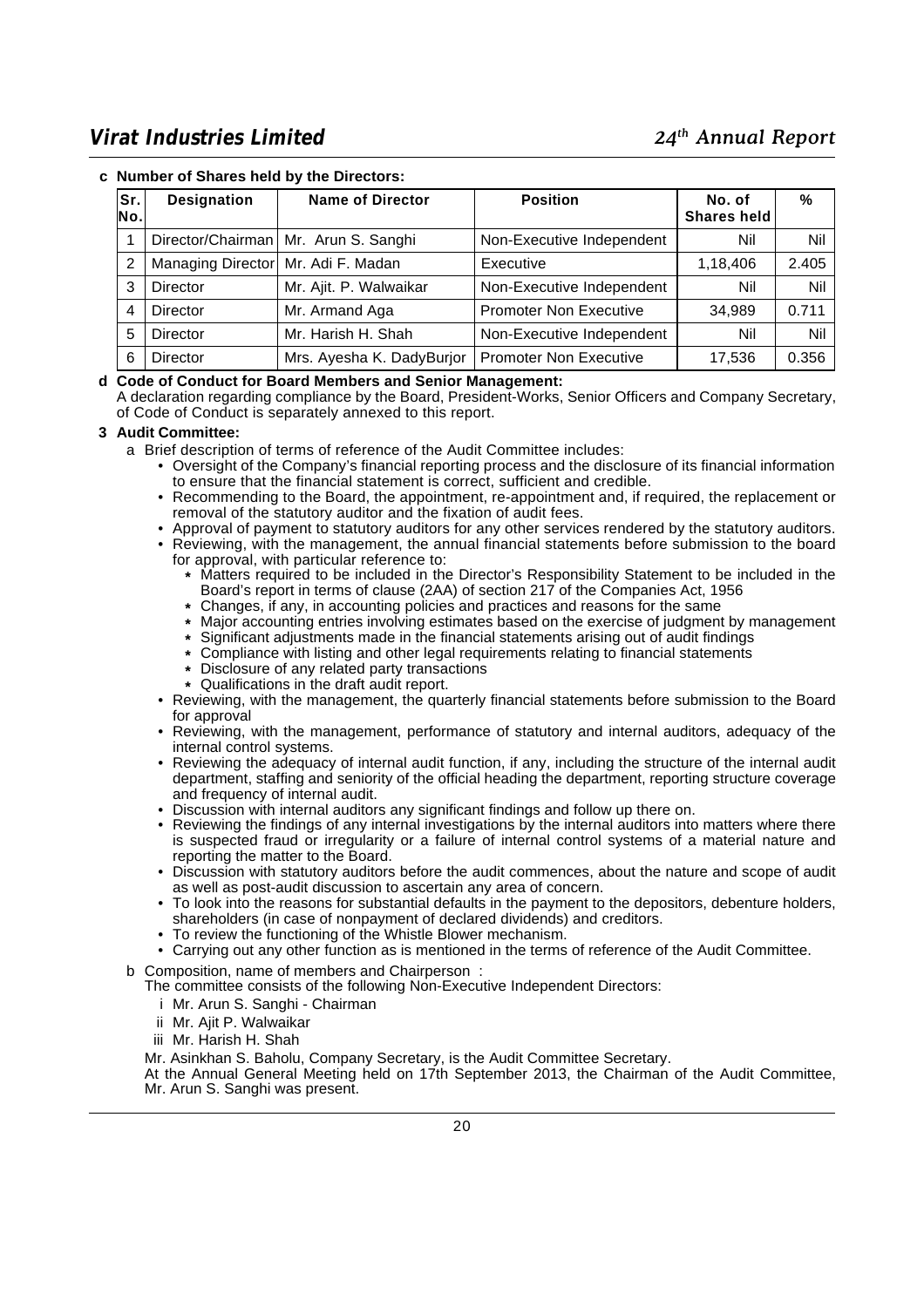**c Number of Shares held by the Directors:**

| Sr. No. | Designation | Name of Director | Position | No. of Shares held | % |
|---|---|---|---|---|---|
| 1 | Director/Chairman | Mr. Arun S. Sanghi | Non-Executive Independent | Nil | Nil |
| 2 | Managing Director | Mr. Adi F. Madan | Executive | 1,18,406 | 2.405 |
| 3 | Director | Mr. Ajit. P. Walwaikar | Non-Executive Independent | Nil | Nil |
| 4 | Director | Mr. Armand Aga | Promoter Non Executive | 34,989 | 0.711 |
| 5 | Director | Mr. Harish H. Shah | Non-Executive Independent | Nil | Nil |
| 6 | Director | Mrs. Ayesha K. DadyBurjor | Promoter Non Executive | 17,536 | 0.356 |

**d Code of Conduct for Board Members and Senior Management:**

A declaration regarding compliance by the Board, President-Works, Senior Officers and Company Secretary, of Code of Conduct is separately annexed to this report.

**3 Audit Committee:**

a Brief description of terms of reference of the Audit Committee includes:

- Oversight of the Company's financial reporting process and the disclosure of its financial information to ensure that the financial statement is correct, sufficient and credible.
- Recommending to the Board, the appointment, re-appointment and, if required, the replacement or removal of the statutory auditor and the fixation of audit fees.
- Approval of payment to statutory auditors for any other services rendered by the statutory auditors.
- Reviewing, with the management, the annual financial statements before submission to the board for approval, with particular reference to:
  - Matters required to be included in the Director's Responsibility Statement to be included in the Board's report in terms of clause (2AA) of section 217 of the Companies Act, 1956
  - Changes, if any, in accounting policies and practices and reasons for the same
  - Major accounting entries involving estimates based on the exercise of judgment by management
  - Significant adjustments made in the financial statements arising out of audit findings
  - Compliance with listing and other legal requirements relating to financial statements
  - Disclosure of any related party transactions
  - Qualifications in the draft audit report.
- Reviewing, with the management, the quarterly financial statements before submission to the Board for approval
- Reviewing, with the management, performance of statutory and internal auditors, adequacy of the internal control systems.
- Reviewing the adequacy of internal audit function, if any, including the structure of the internal audit department, staffing and seniority of the official heading the department, reporting structure coverage and frequency of internal audit.
- Discussion with internal auditors any significant findings and follow up there on.
- Reviewing the findings of any internal investigations by the internal auditors into matters where there is suspected fraud or irregularity or a failure of internal control systems of a material nature and reporting the matter to the Board.
- Discussion with statutory auditors before the audit commences, about the nature and scope of audit as well as post-audit discussion to ascertain any area of concern.
- To look into the reasons for substantial defaults in the payment to the depositors, debenture holders, shareholders (in case of nonpayment of declared dividends) and creditors.
- To review the functioning of the Whistle Blower mechanism.
- Carrying out any other function as is mentioned in the terms of reference of the Audit Committee.

b Composition, name of members and Chairperson :

The committee consists of the following Non-Executive Independent Directors:

i Mr. Arun S. Sanghi - Chairman

ii Mr. Ajit P. Walwaikar

iii Mr. Harish H. Shah

Mr. Asinkhan S. Baholu, Company Secretary, is the Audit Committee Secretary.

At the Annual General Meeting held on 17th September 2013, the Chairman of the Audit Committee, Mr. Arun S. Sanghi was present.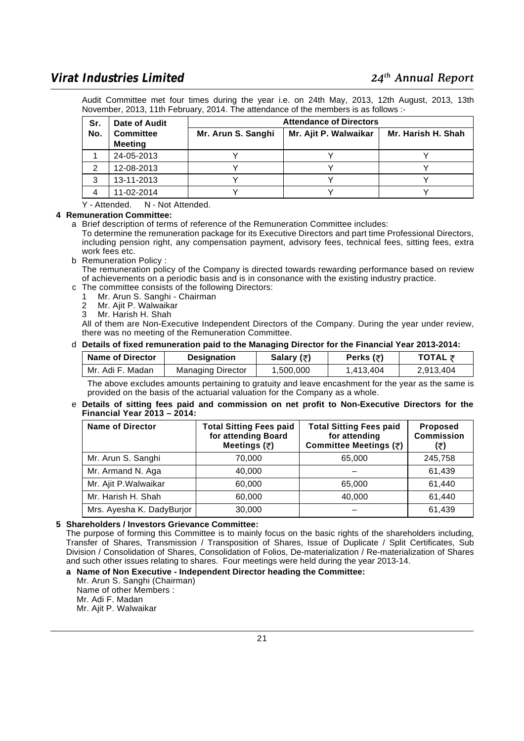Audit Committee met four times during the year i.e. on 24th May, 2013, 12th August, 2013, 13th November, 2013, 11th February, 2014. The attendance of the members is as follows :-

| Sr. No. | Date of Audit Committee Meeting | Attendance of Directors | | |
|---|---|---|---|---|
| | | Mr. Arun S. Sanghi | Mr. Ajit P. Walwaikar | Mr. Harish H. Shah |
| 1 | 24-05-2013 | Y | Y | Y |
| 2 | 12-08-2013 | Y | Y | Y |
| 3 | 13-11-2013 | Y | Y | Y |
| 4 | 11-02-2014 | Y | Y | Y |

Y - Attended. N - Not Attended.

**4 Remuneration Committee:**

a Brief description of terms of reference of the Remuneration Committee includes:

To determine the remuneration package for its Executive Directors and part time Professional Directors, including pension right, any compensation payment, advisory fees, technical fees, sitting fees, extra work fees etc.

b Remuneration Policy :

The remuneration policy of the Company is directed towards rewarding performance based on review of achievements on a periodic basis and is in consonance with the existing industry practice.

c The committee consists of the following Directors:

1 Mr. Arun S. Sanghi - Chairman
2 Mr. Ajit P. Walwaikar
3 Mr. Harish H. Shah

All of them are Non-Executive Independent Directors of the Company. During the year under review, there was no meeting of the Remuneration Committee.

d **Details of fixed remuneration paid to the Managing Director for the Financial Year 2013-2014:**

| Name of Director | Designation | Salary (₹) | Perks (₹) | TOTAL ₹ |
|---|---|---|---|---|
| Mr. Adi F. Madan | Managing Director | 1,500,000 | 1,413,404 | 2,913,404 |

The above excludes amounts pertaining to gratuity and leave encashment for the year as the same is provided on the basis of the actuarial valuation for the Company as a whole.

e **Details of sitting fees paid and commission on net profit to Non-Executive Directors for the Financial Year 2013 – 2014:**

| Name of Director | Total Sitting Fees paid for attending Board Meetings (₹) | Total Sitting Fees paid for attending Committee Meetings (₹) | Proposed Commission (₹) |
|---|---|---|---|
| Mr. Arun S. Sanghi | 70,000 | 65,000 | 245,758 |
| Mr. Armand N. Aga | 40,000 | – | 61,439 |
| Mr. Ajit P.Walwaikar | 60,000 | 65,000 | 61,440 |
| Mr. Harish H. Shah | 60,000 | 40,000 | 61,440 |
| Mrs. Ayesha K. DadyBurjor | 30,000 | – | 61,439 |

**5 Shareholders / Investors Grievance Committee:**

The purpose of forming this Committee is to mainly focus on the basic rights of the shareholders including, Transfer of Shares, Transmission / Transposition of Shares, Issue of Duplicate / Split Certificates, Sub Division / Consolidation of Shares, Consolidation of Folios, De-materialization / Re-materialization of Shares and such other issues relating to shares. Four meetings were held during the year 2013-14.

**a Name of Non Executive - Independent Director heading the Committee:**

Mr. Arun S. Sanghi (Chairman)
Name of other Members :
Mr. Adi F. Madan
Mr. Ajit P. Walwaikar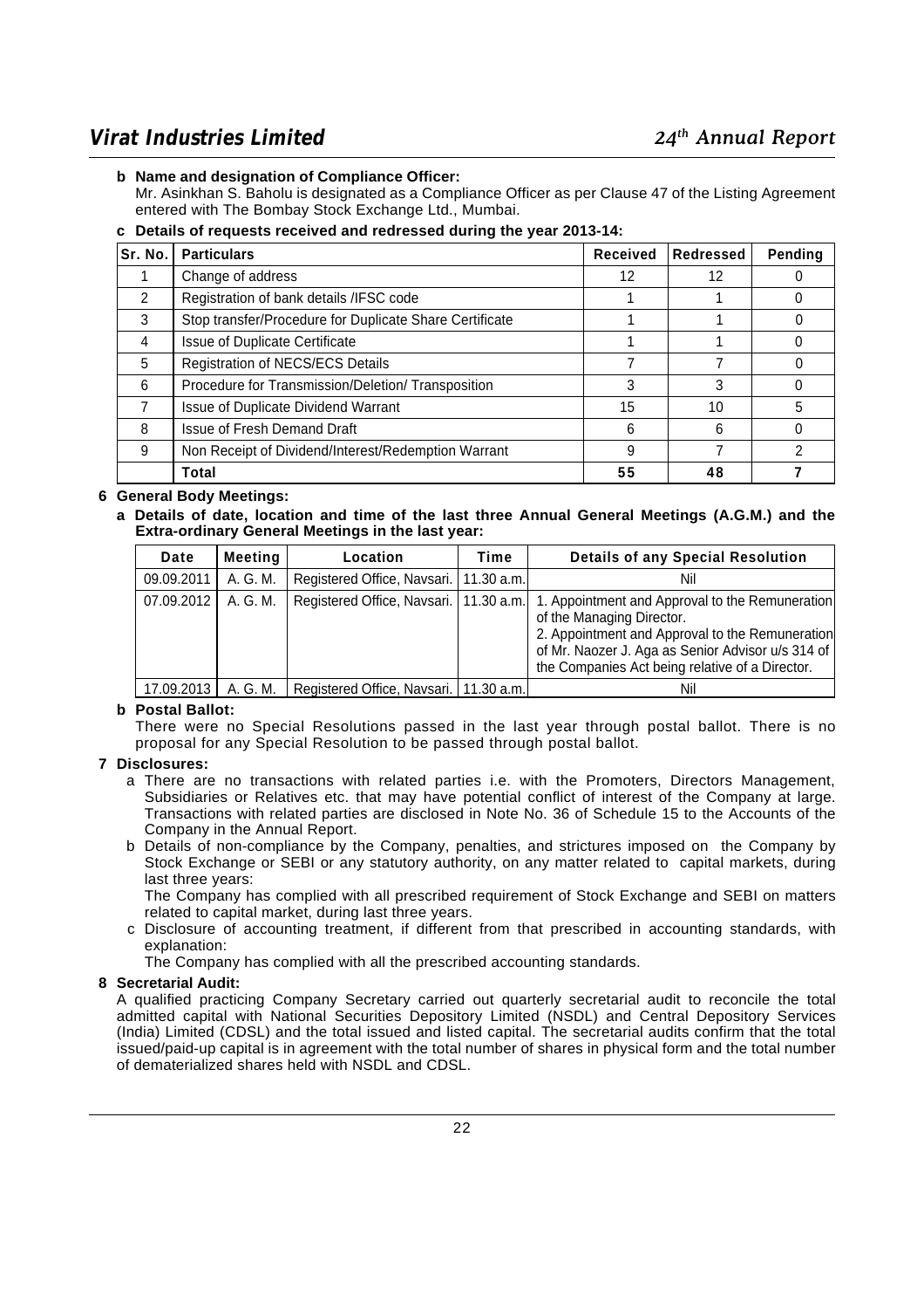**b Name and designation of Compliance Officer:**

Mr. Asinkhan S. Baholu is designated as a Compliance Officer as per Clause 47 of the Listing Agreement entered with The Bombay Stock Exchange Ltd., Mumbai.

**c Details of requests received and redressed during the year 2013-14:**

| Sr. No. | Particulars | Received | Redressed | Pending |
|---|---|---|---|---|
| 1 | Change of address | 12 | 12 | 0 |
| 2 | Registration of bank details /IFSC code | 1 | 1 | 0 |
| 3 | Stop transfer/Procedure for Duplicate Share Certificate | 1 | 1 | 0 |
| 4 | Issue of Duplicate Certificate | 1 | 1 | 0 |
| 5 | Registration of NECS/ECS Details | 7 | 7 | 0 |
| 6 | Procedure for Transmission/Deletion/ Transposition | 3 | 3 | 0 |
| 7 | Issue of Duplicate Dividend Warrant | 15 | 10 | 5 |
| 8 | Issue of Fresh Demand Draft | 6 | 6 | 0 |
| 9 | Non Receipt of Dividend/Interest/Redemption Warrant | 9 | 7 | 2 |
| | **Total** | **55** | **48** | **7** |

**6 General Body Meetings:**

**a Details of date, location and time of the last three Annual General Meetings (A.G.M.) and the Extra-ordinary General Meetings in the last year:**

| Date | Meeting | Location | Time | Details of any Special Resolution |
|---|---|---|---|---|
| 09.09.2011 | A. G. M. | Registered Office, Navsari. | 11.30 a.m. | Nil |
| 07.09.2012 | A. G. M. | Registered Office, Navsari. | 11.30 a.m. | 1. Appointment and Approval to the Remuneration of the Managing Director. 2. Appointment and Approval to the Remuneration of Mr. Naozer J. Aga as Senior Advisor u/s 314 of the Companies Act being relative of a Director. |
| 17.09.2013 | A. G. M. | Registered Office, Navsari. | 11.30 a.m. | Nil |

**b Postal Ballot:**

There were no Special Resolutions passed in the last year through postal ballot. There is no proposal for any Special Resolution to be passed through postal ballot.

**7 Disclosures:**

a There are no transactions with related parties i.e. with the Promoters, Directors Management, Subsidiaries or Relatives etc. that may have potential conflict of interest of the Company at large. Transactions with related parties are disclosed in Note No. 36 of Schedule 15 to the Accounts of the Company in the Annual Report.

b Details of non-compliance by the Company, penalties, and strictures imposed on the Company by Stock Exchange or SEBI or any statutory authority, on any matter related to capital markets, during last three years:

The Company has complied with all prescribed requirement of Stock Exchange and SEBI on matters related to capital market, during last three years.

c Disclosure of accounting treatment, if different from that prescribed in accounting standards, with explanation:

The Company has complied with all the prescribed accounting standards.

**8 Secretarial Audit:**

A qualified practicing Company Secretary carried out quarterly secretarial audit to reconcile the total admitted capital with National Securities Depository Limited (NSDL) and Central Depository Services (India) Limited (CDSL) and the total issued and listed capital. The secretarial audits confirm that the total issued/paid-up capital is in agreement with the total number of shares in physical form and the total number of dematerialized shares held with NSDL and CDSL.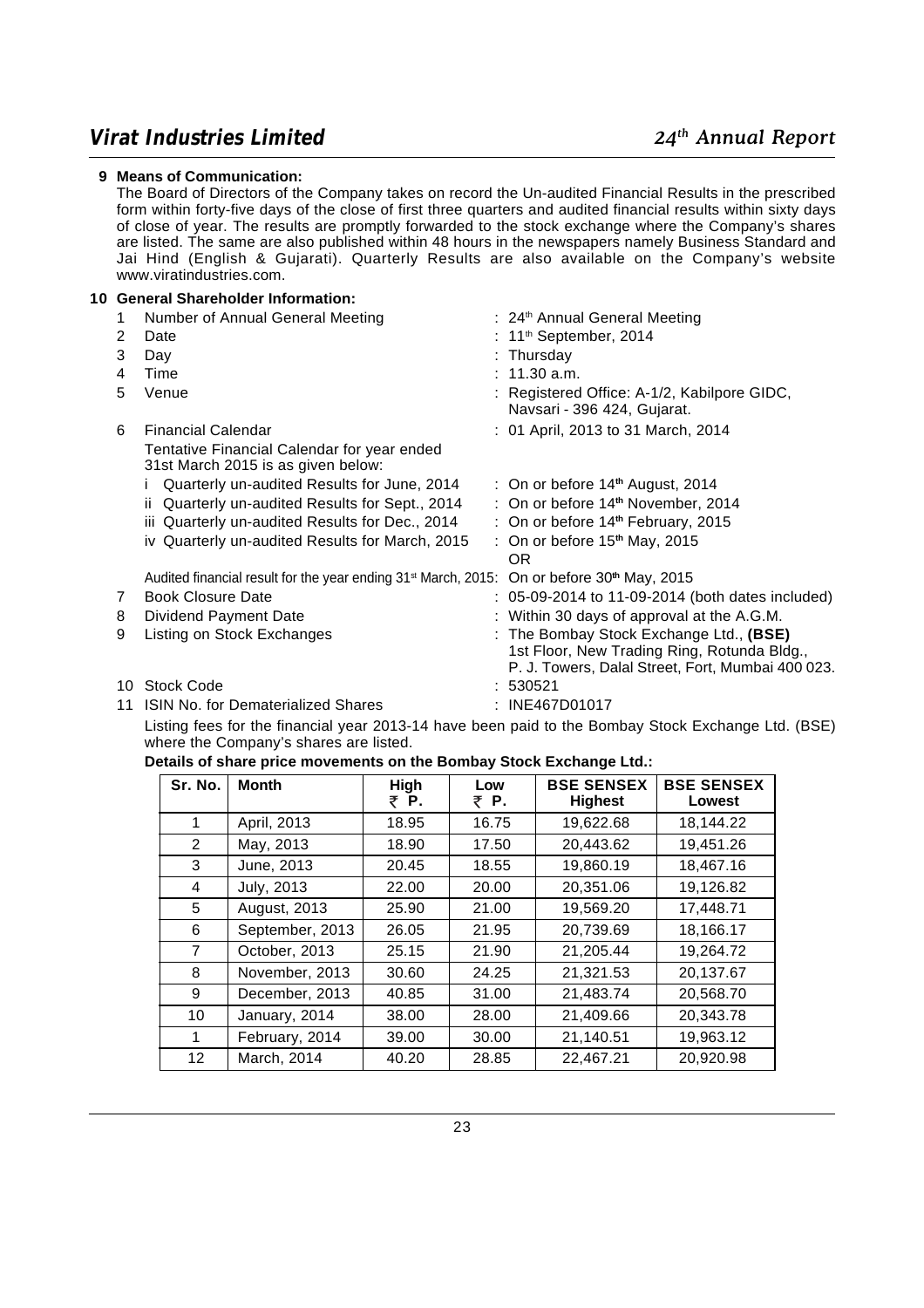**9 Means of Communication:**

The Board of Directors of the Company takes on record the Un-audited Financial Results in the prescribed form within forty-five days of the close of first three quarters and audited financial results within sixty days of close of year. The results are promptly forwarded to the stock exchange where the Company's shares are listed. The same are also published within 48 hours in the newspapers namely Business Standard and Jai Hind (English & Gujarati). Quarterly Results are also available on the Company's website www.viratindustries.com.

**10 General Shareholder Information:**

1. Number of Annual General Meeting : 24th Annual General Meeting
2. Date : 11th September, 2014
3. Day : Thursday
4. Time : 11.30 a.m.
5. Venue : Registered Office: A-1/2, Kabilpore GIDC, Navsari - 396 424, Gujarat.
6. Financial Calendar : 01 April, 2013 to 31 March, 2014

   Tentative Financial Calendar for year ended 31st March 2015 is as given below:

   i Quarterly un-audited Results for June, 2014 : On or before 14th August, 2014

   ii Quarterly un-audited Results for Sept., 2014 : On or before 14th November, 2014

   iii Quarterly un-audited Results for Dec., 2014 : On or before 14th February, 2015

   iv Quarterly un-audited Results for March, 2015 : On or before 15th May, 2015

   OR

   Audited financial result for the year ending 31st March, 2015: On or before 30th May, 2015
7. Book Closure Date : 05-09-2014 to 11-09-2014 (both dates included)
8. Dividend Payment Date : Within 30 days of approval at the A.G.M.
9. Listing on Stock Exchanges : The Bombay Stock Exchange Ltd., **(BSE)** 1st Floor, New Trading Ring, Rotunda Bldg., P. J. Towers, Dalal Street, Fort, Mumbai 400 023.
10. Stock Code : 530521
11. ISIN No. for Dematerialized Shares : INE467D01017

Listing fees for the financial year 2013-14 have been paid to the Bombay Stock Exchange Ltd. (BSE) where the Company's shares are listed.

**Details of share price movements on the Bombay Stock Exchange Ltd.:**

| Sr. No. | Month | High ₹ P. | Low ₹ P. | BSE SENSEX Highest | BSE SENSEX Lowest |
|---|---|---|---|---|---|
| 1 | April, 2013 | 18.95 | 16.75 | 19,622.68 | 18,144.22 |
| 2 | May, 2013 | 18.90 | 17.50 | 20,443.62 | 19,451.26 |
| 3 | June, 2013 | 20.45 | 18.55 | 19,860.19 | 18,467.16 |
| 4 | July, 2013 | 22.00 | 20.00 | 20,351.06 | 19,126.82 |
| 5 | August, 2013 | 25.90 | 21.00 | 19,569.20 | 17,448.71 |
| 6 | September, 2013 | 26.05 | 21.95 | 20,739.69 | 18,166.17 |
| 7 | October, 2013 | 25.15 | 21.90 | 21,205.44 | 19,264.72 |
| 8 | November, 2013 | 30.60 | 24.25 | 21,321.53 | 20,137.67 |
| 9 | December, 2013 | 40.85 | 31.00 | 21,483.74 | 20,568.70 |
| 10 | January, 2014 | 38.00 | 28.00 | 21,409.66 | 20,343.78 |
| 1 | February, 2014 | 39.00 | 30.00 | 21,140.51 | 19,963.12 |
| 12 | March, 2014 | 40.20 | 28.85 | 22,467.21 | 20,920.98 |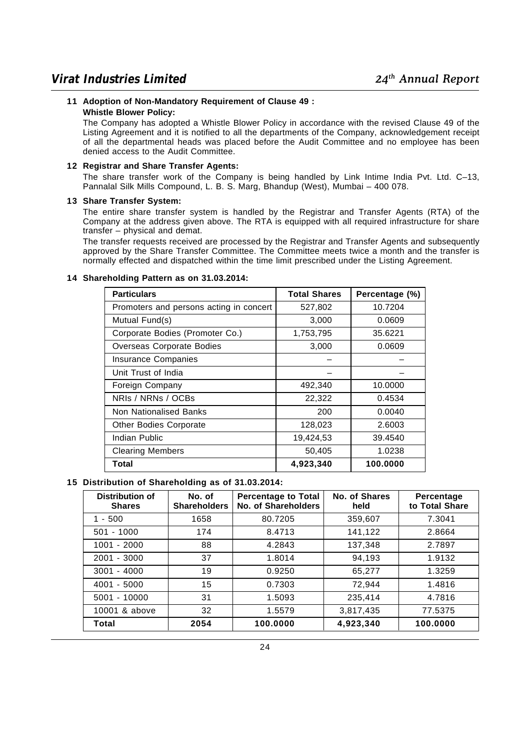**11 Adoption of Non-Mandatory Requirement of Clause 49 :**

**Whistle Blower Policy:**

The Company has adopted a Whistle Blower Policy in accordance with the revised Clause 49 of the Listing Agreement and it is notified to all the departments of the Company, acknowledgement receipt of all the departmental heads was placed before the Audit Committee and no employee has been denied access to the Audit Committee.

**12 Registrar and Share Transfer Agents:**

The share transfer work of the Company is being handled by Link Intime India Pvt. Ltd. C–13, Pannalal Silk Mills Compound, L. B. S. Marg, Bhandup (West), Mumbai – 400 078.

**13 Share Transfer System:**

The entire share transfer system is handled by the Registrar and Transfer Agents (RTA) of the Company at the address given above. The RTA is equipped with all required infrastructure for share transfer – physical and demat.

The transfer requests received are processed by the Registrar and Transfer Agents and subsequently approved by the Share Transfer Committee. The Committee meets twice a month and the transfer is normally effected and dispatched within the time limit prescribed under the Listing Agreement.

**14 Shareholding Pattern as on 31.03.2014:**

| Particulars | Total Shares | Percentage (%) |
|---|---|---|
| Promoters and persons acting in concert | 527,802 | 10.7204 |
| Mutual Fund(s) | 3,000 | 0.0609 |
| Corporate Bodies (Promoter Co.) | 1,753,795 | 35.6221 |
| Overseas Corporate Bodies | 3,000 | 0.0609 |
| Insurance Companies | – | – |
| Unit Trust of India | – | – |
| Foreign Company | 492,340 | 10.0000 |
| NRIs / NRNs / OCBs | 22,322 | 0.4534 |
| Non Nationalised Banks | 200 | 0.0040 |
| Other Bodies Corporate | 128,023 | 2.6003 |
| Indian Public | 19,424,53 | 39.4540 |
| Clearing Members | 50,405 | 1.0238 |
| **Total** | **4,923,340** | **100.0000** |

**15 Distribution of Shareholding as of 31.03.2014:**

| Distribution of Shares | No. of Shareholders | Percentage to Total No. of Shareholders | No. of Shares held | Percentage to Total Share |
|---|---|---|---|---|
| 1 - 500 | 1658 | 80.7205 | 359,607 | 7.3041 |
| 501 - 1000 | 174 | 8.4713 | 141,122 | 2.8664 |
| 1001 - 2000 | 88 | 4.2843 | 137,348 | 2.7897 |
| 2001 - 3000 | 37 | 1.8014 | 94,193 | 1.9132 |
| 3001 - 4000 | 19 | 0.9250 | 65,277 | 1.3259 |
| 4001 - 5000 | 15 | 0.7303 | 72,944 | 1.4816 |
| 5001 - 10000 | 31 | 1.5093 | 235,414 | 4.7816 |
| 10001 & above | 32 | 1.5579 | 3,817,435 | 77.5375 |
| **Total** | **2054** | **100.0000** | **4,923,340** | **100.0000** |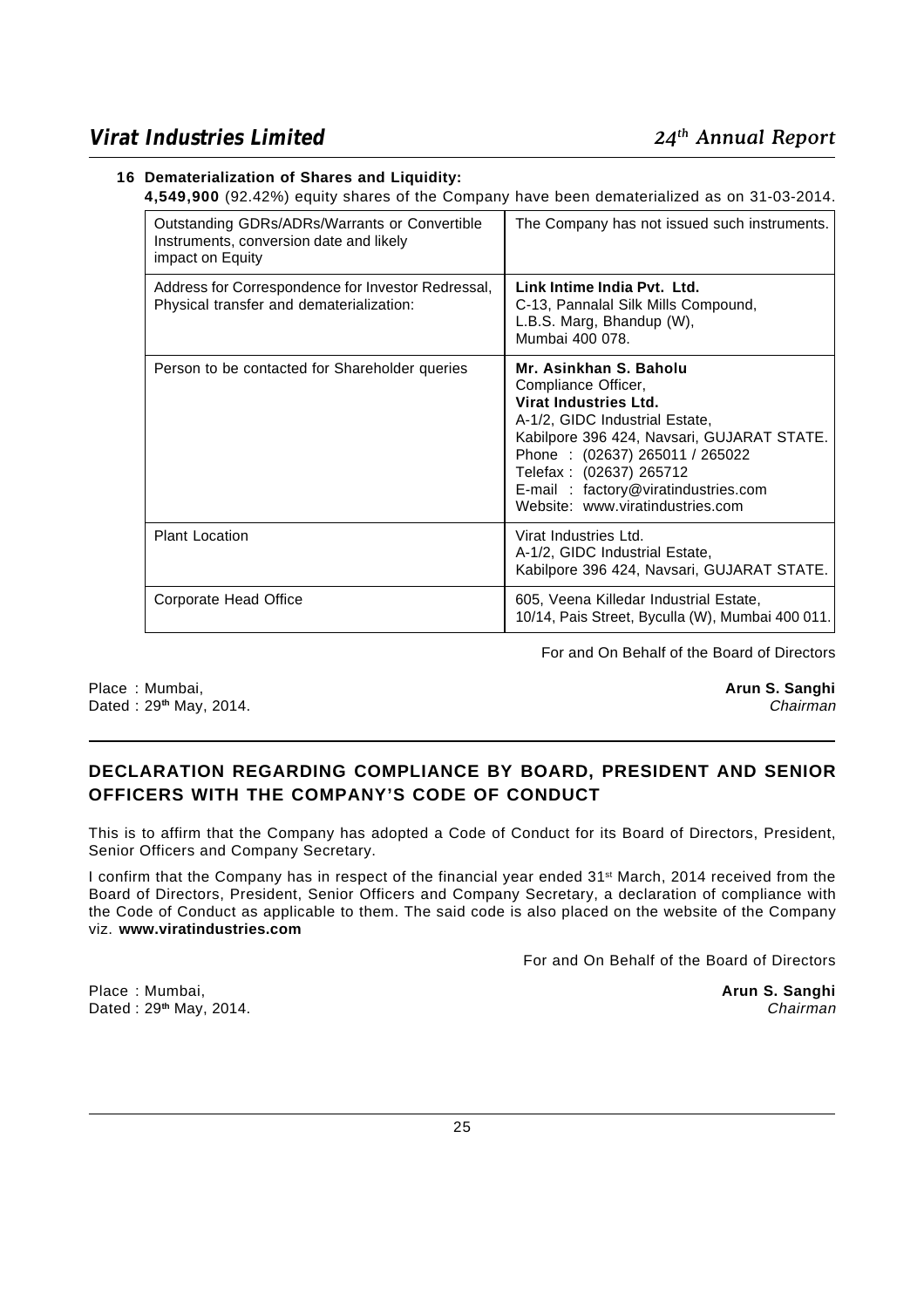**16 Dematerialization of Shares and Liquidity:**

**4,549,900** (92.42%) equity shares of the Company have been dematerialized as on 31-03-2014.

| | |
|---|---|
| Outstanding GDRs/ADRs/Warrants or Convertible Instruments, conversion date and likely impact on Equity | The Company has not issued such instruments. |
| Address for Correspondence for Investor Redressal, Physical transfer and dematerialization: | **Link Intime India Pvt. Ltd.**<br>C-13, Pannalal Silk Mills Compound,<br>L.B.S. Marg, Bhandup (W),<br>Mumbai 400 078. |
| Person to be contacted for Shareholder queries | **Mr. Asinkhan S. Baholu**<br>Compliance Officer,<br>**Virat Industries Ltd.**<br>A-1/2, GIDC Industrial Estate,<br>Kabilpore 396 424, Navsari, GUJARAT STATE.<br>Phone : (02637) 265011 / 265022<br>Telefax : (02637) 265712<br>E-mail : factory@viratindustries.com<br>Website: www.viratindustries.com |
| Plant Location | Virat Industries Ltd.<br>A-1/2, GIDC Industrial Estate,<br>Kabilpore 396 424, Navsari, GUJARAT STATE. |
| Corporate Head Office | 605, Veena Killedar Industrial Estate,<br>10/14, Pais Street, Byculla (W), Mumbai 400 011. |

For and On Behalf of the Board of Directors

Place : Mumbai,
Dated : 29th May, 2014.

**Arun S. Sanghi**
*Chairman*

## DECLARATION REGARDING COMPLIANCE BY BOARD, PRESIDENT AND SENIOR OFFICERS WITH THE COMPANY'S CODE OF CONDUCT

This is to affirm that the Company has adopted a Code of Conduct for its Board of Directors, President, Senior Officers and Company Secretary.

I confirm that the Company has in respect of the financial year ended 31st March, 2014 received from the Board of Directors, President, Senior Officers and Company Secretary, a declaration of compliance with the Code of Conduct as applicable to them. The said code is also placed on the website of the Company viz. **www.viratindustries.com**

For and On Behalf of the Board of Directors

Place : Mumbai,
Dated : 29th May, 2014.

**Arun S. Sanghi**
*Chairman*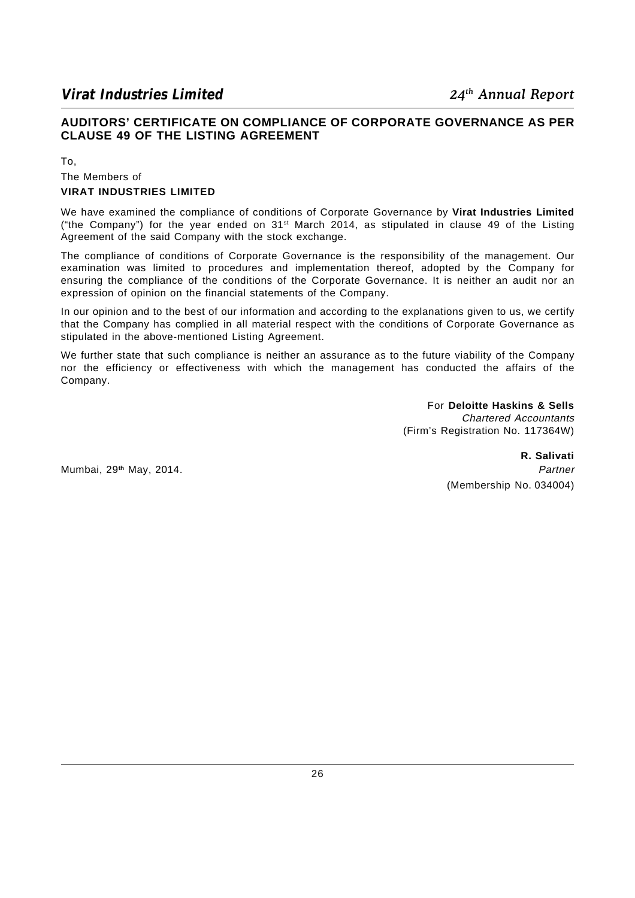## AUDITORS' CERTIFICATE ON COMPLIANCE OF CORPORATE GOVERNANCE AS PER CLAUSE 49 OF THE LISTING AGREEMENT

To,

The Members of

**VIRAT INDUSTRIES LIMITED**

We have examined the compliance of conditions of Corporate Governance by **Virat Industries Limited** ("the Company") for the year ended on 31st March 2014, as stipulated in clause 49 of the Listing Agreement of the said Company with the stock exchange.

The compliance of conditions of Corporate Governance is the responsibility of the management. Our examination was limited to procedures and implementation thereof, adopted by the Company for ensuring the compliance of the conditions of the Corporate Governance. It is neither an audit nor an expression of opinion on the financial statements of the Company.

In our opinion and to the best of our information and according to the explanations given to us, we certify that the Company has complied in all material respect with the conditions of Corporate Governance as stipulated in the above-mentioned Listing Agreement.

We further state that such compliance is neither an assurance as to the future viability of the Company nor the efficiency or effectiveness with which the management has conducted the affairs of the Company.

For **Deloitte Haskins & Sells**
*Chartered Accountants*
(Firm's Registration No. 117364W)

**R. Salivati**
*Partner*
(Membership No. 034004)

Mumbai, 29th May, 2014.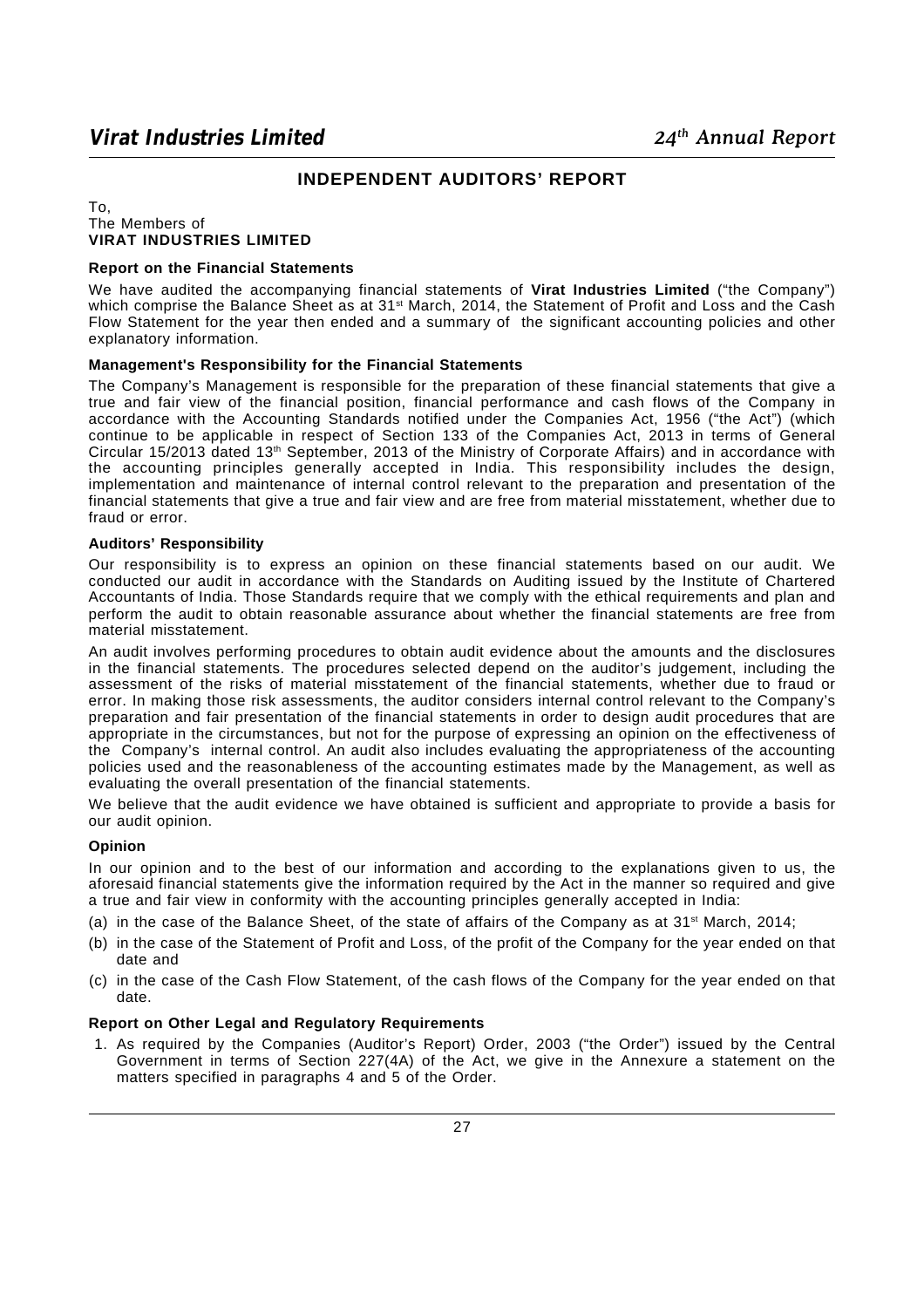## INDEPENDENT AUDITORS' REPORT

To,
The Members of
**VIRAT INDUSTRIES LIMITED**

### Report on the Financial Statements

We have audited the accompanying financial statements of **Virat Industries Limited** ("the Company") which comprise the Balance Sheet as at 31st March, 2014, the Statement of Profit and Loss and the Cash Flow Statement for the year then ended and a summary of the significant accounting policies and other explanatory information.

### Management's Responsibility for the Financial Statements

The Company's Management is responsible for the preparation of these financial statements that give a true and fair view of the financial position, financial performance and cash flows of the Company in accordance with the Accounting Standards notified under the Companies Act, 1956 ("the Act") (which continue to be applicable in respect of Section 133 of the Companies Act, 2013 in terms of General Circular 15/2013 dated 13th September, 2013 of the Ministry of Corporate Affairs) and in accordance with the accounting principles generally accepted in India. This responsibility includes the design, implementation and maintenance of internal control relevant to the preparation and presentation of the financial statements that give a true and fair view and are free from material misstatement, whether due to fraud or error.

### Auditors' Responsibility

Our responsibility is to express an opinion on these financial statements based on our audit. We conducted our audit in accordance with the Standards on Auditing issued by the Institute of Chartered Accountants of India. Those Standards require that we comply with the ethical requirements and plan and perform the audit to obtain reasonable assurance about whether the financial statements are free from material misstatement.

An audit involves performing procedures to obtain audit evidence about the amounts and the disclosures in the financial statements. The procedures selected depend on the auditor's judgement, including the assessment of the risks of material misstatement of the financial statements, whether due to fraud or error. In making those risk assessments, the auditor considers internal control relevant to the Company's preparation and fair presentation of the financial statements in order to design audit procedures that are appropriate in the circumstances, but not for the purpose of expressing an opinion on the effectiveness of the Company's internal control. An audit also includes evaluating the appropriateness of the accounting policies used and the reasonableness of the accounting estimates made by the Management, as well as evaluating the overall presentation of the financial statements.

We believe that the audit evidence we have obtained is sufficient and appropriate to provide a basis for our audit opinion.

### Opinion

In our opinion and to the best of our information and according to the explanations given to us, the aforesaid financial statements give the information required by the Act in the manner so required and give a true and fair view in conformity with the accounting principles generally accepted in India:

(a) in the case of the Balance Sheet, of the state of affairs of the Company as at 31st March, 2014;

(b) in the case of the Statement of Profit and Loss, of the profit of the Company for the year ended on that date and

(c) in the case of the Cash Flow Statement, of the cash flows of the Company for the year ended on that date.

### Report on Other Legal and Regulatory Requirements

1. As required by the Companies (Auditor's Report) Order, 2003 ("the Order") issued by the Central Government in terms of Section 227(4A) of the Act, we give in the Annexure a statement on the matters specified in paragraphs 4 and 5 of the Order.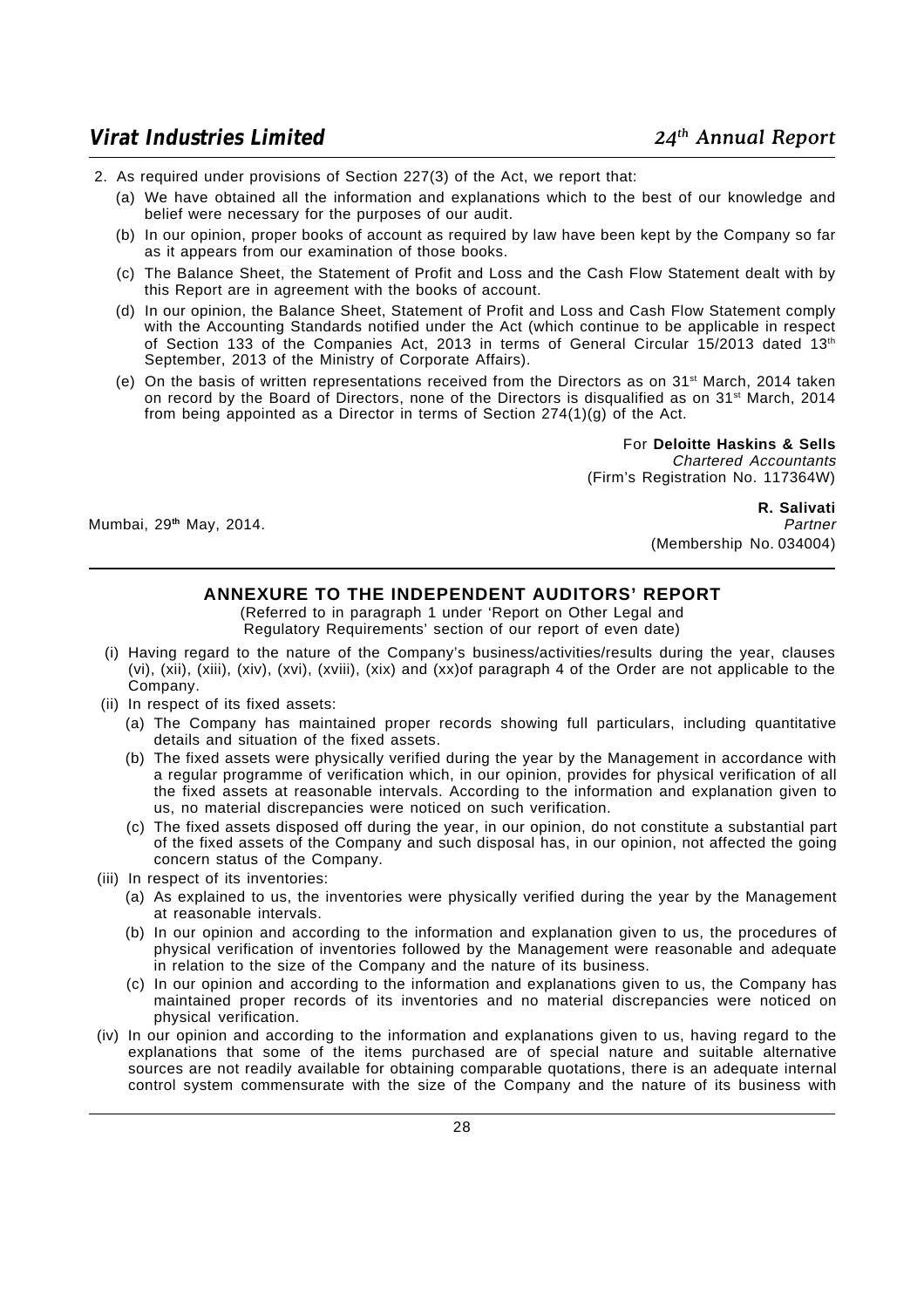2. As required under provisions of Section 227(3) of the Act, we report that:

   (a) We have obtained all the information and explanations which to the best of our knowledge and belief were necessary for the purposes of our audit.

   (b) In our opinion, proper books of account as required by law have been kept by the Company so far as it appears from our examination of those books.

   (c) The Balance Sheet, the Statement of Profit and Loss and the Cash Flow Statement dealt with by this Report are in agreement with the books of account.

   (d) In our opinion, the Balance Sheet, Statement of Profit and Loss and Cash Flow Statement comply with the Accounting Standards notified under the Act (which continue to be applicable in respect of Section 133 of the Companies Act, 2013 in terms of General Circular 15/2013 dated 13th September, 2013 of the Ministry of Corporate Affairs).

   (e) On the basis of written representations received from the Directors as on 31st March, 2014 taken on record by the Board of Directors, none of the Directors is disqualified as on 31st March, 2014 from being appointed as a Director in terms of Section 274(1)(g) of the Act.

For **Deloitte Haskins & Sells**
*Chartered Accountants*
(Firm's Registration No. 117364W)

**R. Salivati**
*Partner*
(Membership No. 034004)

Mumbai, 29th May, 2014.

## ANNEXURE TO THE INDEPENDENT AUDITORS' REPORT

(Referred to in paragraph 1 under 'Report on Other Legal and Regulatory Requirements' section of our report of even date)

(i) Having regard to the nature of the Company's business/activities/results during the year, clauses (vi), (xii), (xiii), (xiv), (xvi), (xviii), (xix) and (xx)of paragraph 4 of the Order are not applicable to the Company.

(ii) In respect of its fixed assets:

   (a) The Company has maintained proper records showing full particulars, including quantitative details and situation of the fixed assets.

   (b) The fixed assets were physically verified during the year by the Management in accordance with a regular programme of verification which, in our opinion, provides for physical verification of all the fixed assets at reasonable intervals. According to the information and explanation given to us, no material discrepancies were noticed on such verification.

   (c) The fixed assets disposed off during the year, in our opinion, do not constitute a substantial part of the fixed assets of the Company and such disposal has, in our opinion, not affected the going concern status of the Company.

(iii) In respect of its inventories:

   (a) As explained to us, the inventories were physically verified during the year by the Management at reasonable intervals.

   (b) In our opinion and according to the information and explanation given to us, the procedures of physical verification of inventories followed by the Management were reasonable and adequate in relation to the size of the Company and the nature of its business.

   (c) In our opinion and according to the information and explanations given to us, the Company has maintained proper records of its inventories and no material discrepancies were noticed on physical verification.

(iv) In our opinion and according to the information and explanations given to us, having regard to the explanations that some of the items purchased are of special nature and suitable alternative sources are not readily available for obtaining comparable quotations, there is an adequate internal control system commensurate with the size of the Company and the nature of its business with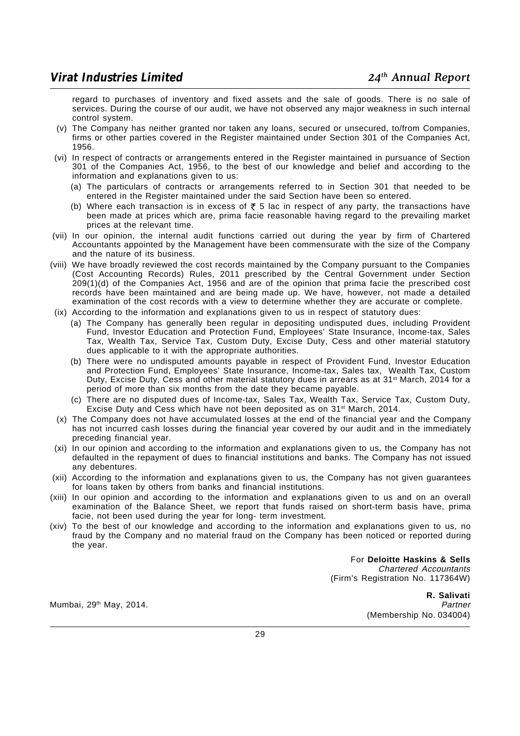regard to purchases of inventory and fixed assets and the sale of goods. There is no sale of services. During the course of our audit, we have not observed any major weakness in such internal control system.

(v) The Company has neither granted nor taken any loans, secured or unsecured, to/from Companies, firms or other parties covered in the Register maintained under Section 301 of the Companies Act, 1956.

(vi) In respect of contracts or arrangements entered in the Register maintained in pursuance of Section 301 of the Companies Act, 1956, to the best of our knowledge and belief and according to the information and explanations given to us:

   (a) The particulars of contracts or arrangements referred to in Section 301 that needed to be entered in the Register maintained under the said Section have been so entered.

   (b) Where each transaction is in excess of ₹ 5 lac in respect of any party, the transactions have been made at prices which are, prima facie reasonable having regard to the prevailing market prices at the relevant time.

(vii) In our opinion, the internal audit functions carried out during the year by firm of Chartered Accountants appointed by the Management have been commensurate with the size of the Company and the nature of its business.

(viii) We have broadly reviewed the cost records maintained by the Company pursuant to the Companies (Cost Accounting Records) Rules, 2011 prescribed by the Central Government under Section 209(1)(d) of the Companies Act, 1956 and are of the opinion that prima facie the prescribed cost records have been maintained and are being made up. We have, however, not made a detailed examination of the cost records with a view to determine whether they are accurate or complete.

(ix) According to the information and explanations given to us in respect of statutory dues:

   (a) The Company has generally been regular in depositing undisputed dues, including Provident Fund, Investor Education and Protection Fund, Employees' State Insurance, Income-tax, Sales Tax, Wealth Tax, Service Tax, Custom Duty, Excise Duty, Cess and other material statutory dues applicable to it with the appropriate authorities.

   (b) There were no undisputed amounts payable in respect of Provident Fund, Investor Education and Protection Fund, Employees' State Insurance, Income-tax, Sales tax, Wealth Tax, Custom Duty, Excise Duty, Cess and other material statutory dues in arrears as at 31st March, 2014 for a period of more than six months from the date they became payable.

   (c) There are no disputed dues of Income-tax, Sales Tax, Wealth Tax, Service Tax, Custom Duty, Excise Duty and Cess which have not been deposited as on 31st March, 2014.

(x) The Company does not have accumulated losses at the end of the financial year and the Company has not incurred cash losses during the financial year covered by our audit and in the immediately preceding financial year.

(xi) In our opinion and according to the information and explanations given to us, the Company has not defaulted in the repayment of dues to financial institutions and banks. The Company has not issued any debentures.

(xii) According to the information and explanations given to us, the Company has not given guarantees for loans taken by others from banks and financial institutions.

(xiii) In our opinion and according to the information and explanations given to us and on an overall examination of the Balance Sheet, we report that funds raised on short-term basis have, prima facie, not been used during the year for long- term investment.

(xiv) To the best of our knowledge and according to the information and explanations given to us, no fraud by the Company and no material fraud on the Company has been noticed or reported during the year.

For **Deloitte Haskins & Sells**
*Chartered Accountants*
(Firm's Registration No. 117364W)

**R. Salivati**
*Partner*
(Membership No. 034004)

Mumbai, 29th May, 2014.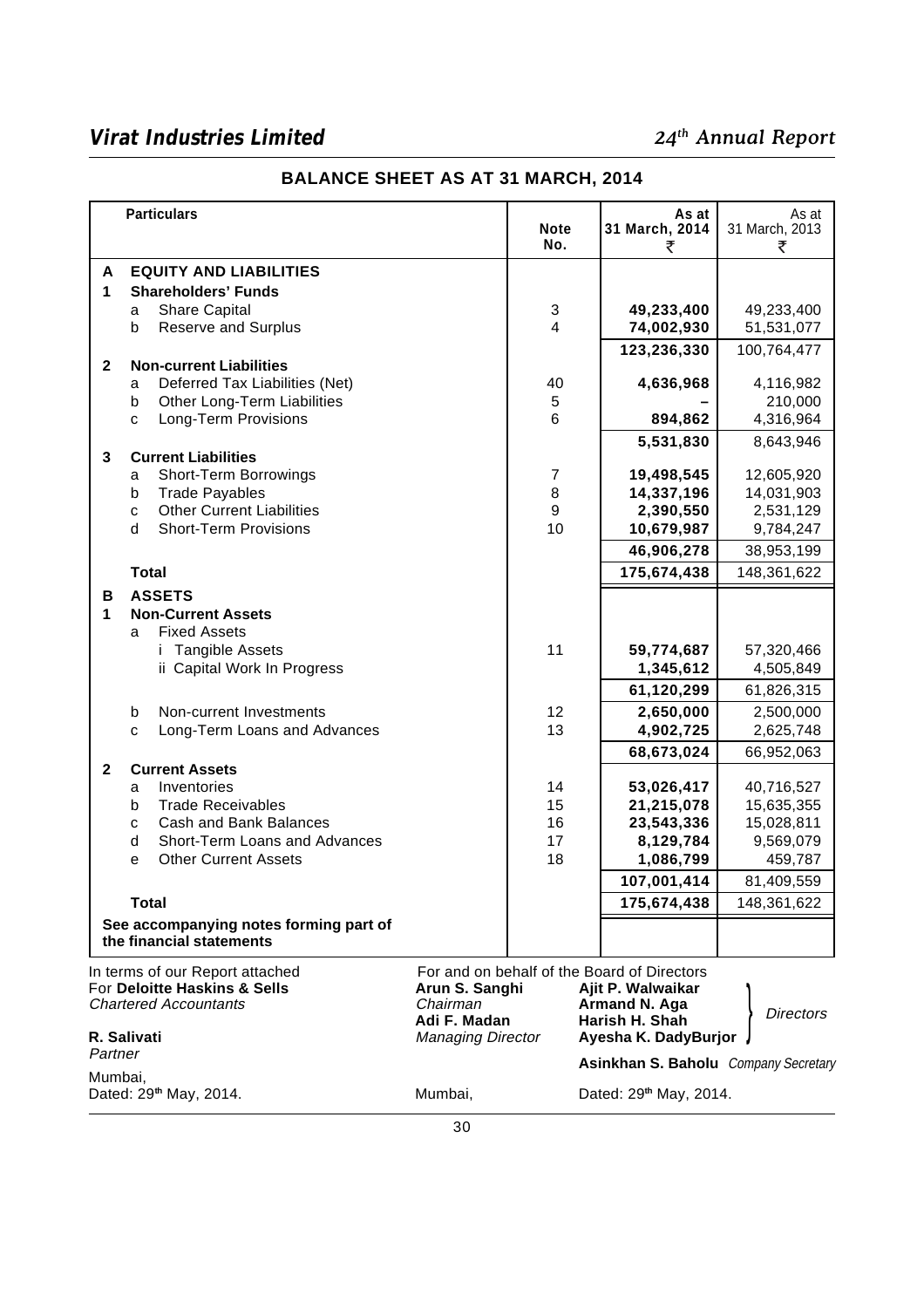## BALANCE SHEET AS AT 31 MARCH, 2014

| | Particulars | Note No. | As at 31 March, 2014 ₹ | As at 31 March, 2013 ₹ |
|---|---|---|---|---|
| **A** | **EQUITY AND LIABILITIES** | | | |
| **1** | **Shareholders' Funds** | | | |
| | a Share Capital | 3 | **49,233,400** | 49,233,400 |
| | b Reserve and Surplus | 4 | **74,002,930** | 51,531,077 |
| | | | **123,236,330** | 100,764,477 |
| **2** | **Non-current Liabilities** | | | |
| | a Deferred Tax Liabilities (Net) | 40 | **4,636,968** | 4,116,982 |
| | b Other Long-Term Liabilities | 5 | **–** | 210,000 |
| | c Long-Term Provisions | 6 | **894,862** | 4,316,964 |
| | | | **5,531,830** | 8,643,946 |
| **3** | **Current Liabilities** | | | |
| | a Short-Term Borrowings | 7 | **19,498,545** | 12,605,920 |
| | b Trade Payables | 8 | **14,337,196** | 14,031,903 |
| | c Other Current Liabilities | 9 | **2,390,550** | 2,531,129 |
| | d Short-Term Provisions | 10 | **10,679,987** | 9,784,247 |
| | | | **46,906,278** | 38,953,199 |
| | **Total** | | **175,674,438** | 148,361,622 |
| **B** | **ASSETS** | | | |
| **1** | **Non-Current Assets** | | | |
| | a Fixed Assets | | | |
| | i Tangible Assets | 11 | **59,774,687** | 57,320,466 |
| | ii Capital Work In Progress | | **1,345,612** | 4,505,849 |
| | | | **61,120,299** | 61,826,315 |
| | b Non-current Investments | 12 | **2,650,000** | 2,500,000 |
| | c Long-Term Loans and Advances | 13 | **4,902,725** | 2,625,748 |
| | | | **68,673,024** | 66,952,063 |
| **2** | **Current Assets** | | | |
| | a Inventories | 14 | **53,026,417** | 40,716,527 |
| | b Trade Receivables | 15 | **21,215,078** | 15,635,355 |
| | c Cash and Bank Balances | 16 | **23,543,336** | 15,028,811 |
| | d Short-Term Loans and Advances | 17 | **8,129,784** | 9,569,079 |
| | e Other Current Assets | 18 | **1,086,799** | 459,787 |
| | | | **107,001,414** | 81,409,559 |
| | **Total** | | **175,674,438** | 148,361,622 |
| | **See accompanying notes forming part of the financial statements** | | | |

In terms of our Report attached
For **Deloitte Haskins & Sells**
*Chartered Accountants*

**R. Salivati**
*Partner*

Mumbai,
Dated: 29th May, 2014.

For and on behalf of the Board of Directors

**Arun S. Sanghi**
*Chairman*

**Adi F. Madan**
*Managing Director*

Mumbai,

**Ajit P. Walwaikar**
**Armand N. Aga**
**Harish H. Shah**
**Ayesha K. DadyBurjor**
*Directors*

**Asinkhan S. Baholu** *Company Secretary*

Dated: 29th May, 2014.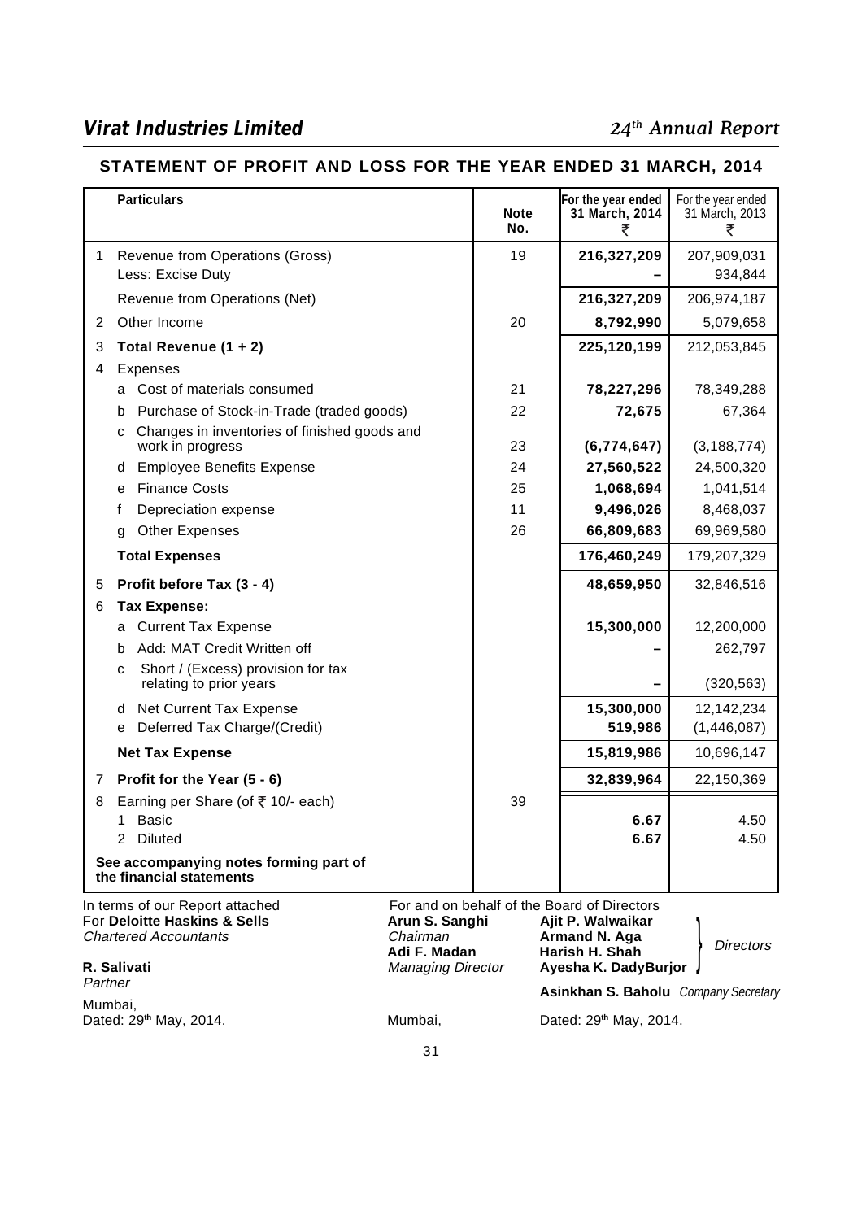## STATEMENT OF PROFIT AND LOSS FOR THE YEAR ENDED 31 MARCH, 2014

| | Particulars | Note No. | For the year ended 31 March, 2014 ₹ | For the year ended 31 March, 2013 ₹ |
|---|---|---|---|---|
| 1 | Revenue from Operations (Gross) | 19 | **216,327,209** | 207,909,031 |
| | Less: Excise Duty | | **–** | 934,844 |
| | Revenue from Operations (Net) | | **216,327,209** | 206,974,187 |
| 2 | Other Income | 20 | **8,792,990** | 5,079,658 |
| 3 | **Total Revenue (1 + 2)** | | **225,120,199** | 212,053,845 |
| 4 | Expenses | | | |
| | a Cost of materials consumed | 21 | **78,227,296** | 78,349,288 |
| | b Purchase of Stock-in-Trade (traded goods) | 22 | **72,675** | 67,364 |
| | c Changes in inventories of finished goods and work in progress | 23 | **(6,774,647)** | (3,188,774) |
| | d Employee Benefits Expense | 24 | **27,560,522** | 24,500,320 |
| | e Finance Costs | 25 | **1,068,694** | 1,041,514 |
| | f Depreciation expense | 11 | **9,496,026** | 8,468,037 |
| | g Other Expenses | 26 | **66,809,683** | 69,969,580 |
| | **Total Expenses** | | **176,460,249** | 179,207,329 |
| 5 | **Profit before Tax (3 - 4)** | | **48,659,950** | 32,846,516 |
| 6 | **Tax Expense:** | | | |
| | a Current Tax Expense | | **15,300,000** | 12,200,000 |
| | b Add: MAT Credit Written off | | **–** | 262,797 |
| | c Short / (Excess) provision for tax relating to prior years | | **–** | (320,563) |
| | d Net Current Tax Expense | | **15,300,000** | 12,142,234 |
| | e Deferred Tax Charge/(Credit) | | **519,986** | (1,446,087) |
| | **Net Tax Expense** | | **15,819,986** | 10,696,147 |
| 7 | **Profit for the Year (5 - 6)** | | **32,839,964** | 22,150,369 |
| 8 | Earning per Share (of ₹ 10/- each) | 39 | | |
| | 1 Basic | | **6.67** | 4.50 |
| | 2 Diluted | | **6.67** | 4.50 |
| | **See accompanying notes forming part of the financial statements** | | | |

In terms of our Report attached
For **Deloitte Haskins & Sells**
*Chartered Accountants*

**R. Salivati**
*Partner*

Mumbai,
Dated: 29th May, 2014.

For and on behalf of the Board of Directors

**Arun S. Sanghi**
*Chairman*
**Adi F. Madan**
*Managing Director*

**Ajit P. Walwaikar**
**Armand N. Aga**
**Harish H. Shah**
**Ayesha K. DadyBurjor**
*Directors*

**Asinkhan S. Baholu** *Company Secretary*

Mumbai, Dated: 29th May, 2014.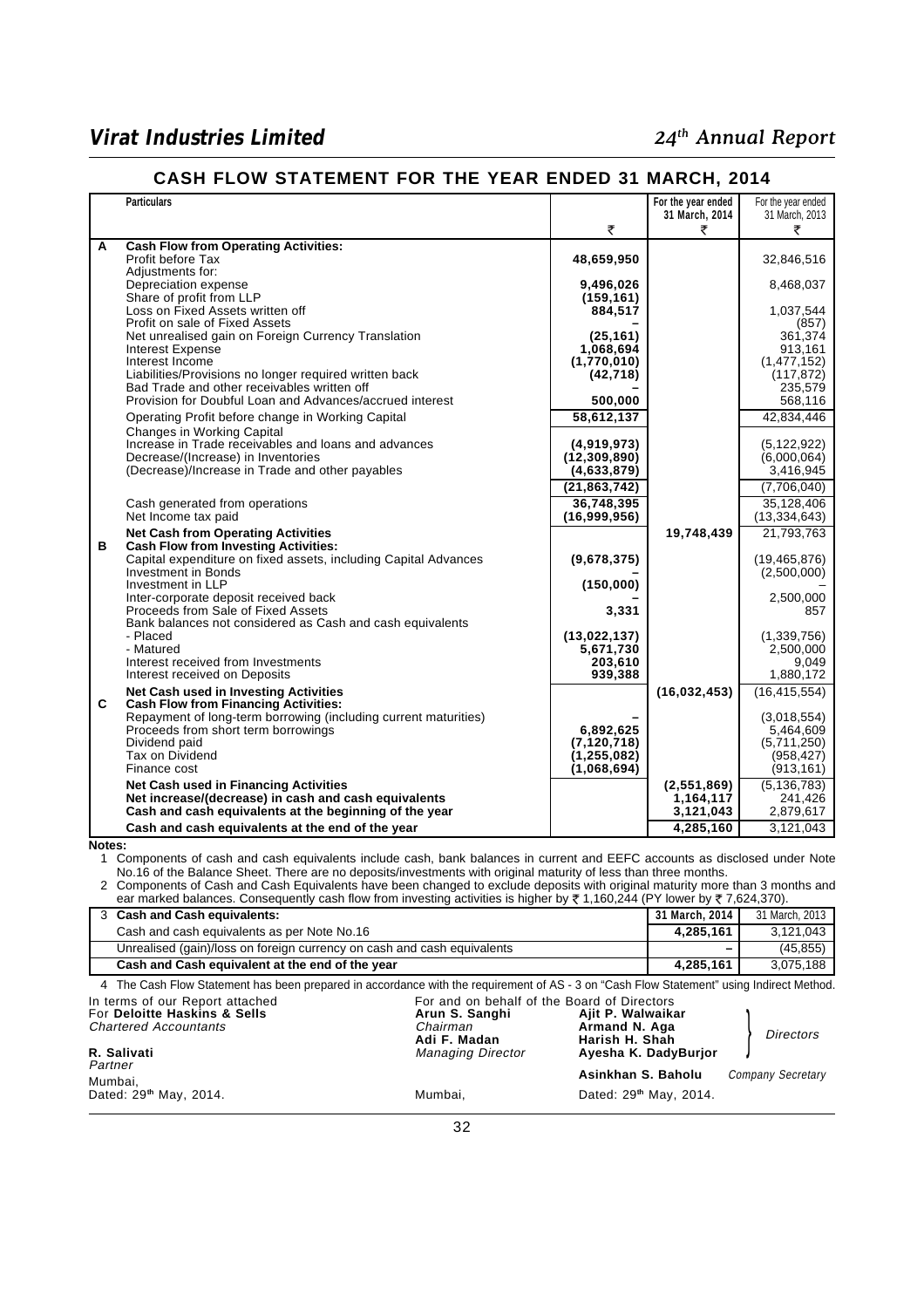# CASH FLOW STATEMENT FOR THE YEAR ENDED 31 MARCH, 2014

| | Particulars | ₹ | For the year ended 31 March, 2014 ₹ | For the year ended 31 March, 2013 ₹ |
|---|---|---|---|---|
| **A** | **Cash Flow from Operating Activities:** | | | |
| | Profit before Tax | **48,659,950** | | 32,846,516 |
| | Adjustments for: | | | |
| | Depreciation expense | **9,496,026** | | 8,468,037 |
| | Share of profit from LLP | **(159,161)** | | |
| | Loss on Fixed Assets written off | **884,517** | | 1,037,544 |
| | Profit on sale of Fixed Assets | **–** | | (857) |
| | Net unrealised gain on Foreign Currency Translation | **(25,161)** | | 361,374 |
| | Interest Expense | **1,068,694** | | 913,161 |
| | Interest Income | **(1,770,010)** | | (1,477,152) |
| | Liabilities/Provisions no longer required written back | **(42,718)** | | (117,872) |
| | Bad Trade and other receivables written off | **–** | | 235,579 |
| | Provision for Doubtful Loan and Advances/accrued interest | **500,000** | | 568,116 |
| | Operating Profit before change in Working Capital | **58,612,137** | | 42,834,446 |
| | Changes in Working Capital | | | |
| | Increase in Trade receivables and loans and advances | **(4,919,973)** | | (5,122,922) |
| | Decrease/(Increase) in Inventories | **(12,309,890)** | | (6,000,064) |
| | (Decrease)/Increase in Trade and other payables | **(4,633,879)** | | 3,416,945 |
| | | **(21,863,742)** | | (7,706,040) |
| | Cash generated from operations | **36,748,395** | | 35,128,406 |
| | Net Income tax paid | **(16,999,956)** | | (13,334,643) |
| | **Net Cash from Operating Activities** | | **19,748,439** | 21,793,763 |
| **B** | **Cash Flow from Investing Activities:** | | | |
| | Capital expenditure on fixed assets, including Capital Advances | **(9,678,375)** | | (19,465,876) |
| | Investment in Bonds | **–** | | (2,500,000) |
| | Investment in LLP | **(150,000)** | | – |
| | Inter-corporate deposit received back | **–** | | 2,500,000 |
| | Proceeds from Sale of Fixed Assets | **3,331** | | 857 |
| | Bank balances not considered as Cash and cash equivalents | | | |
| | - Placed | **(13,022,137)** | | (1,339,756) |
| | - Matured | **5,671,730** | | 2,500,000 |
| | Interest received from Investments | **203,610** | | 9,049 |
| | Interest received on Deposits | **939,388** | | 1,880,172 |
| | **Net Cash used in Investing Activities** | | **(16,032,453)** | (16,415,554) |
| **C** | **Cash Flow from Financing Activities:** | | | |
| | Repayment of long-term borrowing (including current maturities) | **–** | | (3,018,554) |
| | Proceeds from short term borrowings | **6,892,625** | | 5,464,609 |
| | Dividend paid | **(7,120,718)** | | (5,711,250) |
| | Tax on Dividend | **(1,255,082)** | | (958,427) |
| | Finance cost | **(1,068,694)** | | (913,161) |
| | **Net Cash used in Financing Activities** | | **(2,551,869)** | (5,136,783) |
| | **Net increase/(decrease) in cash and cash equivalents** | | **1,164,117** | 241,426 |
| | **Cash and cash equivalents at the beginning of the year** | | **3,121,043** | 2,879,617 |
| | **Cash and cash equivalents at the end of the year** | | **4,285,160** | 3,121,043 |

**Notes:**

1 Components of cash and cash equivalents include cash, bank balances in current and EEFC accounts as disclosed under Note No.16 of the Balance Sheet. There are no deposits/investments with original maturity of less than three months.

2 Components of Cash and Cash Equivalents have been changed to exclude deposits with original maturity more than 3 months and ear marked balances. Consequently cash flow from investing activities is higher by ₹ 1,160,244 (PY lower by ₹ 7,624,370).

| 3 **Cash and Cash equivalents:** | **31 March, 2014** | 31 March, 2013 |
|---|---|---|
| Cash and cash equivalents as per Note No.16 | **4,285,161** | 3,121,043 |
| Unrealised (gain)/loss on foreign currency on cash and cash equivalents | **–** | (45,855) |
| **Cash and Cash equivalent at the end of the year** | **4,285,161** | 3,075,188 |

4 The Cash Flow Statement has been prepared in accordance with the requirement of AS - 3 on "Cash Flow Statement" using Indirect Method.

In terms of our Report attached
For **Deloitte Haskins & Sells**
*Chartered Accountants*

**R. Salivati**
*Partner*

Mumbai,
Dated: 29th May, 2014.

For and on behalf of the Board of Directors

**Arun S. Sanghi** – *Chairman*
**Adi F. Madan** – *Managing Director*

**Ajit P. Walwaikar**
**Armand N. Aga**
**Harish H. Shah**
**Ayesha K. DadyBurjor**
*Directors*

**Asinkhan S. Baholu** – *Company Secretary*

Mumbai,
Dated: 29th May, 2014.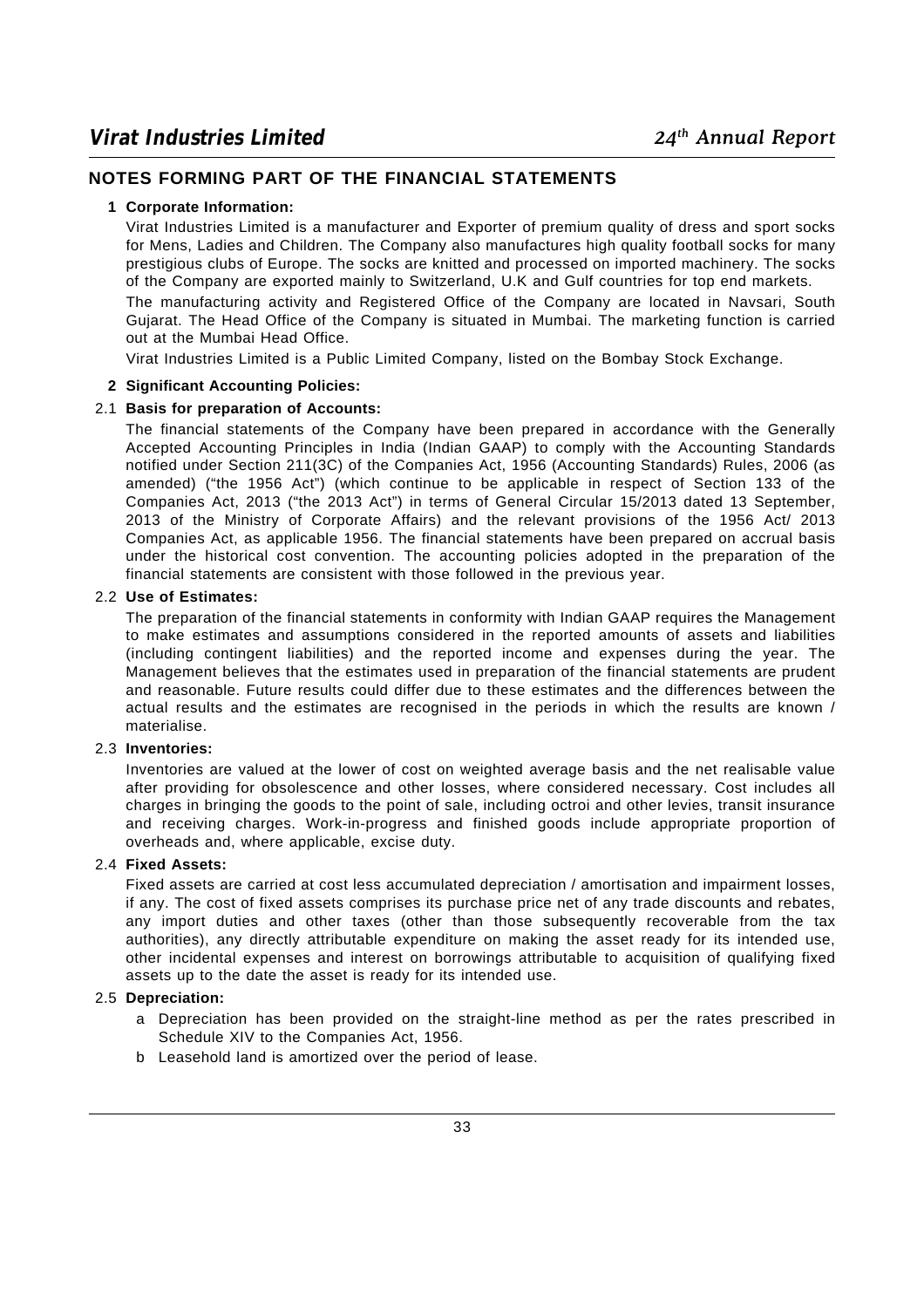## NOTES FORMING PART OF THE FINANCIAL STATEMENTS

### 1 Corporate Information:

Virat Industries Limited is a manufacturer and Exporter of premium quality of dress and sport socks for Mens, Ladies and Children. The Company also manufactures high quality football socks for many prestigious clubs of Europe. The socks are knitted and processed on imported machinery. The socks of the Company are exported mainly to Switzerland, U.K and Gulf countries for top end markets.

The manufacturing activity and Registered Office of the Company are located in Navsari, South Gujarat. The Head Office of the Company is situated in Mumbai. The marketing function is carried out at the Mumbai Head Office.

Virat Industries Limited is a Public Limited Company, listed on the Bombay Stock Exchange.

### 2 Significant Accounting Policies:

#### 2.1 Basis for preparation of Accounts:

The financial statements of the Company have been prepared in accordance with the Generally Accepted Accounting Principles in India (Indian GAAP) to comply with the Accounting Standards notified under Section 211(3C) of the Companies Act, 1956 (Accounting Standards) Rules, 2006 (as amended) ("the 1956 Act") (which continue to be applicable in respect of Section 133 of the Companies Act, 2013 ("the 2013 Act") in terms of General Circular 15/2013 dated 13 September, 2013 of the Ministry of Corporate Affairs) and the relevant provisions of the 1956 Act/ 2013 Companies Act, as applicable 1956. The financial statements have been prepared on accrual basis under the historical cost convention. The accounting policies adopted in the preparation of the financial statements are consistent with those followed in the previous year.

#### 2.2 Use of Estimates:

The preparation of the financial statements in conformity with Indian GAAP requires the Management to make estimates and assumptions considered in the reported amounts of assets and liabilities (including contingent liabilities) and the reported income and expenses during the year. The Management believes that the estimates used in preparation of the financial statements are prudent and reasonable. Future results could differ due to these estimates and the differences between the actual results and the estimates are recognised in the periods in which the results are known / materialise.

#### 2.3 Inventories:

Inventories are valued at the lower of cost on weighted average basis and the net realisable value after providing for obsolescence and other losses, where considered necessary. Cost includes all charges in bringing the goods to the point of sale, including octroi and other levies, transit insurance and receiving charges. Work-in-progress and finished goods include appropriate proportion of overheads and, where applicable, excise duty.

#### 2.4 Fixed Assets:

Fixed assets are carried at cost less accumulated depreciation / amortisation and impairment losses, if any. The cost of fixed assets comprises its purchase price net of any trade discounts and rebates, any import duties and other taxes (other than those subsequently recoverable from the tax authorities), any directly attributable expenditure on making the asset ready for its intended use, other incidental expenses and interest on borrowings attributable to acquisition of qualifying fixed assets up to the date the asset is ready for its intended use.

#### 2.5 Depreciation:

a Depreciation has been provided on the straight-line method as per the rates prescribed in Schedule XIV to the Companies Act, 1956.

b Leasehold land is amortized over the period of lease.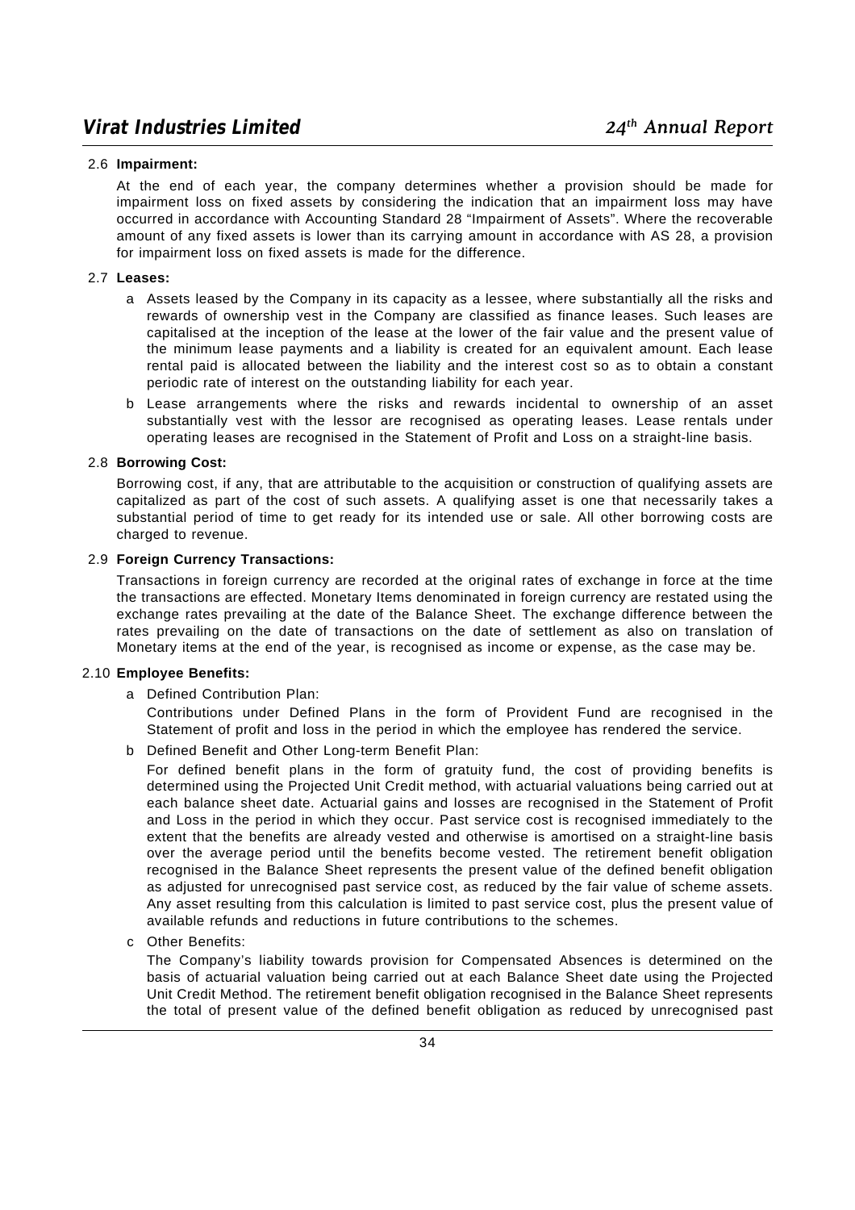### 2.6 Impairment:

At the end of each year, the company determines whether a provision should be made for impairment loss on fixed assets by considering the indication that an impairment loss may have occurred in accordance with Accounting Standard 28 "Impairment of Assets". Where the recoverable amount of any fixed assets is lower than its carrying amount in accordance with AS 28, a provision for impairment loss on fixed assets is made for the difference.

### 2.7 Leases:

a Assets leased by the Company in its capacity as a lessee, where substantially all the risks and rewards of ownership vest in the Company are classified as finance leases. Such leases are capitalised at the inception of the lease at the lower of the fair value and the present value of the minimum lease payments and a liability is created for an equivalent amount. Each lease rental paid is allocated between the liability and the interest cost so as to obtain a constant periodic rate of interest on the outstanding liability for each year.

b Lease arrangements where the risks and rewards incidental to ownership of an asset substantially vest with the lessor are recognised as operating leases. Lease rentals under operating leases are recognised in the Statement of Profit and Loss on a straight-line basis.

### 2.8 Borrowing Cost:

Borrowing cost, if any, that are attributable to the acquisition or construction of qualifying assets are capitalized as part of the cost of such assets. A qualifying asset is one that necessarily takes a substantial period of time to get ready for its intended use or sale. All other borrowing costs are charged to revenue.

### 2.9 Foreign Currency Transactions:

Transactions in foreign currency are recorded at the original rates of exchange in force at the time the transactions are effected. Monetary Items denominated in foreign currency are restated using the exchange rates prevailing at the date of the Balance Sheet. The exchange difference between the rates prevailing on the date of transactions on the date of settlement as also on translation of Monetary items at the end of the year, is recognised as income or expense, as the case may be.

### 2.10 Employee Benefits:

a Defined Contribution Plan:

Contributions under Defined Plans in the form of Provident Fund are recognised in the Statement of profit and loss in the period in which the employee has rendered the service.

b Defined Benefit and Other Long-term Benefit Plan:

For defined benefit plans in the form of gratuity fund, the cost of providing benefits is determined using the Projected Unit Credit method, with actuarial valuations being carried out at each balance sheet date. Actuarial gains and losses are recognised in the Statement of Profit and Loss in the period in which they occur. Past service cost is recognised immediately to the extent that the benefits are already vested and otherwise is amortised on a straight-line basis over the average period until the benefits become vested. The retirement benefit obligation recognised in the Balance Sheet represents the present value of the defined benefit obligation as adjusted for unrecognised past service cost, as reduced by the fair value of scheme assets. Any asset resulting from this calculation is limited to past service cost, plus the present value of available refunds and reductions in future contributions to the schemes.

c Other Benefits:

The Company's liability towards provision for Compensated Absences is determined on the basis of actuarial valuation being carried out at each Balance Sheet date using the Projected Unit Credit Method. The retirement benefit obligation recognised in the Balance Sheet represents the total of present value of the defined benefit obligation as reduced by unrecognised past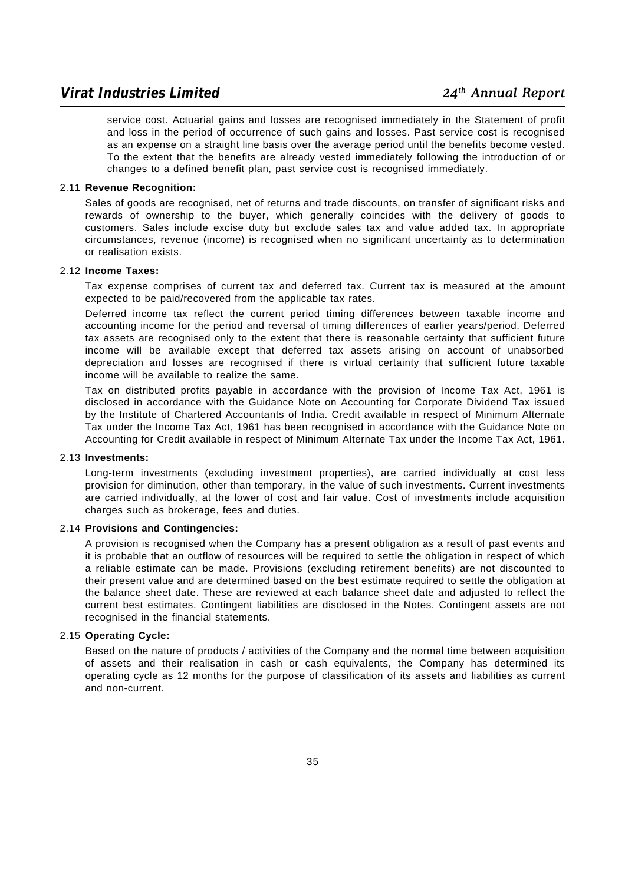service cost. Actuarial gains and losses are recognised immediately in the Statement of profit and loss in the period of occurrence of such gains and losses. Past service cost is recognised as an expense on a straight line basis over the average period until the benefits become vested. To the extent that the benefits are already vested immediately following the introduction of or changes to a defined benefit plan, past service cost is recognised immediately.

### 2.11 Revenue Recognition:

Sales of goods are recognised, net of returns and trade discounts, on transfer of significant risks and rewards of ownership to the buyer, which generally coincides with the delivery of goods to customers. Sales include excise duty but exclude sales tax and value added tax. In appropriate circumstances, revenue (income) is recognised when no significant uncertainty as to determination or realisation exists.

### 2.12 Income Taxes:

Tax expense comprises of current tax and deferred tax. Current tax is measured at the amount expected to be paid/recovered from the applicable tax rates.

Deferred income tax reflect the current period timing differences between taxable income and accounting income for the period and reversal of timing differences of earlier years/period. Deferred tax assets are recognised only to the extent that there is reasonable certainty that sufficient future income will be available except that deferred tax assets arising on account of unabsorbed depreciation and losses are recognised if there is virtual certainty that sufficient future taxable income will be available to realize the same.

Tax on distributed profits payable in accordance with the provision of Income Tax Act, 1961 is disclosed in accordance with the Guidance Note on Accounting for Corporate Dividend Tax issued by the Institute of Chartered Accountants of India. Credit available in respect of Minimum Alternate Tax under the Income Tax Act, 1961 has been recognised in accordance with the Guidance Note on Accounting for Credit available in respect of Minimum Alternate Tax under the Income Tax Act, 1961.

### 2.13 Investments:

Long-term investments (excluding investment properties), are carried individually at cost less provision for diminution, other than temporary, in the value of such investments. Current investments are carried individually, at the lower of cost and fair value. Cost of investments include acquisition charges such as brokerage, fees and duties.

### 2.14 Provisions and Contingencies:

A provision is recognised when the Company has a present obligation as a result of past events and it is probable that an outflow of resources will be required to settle the obligation in respect of which a reliable estimate can be made. Provisions (excluding retirement benefits) are not discounted to their present value and are determined based on the best estimate required to settle the obligation at the balance sheet date. These are reviewed at each balance sheet date and adjusted to reflect the current best estimates. Contingent liabilities are disclosed in the Notes. Contingent assets are not recognised in the financial statements.

### 2.15 Operating Cycle:

Based on the nature of products / activities of the Company and the normal time between acquisition of assets and their realisation in cash or cash equivalents, the Company has determined its operating cycle as 12 months for the purpose of classification of its assets and liabilities as current and non-current.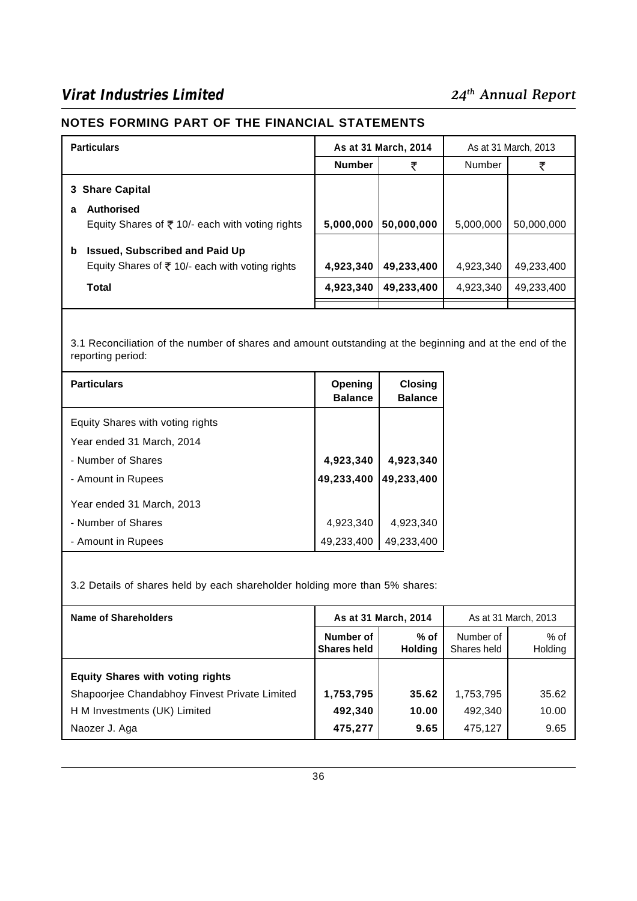## NOTES FORMING PART OF THE FINANCIAL STATEMENTS

| Particulars | As at 31 March, 2014 | | As at 31 March, 2013 | |
|---|---|---|---|---|
| | **Number** | **₹** | Number | ₹ |
| **3 Share Capital** | | | | |
| **a Authorised** | | | | |
| Equity Shares of ₹ 10/- each with voting rights | **5,000,000** | **50,000,000** | 5,000,000 | 50,000,000 |
| **b Issued, Subscribed and Paid Up** | | | | |
| Equity Shares of ₹ 10/- each with voting rights | **4,923,340** | **49,233,400** | 4,923,340 | 49,233,400 |
| **Total** | **4,923,340** | **49,233,400** | 4,923,340 | 49,233,400 |

3.1 Reconciliation of the number of shares and amount outstanding at the beginning and at the end of the reporting period:

| Particulars | Opening Balance | Closing Balance |
|---|---|---|
| Equity Shares with voting rights | | |
| Year ended 31 March, 2014 | | |
| - Number of Shares | **4,923,340** | **4,923,340** |
| - Amount in Rupees | **49,233,400** | **49,233,400** |
| Year ended 31 March, 2013 | | |
| - Number of Shares | 4,923,340 | 4,923,340 |
| - Amount in Rupees | 49,233,400 | 49,233,400 |

3.2 Details of shares held by each shareholder holding more than 5% shares:

| Name of Shareholders | As at 31 March, 2014 | | As at 31 March, 2013 | |
|---|---|---|---|---|
| | **Number of Shares held** | **% of Holding** | Number of Shares held | % of Holding |
| **Equity Shares with voting rights** | | | | |
| Shapoorjee Chandabhoy Finvest Private Limited | **1,753,795** | **35.62** | 1,753,795 | 35.62 |
| H M Investments (UK) Limited | **492,340** | **10.00** | 492,340 | 10.00 |
| Naozer J. Aga | **475,277** | **9.65** | 475,127 | 9.65 |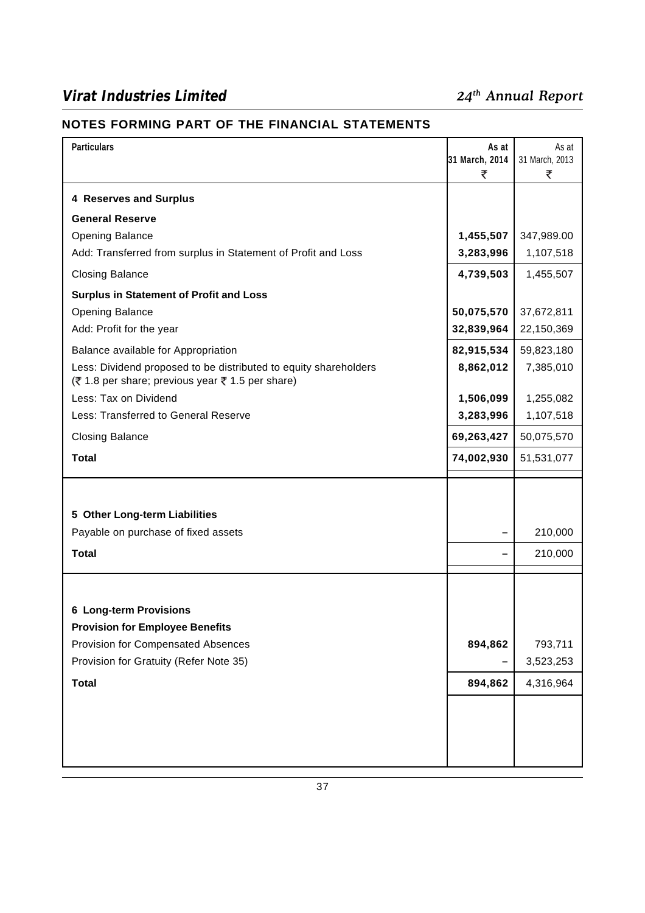## NOTES FORMING PART OF THE FINANCIAL STATEMENTS

| Particulars | As at 31 March, 2014 ₹ | As at 31 March, 2013 ₹ |
|---|---|---|
| **4 Reserves and Surplus** | | |
| **General Reserve** | | |
| Opening Balance | **1,455,507** | 347,989.00 |
| Add: Transferred from surplus in Statement of Profit and Loss | **3,283,996** | 1,107,518 |
| Closing Balance | **4,739,503** | 1,455,507 |
| **Surplus in Statement of Profit and Loss** | | |
| Opening Balance | **50,075,570** | 37,672,811 |
| Add: Profit for the year | **32,839,964** | 22,150,369 |
| Balance available for Appropriation | **82,915,534** | 59,823,180 |
| Less: Dividend proposed to be distributed to equity shareholders (₹ 1.8 per share; previous year ₹ 1.5 per share) | **8,862,012** | 7,385,010 |
| Less: Tax on Dividend | **1,506,099** | 1,255,082 |
| Less: Transferred to General Reserve | **3,283,996** | 1,107,518 |
| Closing Balance | **69,263,427** | 50,075,570 |
| **Total** | **74,002,930** | 51,531,077 |
| | | |
| **5 Other Long-term Liabilities** | | |
| Payable on purchase of fixed assets | **–** | 210,000 |
| **Total** | **–** | 210,000 |
| | | |
| **6 Long-term Provisions** | | |
| **Provision for Employee Benefits** | | |
| Provision for Compensated Absences | **894,862** | 793,711 |
| Provision for Gratuity (Refer Note 35) | **–** | 3,523,253 |
| **Total** | **894,862** | 4,316,964 |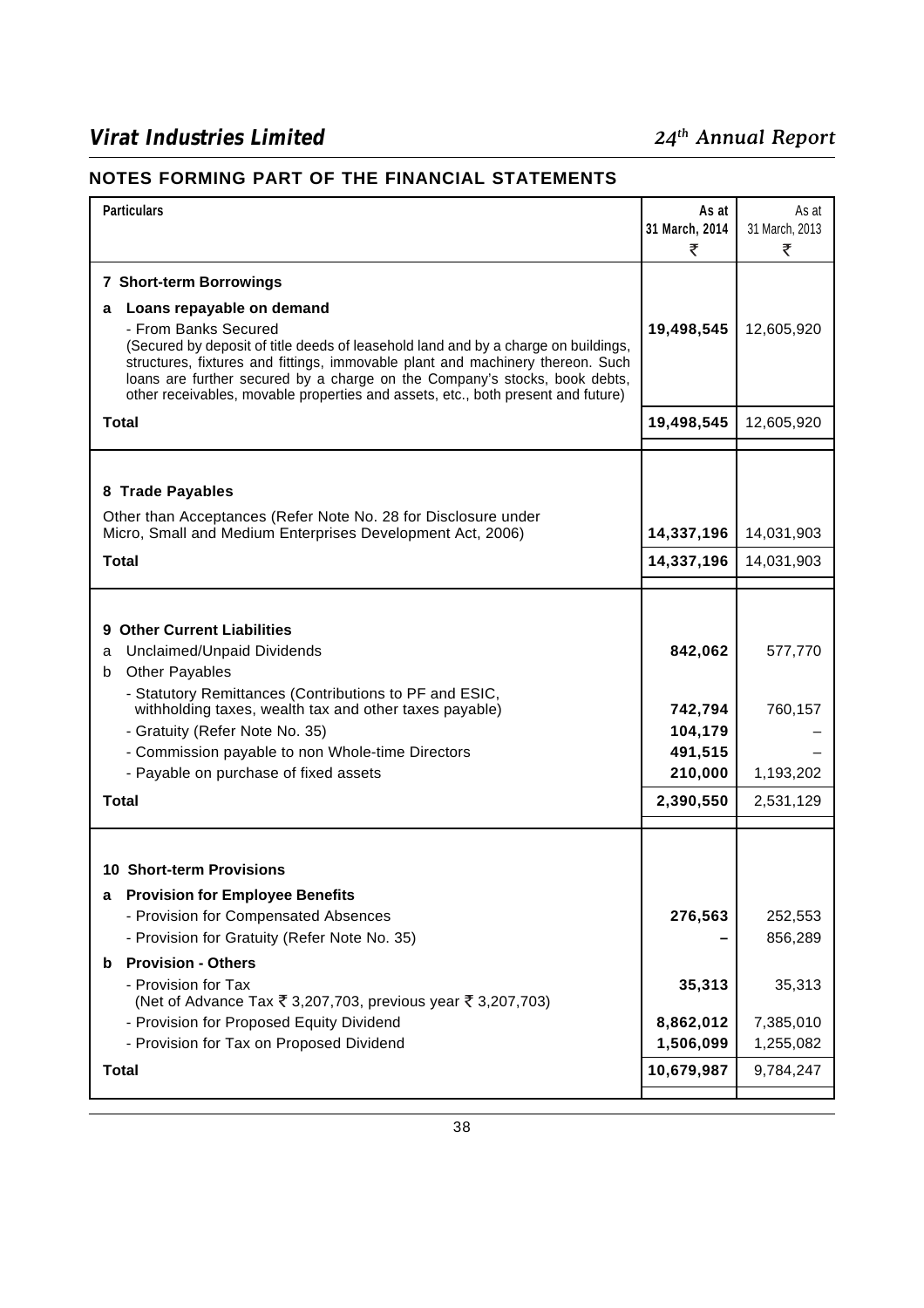## NOTES FORMING PART OF THE FINANCIAL STATEMENTS

| Particulars | As at 31 March, 2014 ₹ | As at 31 March, 2013 ₹ |
|---|---|---|
| **7 Short-term Borrowings** | | |
| **a Loans repayable on demand** | | |
| - From Banks Secured (Secured by deposit of title deeds of leasehold land and by a charge on buildings, structures, fixtures and fittings, immovable plant and machinery thereon. Such loans are further secured by a charge on the Company's stocks, book debts, other receivables, movable properties and assets, etc., both present and future) | **19,498,545** | 12,605,920 |
| **Total** | **19,498,545** | 12,605,920 |
| **8 Trade Payables** | | |
| Other than Acceptances (Refer Note No. 28 for Disclosure under Micro, Small and Medium Enterprises Development Act, 2006) | **14,337,196** | 14,031,903 |
| **Total** | **14,337,196** | 14,031,903 |
| **9 Other Current Liabilities** | | |
| a Unclaimed/Unpaid Dividends | **842,062** | 577,770 |
| b Other Payables | | |
| - Statutory Remittances (Contributions to PF and ESIC, withholding taxes, wealth tax and other taxes payable) | **742,794** | 760,157 |
| - Gratuity (Refer Note No. 35) | **104,179** | – |
| - Commission payable to non Whole-time Directors | **491,515** | – |
| - Payable on purchase of fixed assets | **210,000** | 1,193,202 |
| **Total** | **2,390,550** | 2,531,129 |
| **10 Short-term Provisions** | | |
| **a Provision for Employee Benefits** | | |
| - Provision for Compensated Absences | **276,563** | 252,553 |
| - Provision for Gratuity (Refer Note No. 35) | **–** | 856,289 |
| **b Provision - Others** | | |
| - Provision for Tax (Net of Advance Tax ₹ 3,207,703, previous year ₹ 3,207,703) | **35,313** | 35,313 |
| - Provision for Proposed Equity Dividend | **8,862,012** | 7,385,010 |
| - Provision for Tax on Proposed Dividend | **1,506,099** | 1,255,082 |
| **Total** | **10,679,987** | 9,784,247 |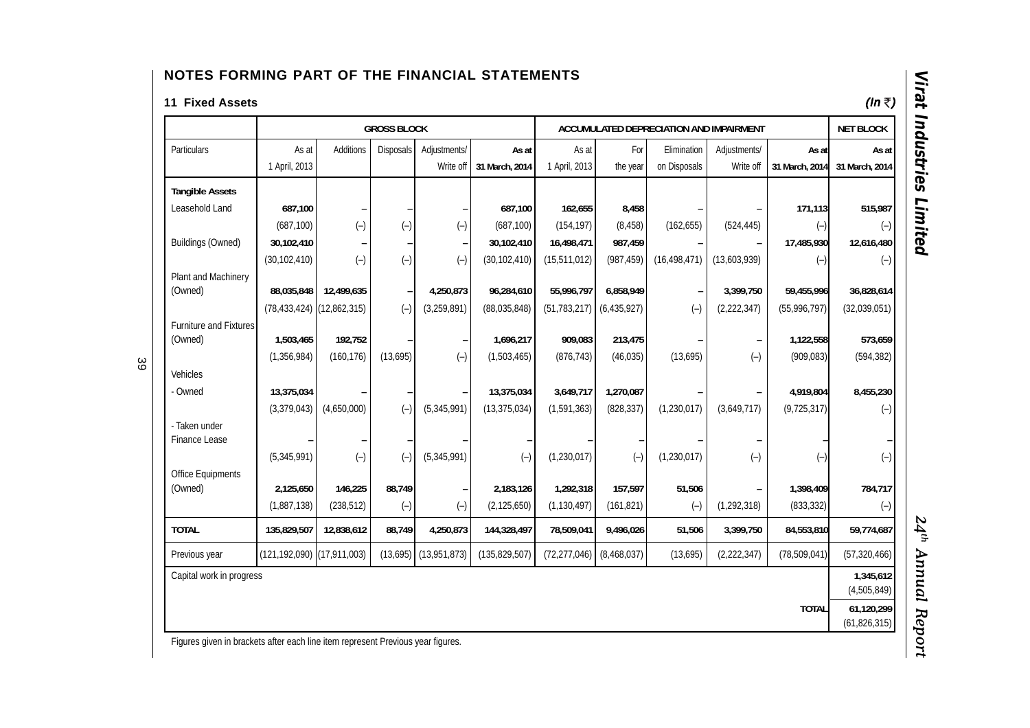## NOTES FORMING PART OF THE FINANCIAL STATEMENTS

### 11 Fixed Assets

*(In ₹)*

| | GROSS BLOCK | | | | | ACCUMULATED DEPRECIATION AND IMPAIRMENT | | | | | NET BLOCK |
|---|---|---|---|---|---|---|---|---|---|---|---|
| Particulars | As at 1 April, 2013 | Additions | Disposals | Adjustments/ Write off | **As at 31 March, 2014** | As at 1 April, 2013 | For the year | Elimination on Disposals | Adjustments/ Write off | **As at 31 March, 2014** | **As at 31 March, 2014** |
| **Tangible Assets** | | | | | | | | | | | |
| Leasehold Land | **687,100** | **–** | **–** | **–** | **687,100** | **162,655** | **8,458** | **–** | **–** | **171,113** | **515,987** |
| | (687,100) | (–) | (–) | (–) | (687,100) | (154,197) | (8,458) | (162,655) | (524,445) | (–) | (–) |
| Buildings (Owned) | **30,102,410** | **–** | **–** | **–** | **30,102,410** | **16,498,471** | **987,459** | **–** | **–** | **17,485,930** | **12,616,480** |
| | (30,102,410) | (–) | (–) | (–) | (30,102,410) | (15,511,012) | (987,459) | (16,498,471) | (13,603,939) | (–) | (–) |
| Plant and Machinery (Owned) | **88,035,848** | **12,499,635** | **–** | **4,250,873** | **96,284,610** | **55,996,797** | **6,858,949** | **–** | **3,399,750** | **59,455,996** | **36,828,614** |
| | (78,433,424) | (12,862,315) | (–) | (3,259,891) | (88,035,848) | (51,783,217) | (6,435,927) | (–) | (2,222,347) | (55,996,797) | (32,039,051) |
| Furniture and Fixtures (Owned) | **1,503,465** | **192,752** | **–** | **–** | **1,696,217** | **909,083** | **213,475** | **–** | **–** | **1,122,558** | **573,659** |
| | (1,356,984) | (160,176) | (13,695) | (–) | (1,503,465) | (876,743) | (46,035) | (13,695) | (–) | (909,083) | (594,382) |
| Vehicles | | | | | | | | | | | |
| - Owned | **13,375,034** | **–** | **–** | **–** | **13,375,034** | **3,649,717** | **1,270,087** | **–** | **–** | **4,919,804** | **8,455,230** |
| | (3,379,043) | (4,650,000) | (–) | (5,345,991) | (13,375,034) | (1,591,363) | (828,337) | (1,230,017) | (3,649,717) | (9,725,317) | (–) |
| - Taken under Finance Lease | **–** | **–** | **–** | **–** | **–** | **–** | **–** | **–** | **–** | **–** | **–** |
| | (5,345,991) | (–) | (–) | (5,345,991) | (–) | (1,230,017) | (–) | (1,230,017) | (–) | (–) | (–) |
| Office Equipments (Owned) | **2,125,650** | **146,225** | **88,749** | **–** | **2,183,126** | **1,292,318** | **157,597** | **51,506** | **–** | **1,398,409** | **784,717** |
| | (1,887,138) | (238,512) | (–) | (–) | (2,125,650) | (1,130,497) | (161,821) | (–) | (1,292,318) | (833,332) | (–) |
| **TOTAL** | **135,829,507** | **12,838,612** | **88,749** | **4,250,873** | **144,328,497** | **78,509,041** | **9,496,026** | **51,506** | **3,399,750** | **84,553,810** | **59,774,687** |
| Previous year | (121,192,090) | (17,911,003) | (13,695) | (13,951,873) | (135,829,507) | (72,277,046) | (8,468,037) | (13,695) | (2,222,347) | (78,509,041) | (57,320,466) |
| Capital work in progress | | | | | | | | | | | **1,345,612** (4,505,849) |
| | | | | | | | | | | **TOTAL** | **61,120,299** (61,826,315) |

Figures given in brackets after each line item represent Previous year figures.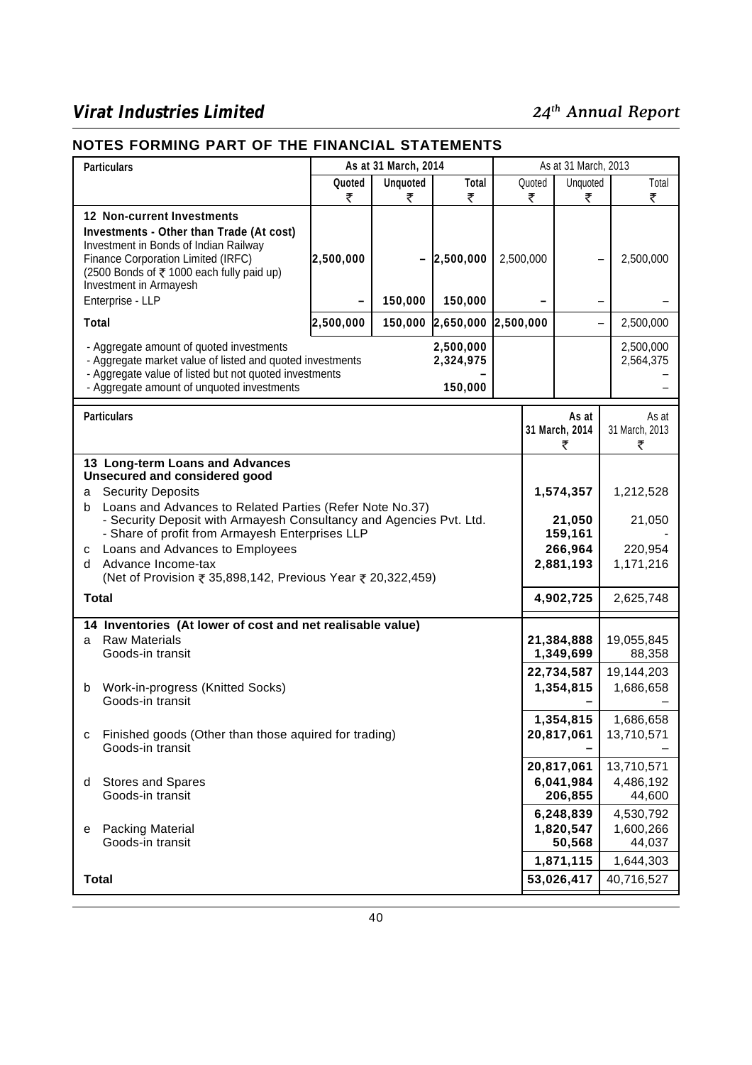## NOTES FORMING PART OF THE FINANCIAL STATEMENTS

| Particulars | As at 31 March, 2014 | | | As at 31 March, 2013 | | |
|---|---|---|---|---|---|---|
| | Quoted ₹ | Unquoted ₹ | Total ₹ | Quoted ₹ | Unquoted ₹ | Total ₹ |
| **12 Non-current Investments** | | | | | | |
| **Investments - Other than Trade (At cost)** | | | | | | |
| Investment in Bonds of Indian Railway Finance Corporation Limited (IRFC) (2500 Bonds of ₹ 1000 each fully paid up) | 2,500,000 | – | 2,500,000 | 2,500,000 | – | 2,500,000 |
| Investment in Armayesh Enterprise - LLP | – | 150,000 | 150,000 | – | – | – |
| **Total** | 2,500,000 | 150,000 | 2,650,000 | 2,500,000 | – | 2,500,000 |
| - Aggregate amount of quoted investments | | | 2,500,000 | | | 2,500,000 |
| - Aggregate market value of listed and quoted investments | | | 2,324,975 | | | 2,564,375 |
| - Aggregate value of listed but not quoted investments | | | – | | | – |
| - Aggregate amount of unquoted investments | | | 150,000 | | | – |

| Particulars | As at 31 March, 2014 ₹ | As at 31 March, 2013 ₹ |
|---|---|---|
| **13 Long-term Loans and Advances** | | |
| **Unsecured and considered good** | | |
| a Security Deposits | 1,574,357 | 1,212,528 |
| b Loans and Advances to Related Parties (Refer Note No.37) | | |
| - Security Deposit with Armayesh Consultancy and Agencies Pvt. Ltd. | 21,050 | 21,050 |
| - Share of profit from Armayesh Enterprises LLP | 159,161 | - |
| c Loans and Advances to Employees | 266,964 | 220,954 |
| d Advance Income-tax (Net of Provision ₹ 35,898,142, Previous Year ₹ 20,322,459) | 2,881,193 | 1,171,216 |
| **Total** | 4,902,725 | 2,625,748 |
| **14 Inventories (At lower of cost and net realisable value)** | | |
| a Raw Materials | 21,384,888 | 19,055,845 |
| Goods-in transit | 1,349,699 | 88,358 |
| | 22,734,587 | 19,144,203 |
| b Work-in-progress (Knitted Socks) | 1,354,815 | 1,686,658 |
| Goods-in transit | – | |
| | 1,354,815 | 1,686,658 |
| c Finished goods (Other than those aquired for trading) | 20,817,061 | 13,710,571 |
| Goods-in transit | – | – |
| | 20,817,061 | 13,710,571 |
| d Stores and Spares | 6,041,984 | 4,486,192 |
| Goods-in transit | 206,855 | 44,600 |
| | 6,248,839 | 4,530,792 |
| e Packing Material | 1,820,547 | 1,600,266 |
| Goods-in transit | 50,568 | 44,037 |
| | 1,871,115 | 1,644,303 |
| **Total** | 53,026,417 | 40,716,527 |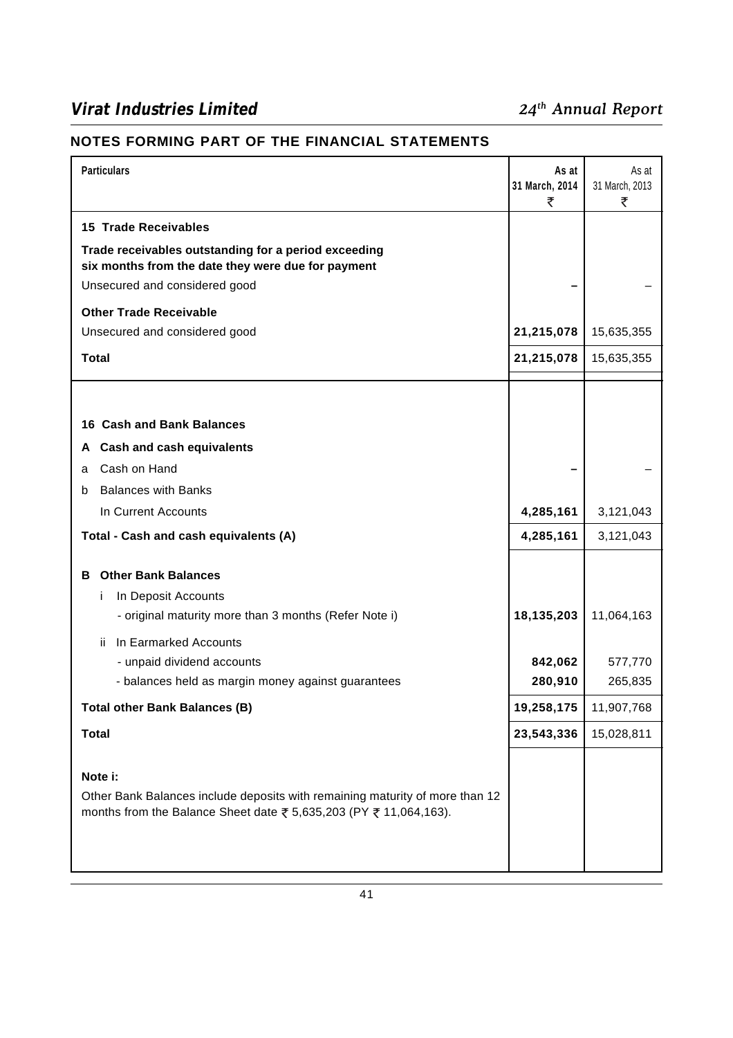## NOTES FORMING PART OF THE FINANCIAL STATEMENTS

| Particulars | As at 31 March, 2014 ₹ | As at 31 March, 2013 ₹ |
|---|---|---|
| **15 Trade Receivables** | | |
| **Trade receivables outstanding for a period exceeding six months from the date they were due for payment** | | |
| Unsecured and considered good | – | – |
| **Other Trade Receivable** | | |
| Unsecured and considered good | **21,215,078** | 15,635,355 |
| **Total** | **21,215,078** | 15,635,355 |

| Particulars | As at 31 March, 2014 ₹ | As at 31 March, 2013 ₹ |
|---|---|---|
| **16 Cash and Bank Balances** | | |
| **A Cash and cash equivalents** | | |
| a Cash on Hand | – | – |
| b Balances with Banks | | |
| In Current Accounts | **4,285,161** | 3,121,043 |
| **Total - Cash and cash equivalents (A)** | **4,285,161** | 3,121,043 |
| **B Other Bank Balances** | | |
| i In Deposit Accounts | | |
| - original maturity more than 3 months (Refer Note i) | **18,135,203** | 11,064,163 |
| ii In Earmarked Accounts | | |
| - unpaid dividend accounts | **842,062** | 577,770 |
| - balances held as margin money against guarantees | **280,910** | 265,835 |
| **Total other Bank Balances (B)** | **19,258,175** | 11,907,768 |
| **Total** | **23,543,336** | 15,028,811 |

**Note i:**

Other Bank Balances include deposits with remaining maturity of more than 12 months from the Balance Sheet date ₹ 5,635,203 (PY ₹ 11,064,163).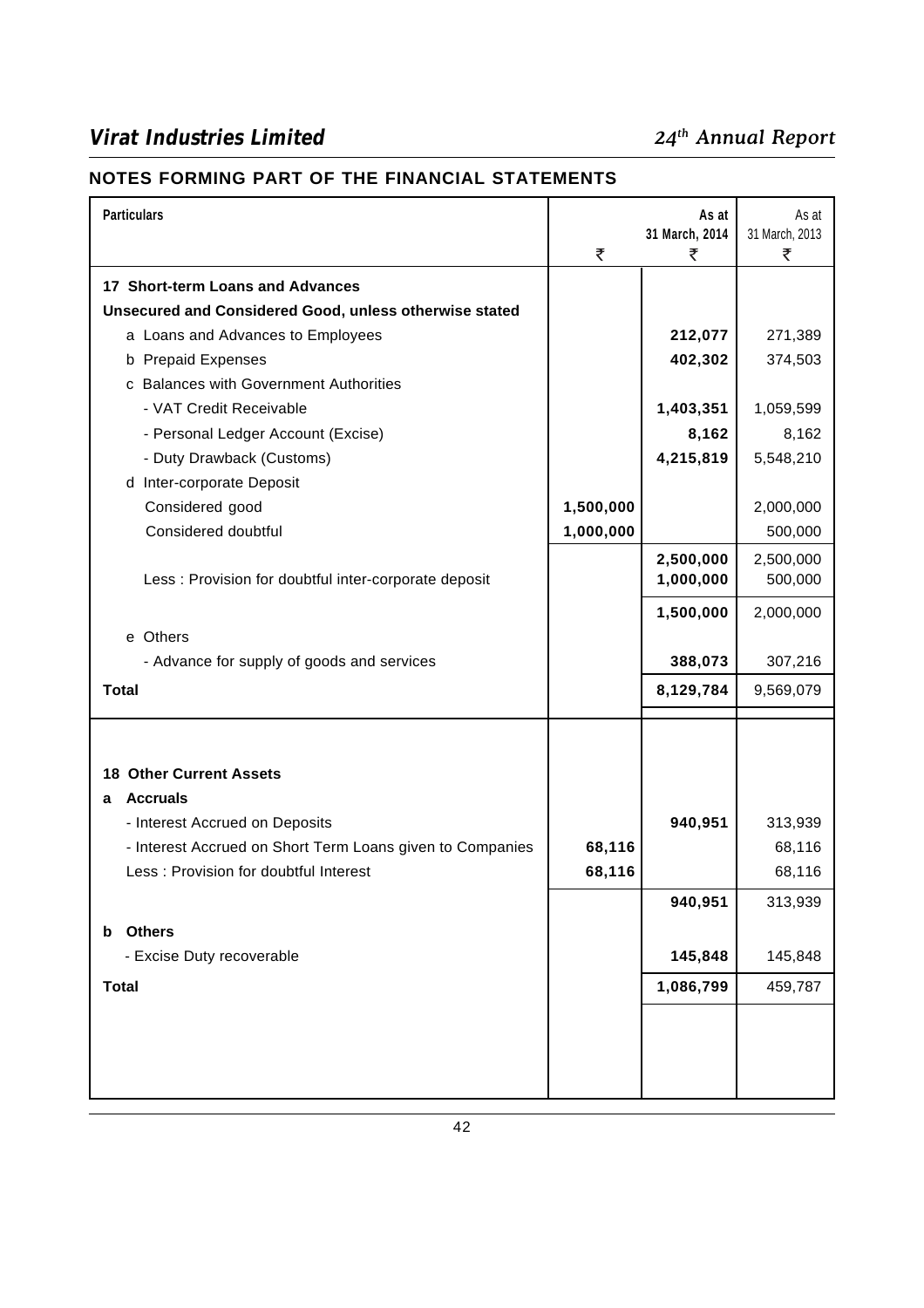## NOTES FORMING PART OF THE FINANCIAL STATEMENTS

| Particulars | ₹ | As at 31 March, 2014 ₹ | As at 31 March, 2013 ₹ |
|---|---|---|---|
| **17 Short-term Loans and Advances** | | | |
| **Unsecured and Considered Good, unless otherwise stated** | | | |
| a Loans and Advances to Employees | | **212,077** | 271,389 |
| b Prepaid Expenses | | **402,302** | 374,503 |
| c Balances with Government Authorities | | | |
| - VAT Credit Receivable | | **1,403,351** | 1,059,599 |
| - Personal Ledger Account (Excise) | | **8,162** | 8,162 |
| - Duty Drawback (Customs) | | **4,215,819** | 5,548,210 |
| d Inter-corporate Deposit | | | |
| Considered good | **1,500,000** | | 2,000,000 |
| Considered doubtful | **1,000,000** | | 500,000 |
| | | **2,500,000** | 2,500,000 |
| Less : Provision for doubtful inter-corporate deposit | | **1,000,000** | 500,000 |
| | | **1,500,000** | 2,000,000 |
| e Others | | | |
| - Advance for supply of goods and services | | **388,073** | 307,216 |
| **Total** | | **8,129,784** | 9,569,079 |
| **18 Other Current Assets** | | | |
| **a Accruals** | | | |
| - Interest Accrued on Deposits | | **940,951** | 313,939 |
| - Interest Accrued on Short Term Loans given to Companies | **68,116** | | 68,116 |
| Less : Provision for doubtful Interest | **68,116** | | 68,116 |
| | | **940,951** | 313,939 |
| **b Others** | | | |
| - Excise Duty recoverable | | **145,848** | 145,848 |
| **Total** | | **1,086,799** | 459,787 |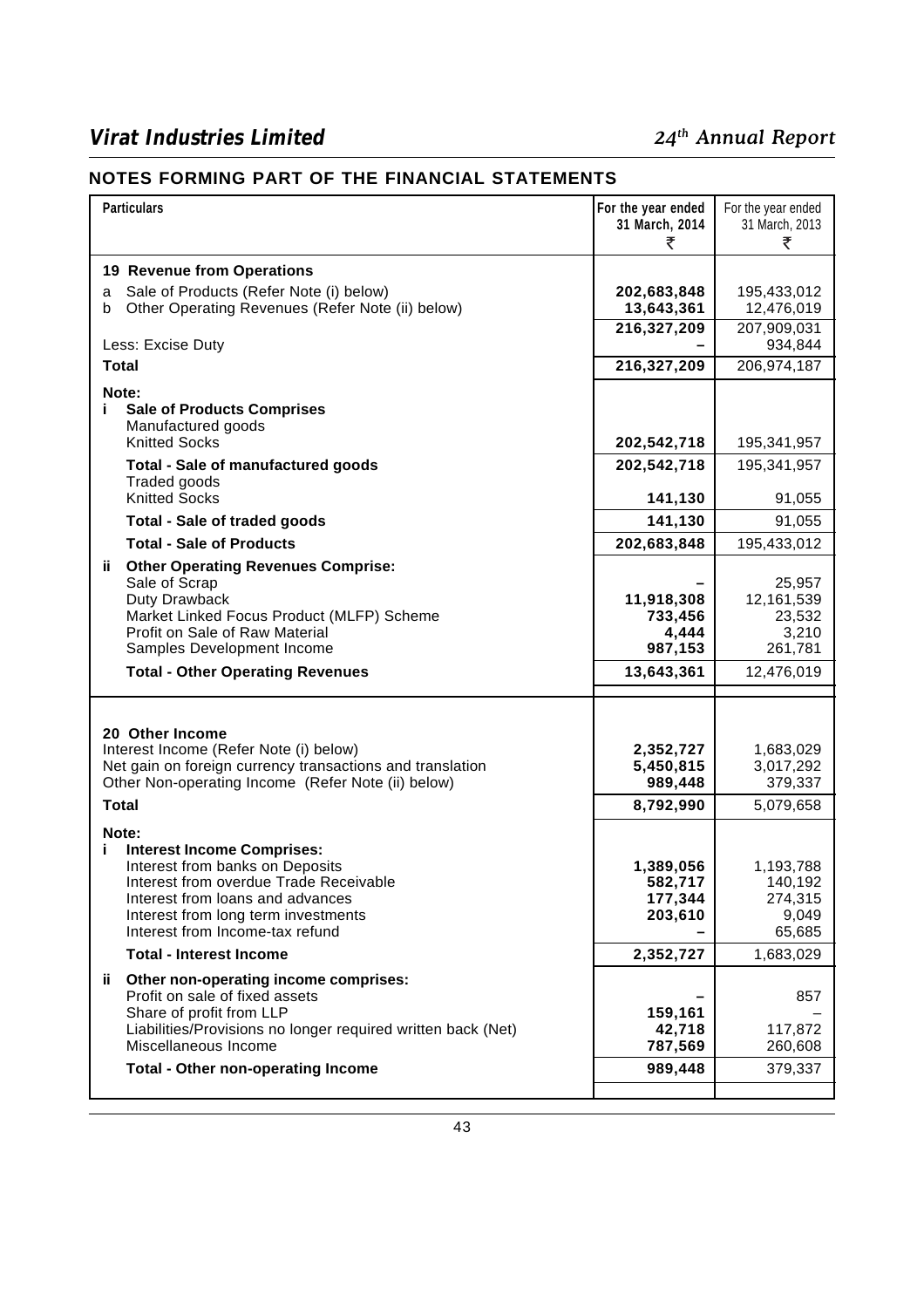## NOTES FORMING PART OF THE FINANCIAL STATEMENTS

| Particulars | For the year ended 31 March, 2014 ₹ | For the year ended 31 March, 2013 ₹ |
|---|---|---|
| **19 Revenue from Operations** | | |
| a Sale of Products (Refer Note (i) below) | **202,683,848** | 195,433,012 |
| b Other Operating Revenues (Refer Note (ii) below) | **13,643,361** | 12,476,019 |
| | **216,327,209** | 207,909,031 |
| Less: Excise Duty | **–** | 934,844 |
| **Total** | **216,327,209** | 206,974,187 |
| **Note:** | | |
| **i Sale of Products Comprises** | | |
| Manufactured goods | | |
| Knitted Socks | **202,542,718** | 195,341,957 |
| **Total - Sale of manufactured goods** | **202,542,718** | 195,341,957 |
| Traded goods | | |
| Knitted Socks | **141,130** | 91,055 |
| **Total - Sale of traded goods** | **141,130** | 91,055 |
| **Total - Sale of Products** | **202,683,848** | 195,433,012 |
| **ii Other Operating Revenues Comprise:** | | |
| Sale of Scrap | **–** | 25,957 |
| Duty Drawback | **11,918,308** | 12,161,539 |
| Market Linked Focus Product (MLFP) Scheme | **733,456** | 23,532 |
| Profit on Sale of Raw Material | **4,444** | 3,210 |
| Samples Development Income | **987,153** | 261,781 |
| **Total - Other Operating Revenues** | **13,643,361** | 12,476,019 |
| | | |
| **20 Other Income** | | |
| Interest Income (Refer Note (i) below) | **2,352,727** | 1,683,029 |
| Net gain on foreign currency transactions and translation | **5,450,815** | 3,017,292 |
| Other Non-operating Income (Refer Note (ii) below) | **989,448** | 379,337 |
| **Total** | **8,792,990** | 5,079,658 |
| **Note:** | | |
| **i Interest Income Comprises:** | | |
| Interest from banks on Deposits | **1,389,056** | 1,193,788 |
| Interest from overdue Trade Receivable | **582,717** | 140,192 |
| Interest from loans and advances | **177,344** | 274,315 |
| Interest from long term investments | **203,610** | 9,049 |
| Interest from Income-tax refund | **–** | 65,685 |
| **Total - Interest Income** | **2,352,727** | 1,683,029 |
| **ii Other non-operating income comprises:** | | |
| Profit on sale of fixed assets | **–** | 857 |
| Share of profit from LLP | **159,161** | – |
| Liabilities/Provisions no longer required written back (Net) | **42,718** | 117,872 |
| Miscellaneous Income | **787,569** | 260,608 |
| **Total - Other non-operating Income** | **989,448** | 379,337 |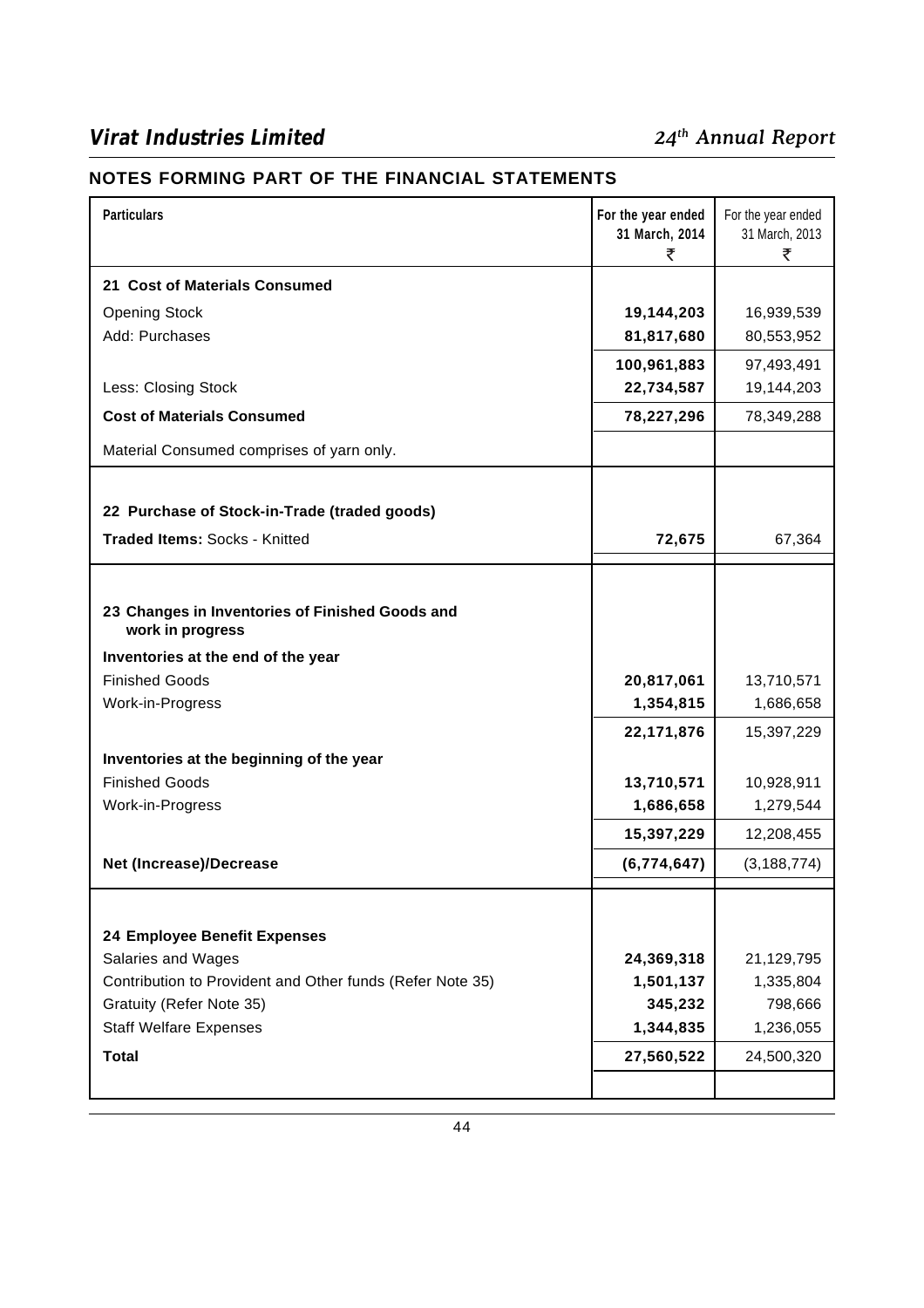## NOTES FORMING PART OF THE FINANCIAL STATEMENTS

| Particulars | For the year ended 31 March, 2014 ₹ | For the year ended 31 March, 2013 ₹ |
|---|---|---|
| **21 Cost of Materials Consumed** | | |
| Opening Stock | **19,144,203** | 16,939,539 |
| Add: Purchases | **81,817,680** | 80,553,952 |
| | **100,961,883** | 97,493,491 |
| Less: Closing Stock | **22,734,587** | 19,144,203 |
| **Cost of Materials Consumed** | **78,227,296** | 78,349,288 |
| Material Consumed comprises of yarn only. | | |
| **22 Purchase of Stock-in-Trade (traded goods)** | | |
| **Traded Items:** Socks - Knitted | **72,675** | 67,364 |
| **23 Changes in Inventories of Finished Goods and work in progress** | | |
| **Inventories at the end of the year** | | |
| Finished Goods | **20,817,061** | 13,710,571 |
| Work-in-Progress | **1,354,815** | 1,686,658 |
| | **22,171,876** | 15,397,229 |
| **Inventories at the beginning of the year** | | |
| Finished Goods | **13,710,571** | 10,928,911 |
| Work-in-Progress | **1,686,658** | 1,279,544 |
| | **15,397,229** | 12,208,455 |
| **Net (Increase)/Decrease** | **(6,774,647)** | (3,188,774) |
| **24 Employee Benefit Expenses** | | |
| Salaries and Wages | **24,369,318** | 21,129,795 |
| Contribution to Provident and Other funds (Refer Note 35) | **1,501,137** | 1,335,804 |
| Gratuity (Refer Note 35) | **345,232** | 798,666 |
| Staff Welfare Expenses | **1,344,835** | 1,236,055 |
| **Total** | **27,560,522** | 24,500,320 |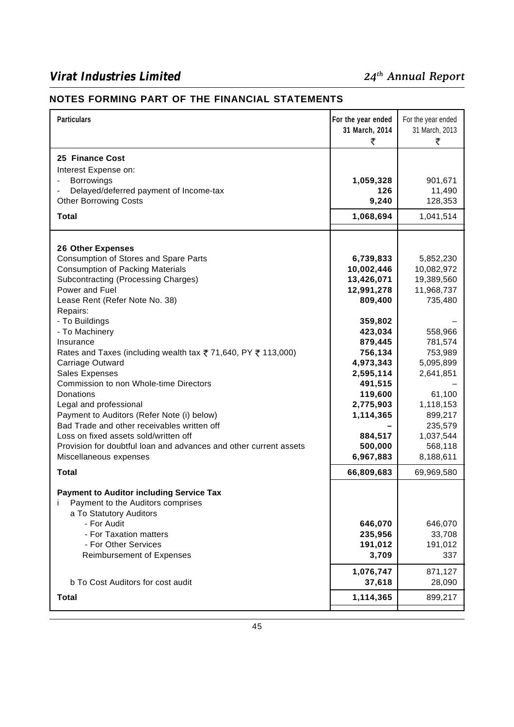## NOTES FORMING PART OF THE FINANCIAL STATEMENTS

| Particulars | For the year ended 31 March, 2014 ₹ | For the year ended 31 March, 2013 ₹ |
|---|---|---|
| **25 Finance Cost** | | |
| Interest Expense on: | | |
| - Borrowings | **1,059,328** | 901,671 |
| - Delayed/deferred payment of Income-tax | **126** | 11,490 |
| Other Borrowing Costs | **9,240** | 128,353 |
| **Total** | **1,068,694** | 1,041,514 |
| **26 Other Expenses** | | |
| Consumption of Stores and Spare Parts | **6,739,833** | 5,852,230 |
| Consumption of Packing Materials | **10,002,446** | 10,082,972 |
| Subcontracting (Processing Charges) | **13,426,071** | 19,389,560 |
| Power and Fuel | **12,991,278** | 11,968,737 |
| Lease Rent (Refer Note No. 38) | **809,400** | 735,480 |
| Repairs: | | |
| - To Buildings | **359,802** | – |
| - To Machinery | **423,034** | 558,966 |
| Insurance | **879,445** | 781,574 |
| Rates and Taxes (including wealth tax ₹ 71,640, PY ₹ 113,000) | **756,134** | 753,989 |
| Carriage Outward | **4,973,343** | 5,095,899 |
| Sales Expenses | **2,595,114** | 2,641,851 |
| Commission to non Whole-time Directors | **491,515** | – |
| Donations | **119,600** | 61,100 |
| Legal and professional | **2,775,903** | 1,118,153 |
| Payment to Auditors (Refer Note (i) below) | **1,114,365** | 899,217 |
| Bad Trade and other receivables written off | **–** | 235,579 |
| Loss on fixed assets sold/written off | **884,517** | 1,037,544 |
| Provision for doubtful loan and advances and other current assets | **500,000** | 568,118 |
| Miscellaneous expenses | **6,967,883** | 8,188,611 |
| **Total** | **66,809,683** | 69,969,580 |
| **Payment to Auditor including Service Tax** | | |
| i Payment to the Auditors comprises | | |
| a To Statutory Auditors | | |
| - For Audit | **646,070** | 646,070 |
| - For Taxation matters | **235,956** | 33,708 |
| - For Other Services | **191,012** | 191,012 |
| Reimbursement of Expenses | **3,709** | 337 |
| | **1,076,747** | 871,127 |
| b To Cost Auditors for cost audit | **37,618** | 28,090 |
| **Total** | **1,114,365** | 899,217 |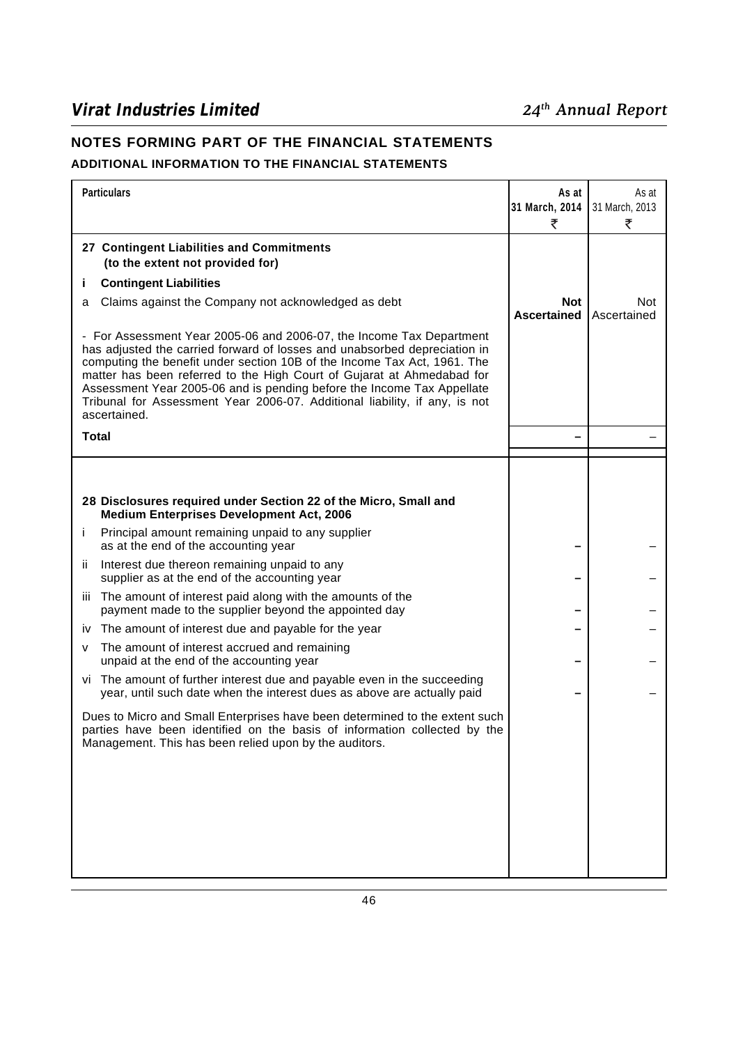## NOTES FORMING PART OF THE FINANCIAL STATEMENTS

### ADDITIONAL INFORMATION TO THE FINANCIAL STATEMENTS

| Particulars | As at 31 March, 2014 ₹ | As at 31 March, 2013 ₹ |
|---|---|---|
| **27 Contingent Liabilities and Commitments (to the extent not provided for)** | | |
| **i Contingent Liabilities** | | |
| a Claims against the Company not acknowledged as debt | **Not Ascertained** | Not Ascertained |
| - For Assessment Year 2005-06 and 2006-07, the Income Tax Department has adjusted the carried forward of losses and unabsorbed depreciation in computing the benefit under section 10B of the Income Tax Act, 1961. The matter has been referred to the High Court of Gujarat at Ahmedabad for Assessment Year 2005-06 and is pending before the Income Tax Appellate Tribunal for Assessment Year 2006-07. Additional liability, if any, is not ascertained. | | |
| **Total** | **–** | – |
| **28 Disclosures required under Section 22 of the Micro, Small and Medium Enterprises Development Act, 2006** | | |
| i Principal amount remaining unpaid to any supplier as at the end of the accounting year | **–** | – |
| ii Interest due thereon remaining unpaid to any supplier as at the end of the accounting year | **–** | – |
| iii The amount of interest paid along with the amounts of the payment made to the supplier beyond the appointed day | **–** | – |
| iv The amount of interest due and payable for the year | **–** | – |
| v The amount of interest accrued and remaining unpaid at the end of the accounting year | **–** | – |
| vi The amount of further interest due and payable even in the succeeding year, until such date when the interest dues as above are actually paid | **–** | – |
| Dues to Micro and Small Enterprises have been determined to the extent such parties have been identified on the basis of information collected by the Management. This has been relied upon by the auditors. | | |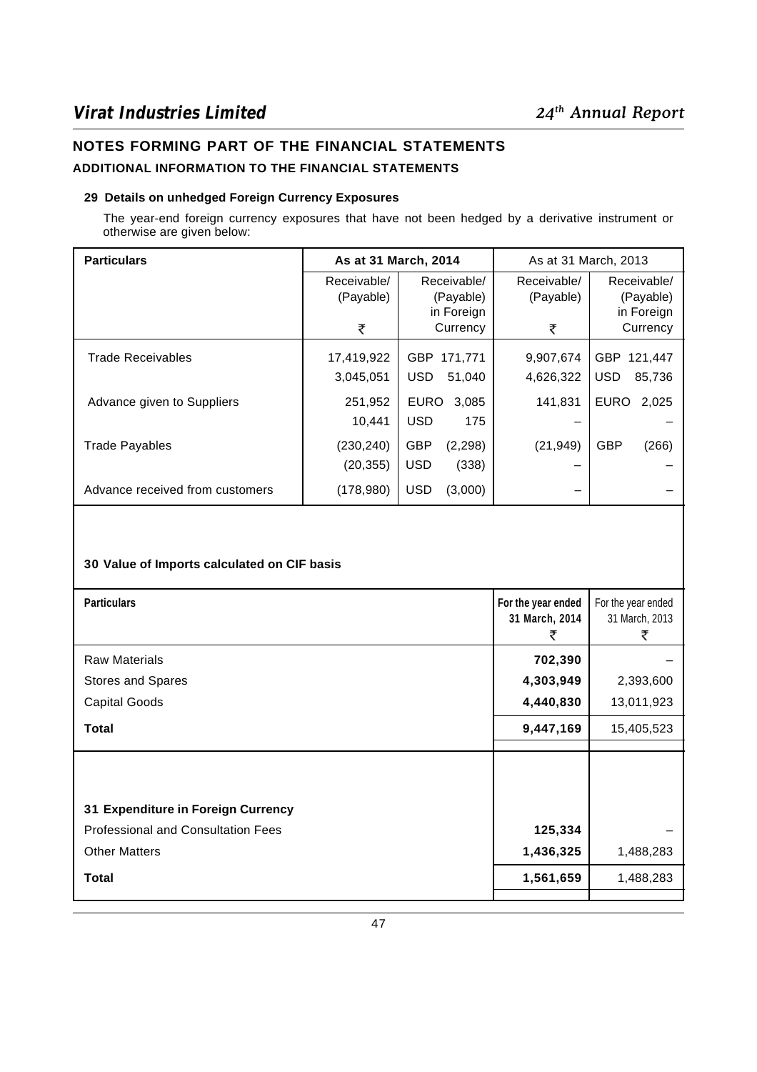## NOTES FORMING PART OF THE FINANCIAL STATEMENTS

### ADDITIONAL INFORMATION TO THE FINANCIAL STATEMENTS

#### 29 Details on unhedged Foreign Currency Exposures

The year-end foreign currency exposures that have not been hedged by a derivative instrument or otherwise are given below:

| Particulars | As at 31 March, 2014 | | As at 31 March, 2013 | |
|---|---|---|---|---|
| | Receivable/ (Payable) ₹ | Receivable/ (Payable) in Foreign Currency | Receivable/ (Payable) ₹ | Receivable/ (Payable) in Foreign Currency |
| Trade Receivables | 17,419,922 | GBP 171,771 | 9,907,674 | GBP 121,447 |
| | 3,045,051 | USD 51,040 | 4,626,322 | USD 85,736 |
| Advance given to Suppliers | 251,952 | EURO 3,085 | 141,831 | EURO 2,025 |
| | 10,441 | USD 175 | – | – |
| Trade Payables | (230,240) | GBP (2,298) | (21,949) | GBP (266) |
| | (20,355) | USD (338) | – | – |
| Advance received from customers | (178,980) | USD (3,000) | – | – |

#### 30 Value of Imports calculated on CIF basis

| Particulars | For the year ended 31 March, 2014 ₹ | For the year ended 31 March, 2013 ₹ |
|---|---|---|
| Raw Materials | **702,390** | – |
| Stores and Spares | **4,303,949** | 2,393,600 |
| Capital Goods | **4,440,830** | 13,011,923 |
| **Total** | **9,447,169** | 15,405,523 |

#### 31 Expenditure in Foreign Currency

| Particulars | For the year ended 31 March, 2014 ₹ | For the year ended 31 March, 2013 ₹ |
|---|---|---|
| Professional and Consultation Fees | **125,334** | – |
| Other Matters | **1,436,325** | 1,488,283 |
| **Total** | **1,561,659** | 1,488,283 |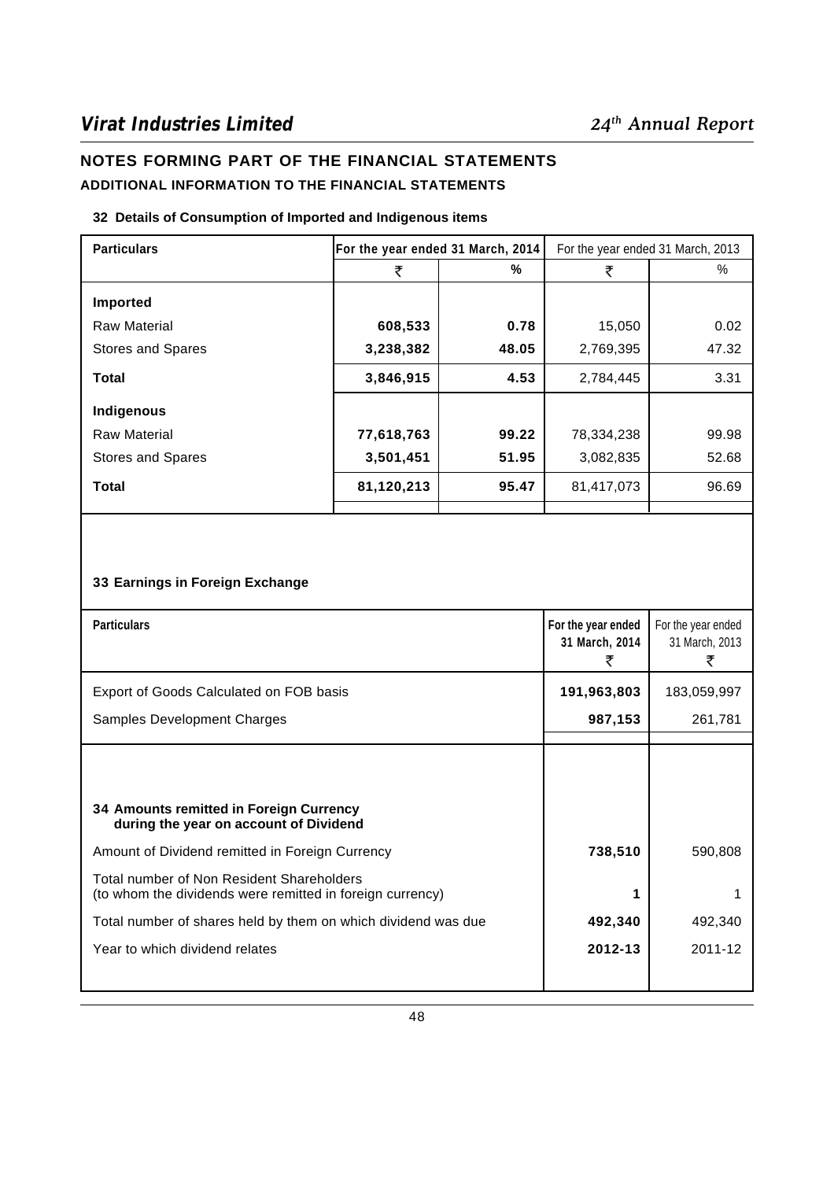# NOTES FORMING PART OF THE FINANCIAL STATEMENTS

## ADDITIONAL INFORMATION TO THE FINANCIAL STATEMENTS

### 32 Details of Consumption of Imported and Indigenous items

| Particulars | For the year ended 31 March, 2014 | | For the year ended 31 March, 2013 | |
|---|---|---|---|---|
| | ₹ | % | ₹ | % |
| **Imported** | | | | |
| Raw Material | **608,533** | **0.78** | 15,050 | 0.02 |
| Stores and Spares | **3,238,382** | **48.05** | 2,769,395 | 47.32 |
| **Total** | **3,846,915** | **4.53** | 2,784,445 | 3.31 |
| **Indigenous** | | | | |
| Raw Material | **77,618,763** | **99.22** | 78,334,238 | 99.98 |
| Stores and Spares | **3,501,451** | **51.95** | 3,082,835 | 52.68 |
| **Total** | **81,120,213** | **95.47** | 81,417,073 | 96.69 |

### 33 Earnings in Foreign Exchange

| Particulars | For the year ended 31 March, 2014 ₹ | For the year ended 31 March, 2013 ₹ |
|---|---|---|
| Export of Goods Calculated on FOB basis | **191,963,803** | 183,059,997 |
| Samples Development Charges | **987,153** | 261,781 |

### 34 Amounts remitted in Foreign Currency during the year on account of Dividend

| Particulars | For the year ended 31 March, 2014 | For the year ended 31 March, 2013 |
|---|---|---|
| Amount of Dividend remitted in Foreign Currency | **738,510** | 590,808 |
| Total number of Non Resident Shareholders (to whom the dividends were remitted in foreign currency) | **1** | 1 |
| Total number of shares held by them on which dividend was due | **492,340** | 492,340 |
| Year to which dividend relates | **2012-13** | 2011-12 |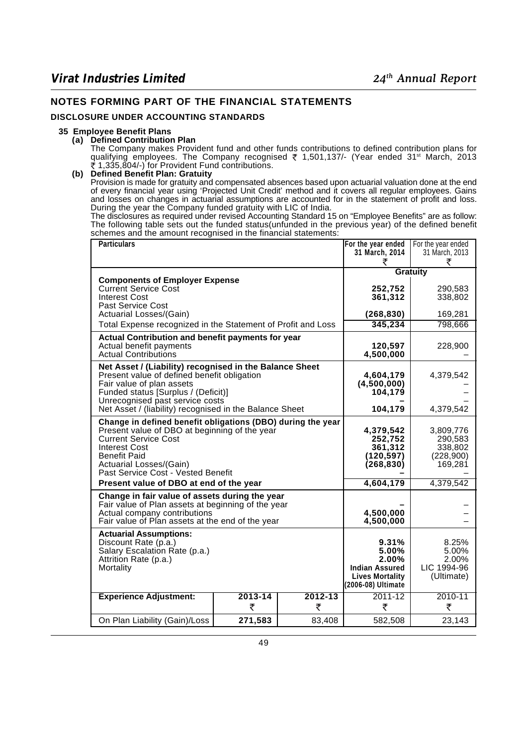## NOTES FORMING PART OF THE FINANCIAL STATEMENTS

### DISCLOSURE UNDER ACCOUNTING STANDARDS

**35 Employee Benefit Plans**

**(a) Defined Contribution Plan**

The Company makes Provident fund and other funds contributions to defined contribution plans for qualifying employees. The Company recognised ₹ 1,501,137/- (Year ended 31st March, 2013 ₹ 1,335,804/-) for Provident Fund contributions.

**(b) Defined Benefit Plan: Gratuity**

Provision is made for gratuity and compensated absences based upon actuarial valuation done at the end of every financial year using 'Projected Unit Credit' method and it covers all regular employees. Gains and losses on changes in actuarial assumptions are accounted for in the statement of profit and loss. During the year the Company funded gratuity with LIC of India.

The disclosures as required under revised Accounting Standard 15 on "Employee Benefits" are as follow: The following table sets out the funded status(unfunded in the previous year) of the defined benefit schemes and the amount recognised in the financial statements:

| Particulars | For the year ended 31 March, 2014 ₹ | For the year ended 31 March, 2013 ₹ |
|---|---|---|
| | **Gratuity** | |
| **Components of Employer Expense** | | |
| Current Service Cost | **252,752** | 290,583 |
| Interest Cost | **361,312** | 338,802 |
| Past Service Cost | | |
| Actuarial Losses/(Gain) | **(268,830)** | 169,281 |
| Total Expense recognized in the Statement of Profit and Loss | **345,234** | 798,666 |
| **Actual Contribution and benefit payments for year** | | |
| Actual benefit payments | **120,597** | 228,900 |
| Actual Contributions | **4,500,000** | – |
| **Net Asset / (Liability) recognised in the Balance Sheet** | | |
| Present value of defined benefit obligation | **4,604,179** | 4,379,542 |
| Fair value of plan assets | **(4,500,000)** | – |
| Funded status [Surplus / (Deficit)] | **104,179** | – |
| Unrecognised past service costs | **–** | – |
| Net Asset / (liability) recognised in the Balance Sheet | **104,179** | 4,379,542 |
| **Change in defined benefit obligations (DBO) during the year** | | |
| Present value of DBO at beginning of the year | **4,379,542** | 3,809,776 |
| Current Service Cost | **252,752** | 290,583 |
| Interest Cost | **361,312** | 338,802 |
| Benefit Paid | **(120,597)** | (228,900) |
| Actuarial Losses/(Gain) | **(268,830)** | 169,281 |
| Past Service Cost - Vested Benefit | **–** | – |
| **Present value of DBO at end of the year** | **4,604,179** | 4,379,542 |
| **Change in fair value of assets during the year** | | |
| Fair value of Plan assets at beginning of the year | **–** | – |
| Actual company contributions | **4,500,000** | – |
| Fair value of Plan assets at the end of the year | **4,500,000** | – |
| **Actuarial Assumptions:** | | |
| Discount Rate (p.a.) | **9.31%** | 8.25% |
| Salary Escalation Rate (p.a.) | **5.00%** | 5.00% |
| Attrition Rate (p.a.) | **2.00%** | 2.00% |
| Mortality | **Indian Assured Lives Mortality (2006-08) Ultimate** | LIC 1994-96 (Ultimate) |

| Experience Adjustment: | 2013-14 ₹ | 2012-13 ₹ | 2011-12 ₹ | 2010-11 ₹ |
|---|---|---|---|---|
| On Plan Liability (Gain)/Loss | **271,583** | 83,408 | 582,508 | 23,143 |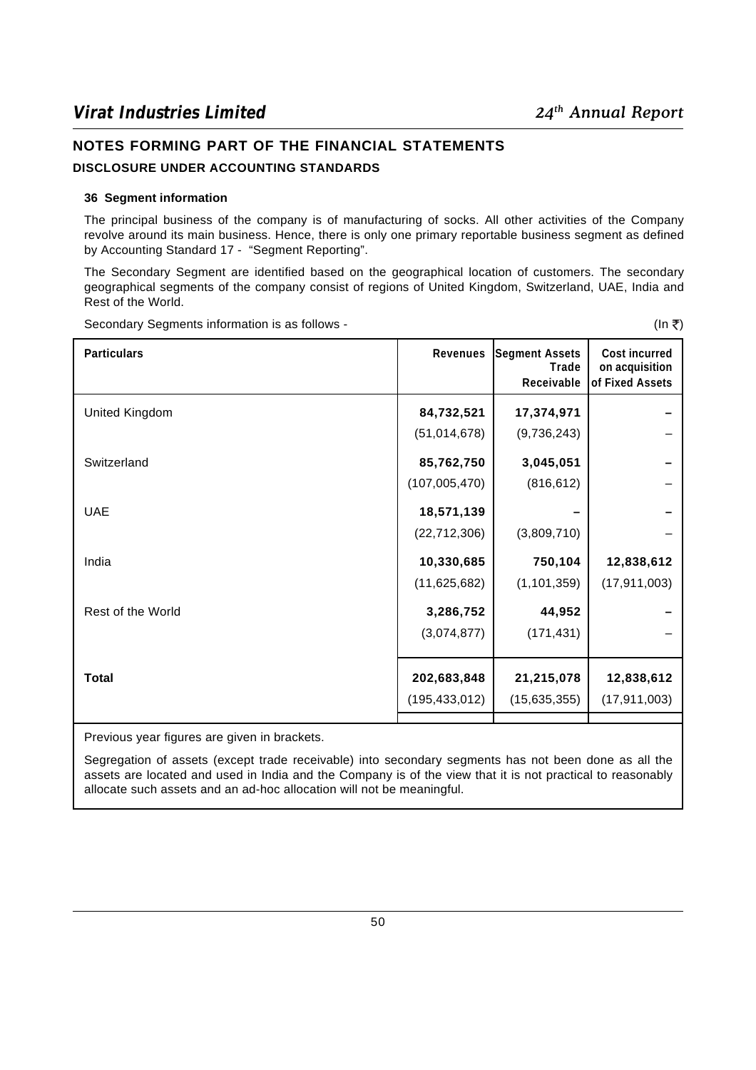## NOTES FORMING PART OF THE FINANCIAL STATEMENTS

### DISCLOSURE UNDER ACCOUNTING STANDARDS

**36 Segment information**

The principal business of the company is of manufacturing of socks. All other activities of the Company revolve around its main business. Hence, there is only one primary reportable business segment as defined by Accounting Standard 17 - "Segment Reporting".

The Secondary Segment are identified based on the geographical location of customers. The secondary geographical segments of the company consist of regions of United Kingdom, Switzerland, UAE, India and Rest of the World.

Secondary Segments information is as follows - (In ₹)

| Particulars | Revenues | Segment Assets Trade Receivable | Cost incurred on acquisition of Fixed Assets |
|---|---|---|---|
| United Kingdom | **84,732,521** | **17,374,971** | **–** |
| | (51,014,678) | (9,736,243) | – |
| Switzerland | **85,762,750** | **3,045,051** | **–** |
| | (107,005,470) | (816,612) | – |
| UAE | **18,571,139** | **–** | **–** |
| | (22,712,306) | (3,809,710) | – |
| India | **10,330,685** | **750,104** | **12,838,612** |
| | (11,625,682) | (1,101,359) | (17,911,003) |
| Rest of the World | **3,286,752** | **44,952** | **–** |
| | (3,074,877) | (171,431) | – |
| **Total** | **202,683,848** | **21,215,078** | **12,838,612** |
| | (195,433,012) | (15,635,355) | (17,911,003) |

Previous year figures are given in brackets.

Segregation of assets (except trade receivable) into secondary segments has not been done as all the assets are located and used in India and the Company is of the view that it is not practical to reasonably allocate such assets and an ad-hoc allocation will not be meaningful.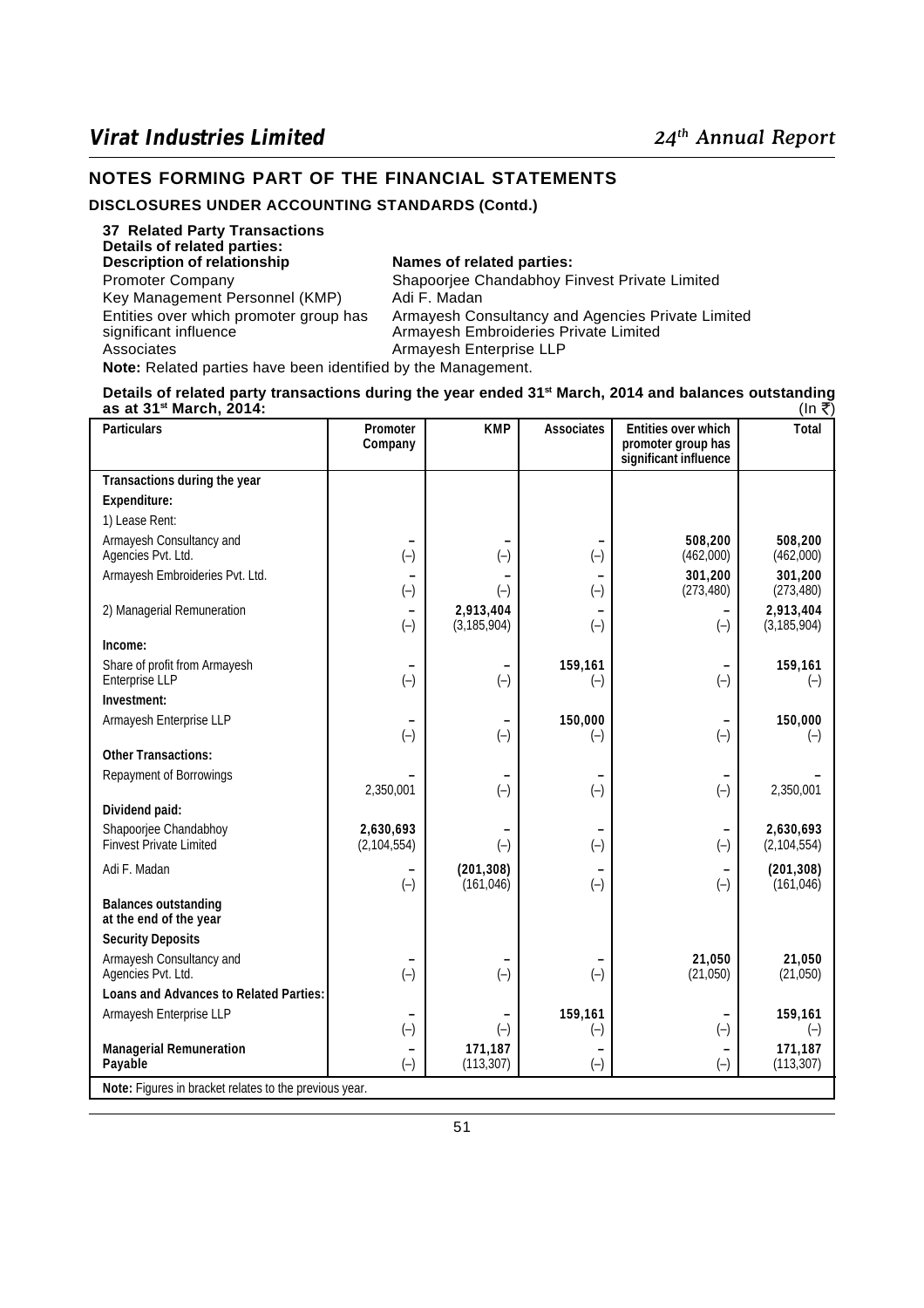## NOTES FORMING PART OF THE FINANCIAL STATEMENTS

### DISCLOSURES UNDER ACCOUNTING STANDARDS (Contd.)

**37 Related Party Transactions**

**Details of related parties:**

| **Description of relationship** | **Names of related parties:** |
|---|---|
| Promoter Company | Shapoorjee Chandabhoy Finvest Private Limited |
| Key Management Personnel (KMP) | Adi F. Madan |
| Entities over which promoter group has significant influence | Armayesh Consultancy and Agencies Private Limited<br>Armayesh Embroideries Private Limited |
| Associates | Armayesh Enterprise LLP |

**Note:** Related parties have been identified by the Management.

**Details of related party transactions during the year ended 31st March, 2014 and balances outstanding as at 31st March, 2014:** (In ₹)

| Particulars | Promoter Company | KMP | Associates | Entities over which promoter group has significant influence | Total |
|---|---|---|---|---|---|
| **Transactions during the year** | | | | | |
| **Expenditure:** | | | | | |
| 1) Lease Rent: | | | | | |
| Armayesh Consultancy and Agencies Pvt. Ltd. | –<br>(–) | –<br>(–) | –<br>(–) | **508,200**<br>(462,000) | **508,200**<br>(462,000) |
| Armayesh Embroideries Pvt. Ltd. | –<br>(–) | –<br>(–) | –<br>(–) | **301,200**<br>(273,480) | **301,200**<br>(273,480) |
| 2) Managerial Remuneration | –<br>(–) | **2,913,404**<br>(3,185,904) | –<br>(–) | –<br>(–) | **2,913,404**<br>(3,185,904) |
| **Income:** | | | | | |
| Share of profit from Armayesh Enterprise LLP | –<br>(–) | –<br>(–) | **159,161**<br>(–) | –<br>(–) | **159,161**<br>(–) |
| **Investment:** | | | | | |
| Armayesh Enterprise LLP | –<br>(–) | –<br>(–) | **150,000**<br>(–) | –<br>(–) | **150,000**<br>(–) |
| **Other Transactions:** | | | | | |
| Repayment of Borrowings | –<br>2,350,001 | –<br>(–) | –<br>(–) | –<br>(–) | –<br>2,350,001 |
| **Dividend paid:** | | | | | |
| Shapoorjee Chandabhoy Finvest Private Limited | **2,630,693**<br>(2,104,554) | –<br>(–) | –<br>(–) | –<br>(–) | **2,630,693**<br>(2,104,554) |
| Adi F. Madan | –<br>(–) | **(201,308)**<br>(161,046) | –<br>(–) | –<br>(–) | **(201,308)**<br>(161,046) |
| **Balances outstanding at the end of the year** | | | | | |
| **Security Deposits** | | | | | |
| Armayesh Consultancy and Agencies Pvt. Ltd. | –<br>(–) | –<br>(–) | –<br>(–) | **21,050**<br>(21,050) | **21,050**<br>(21,050) |
| **Loans and Advances to Related Parties:** | | | | | |
| Armayesh Enterprise LLP | –<br>(–) | –<br>(–) | **159,161**<br>(–) | –<br>(–) | **159,161**<br>(–) |
| **Managerial Remuneration Payable** | –<br>(–) | **171,187**<br>(113,307) | –<br>(–) | –<br>(–) | **171,187**<br>(113,307) |

**Note:** Figures in bracket relates to the previous year.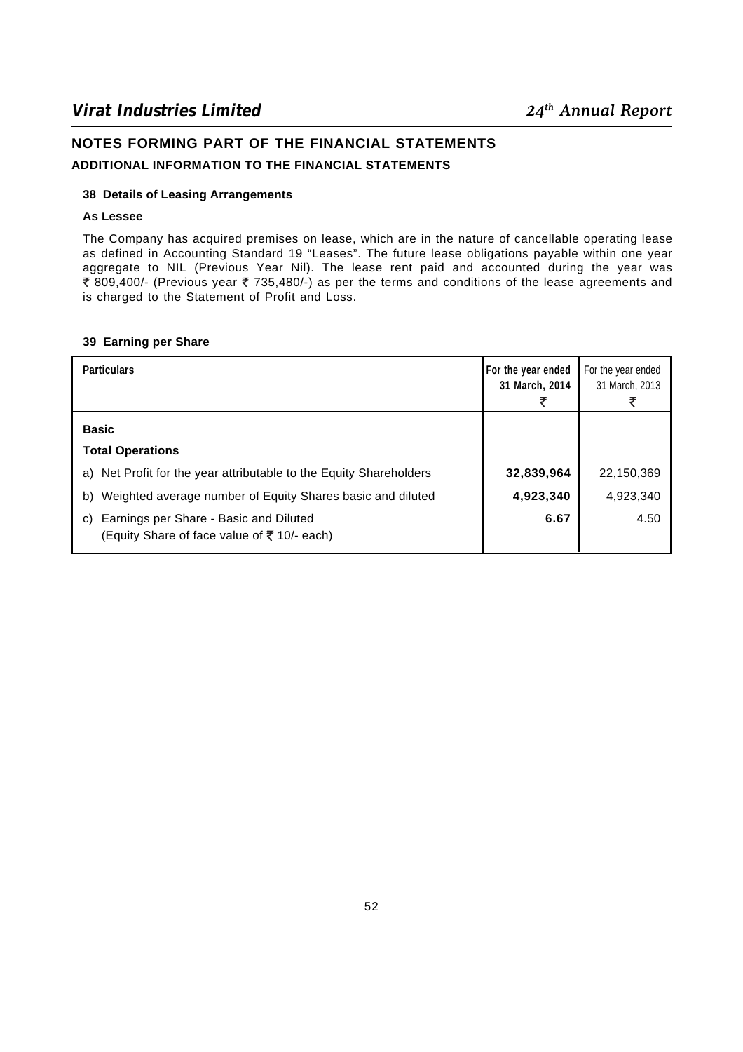## NOTES FORMING PART OF THE FINANCIAL STATEMENTS

### ADDITIONAL INFORMATION TO THE FINANCIAL STATEMENTS

#### 38 Details of Leasing Arrangements

**As Lessee**

The Company has acquired premises on lease, which are in the nature of cancellable operating lease as defined in Accounting Standard 19 “Leases”. The future lease obligations payable within one year aggregate to NIL (Previous Year Nil). The lease rent paid and accounted during the year was ₹ 809,400/- (Previous year ₹ 735,480/-) as per the terms and conditions of the lease agreements and is charged to the Statement of Profit and Loss.

#### 39 Earning per Share

| Particulars | For the year ended 31 March, 2014 ₹ | For the year ended 31 March, 2013 ₹ |
|---|---|---|
| **Basic** | | |
| **Total Operations** | | |
| a) Net Profit for the year attributable to the Equity Shareholders | **32,839,964** | 22,150,369 |
| b) Weighted average number of Equity Shares basic and diluted | **4,923,340** | 4,923,340 |
| c) Earnings per Share - Basic and Diluted (Equity Share of face value of ₹ 10/- each) | **6.67** | 4.50 |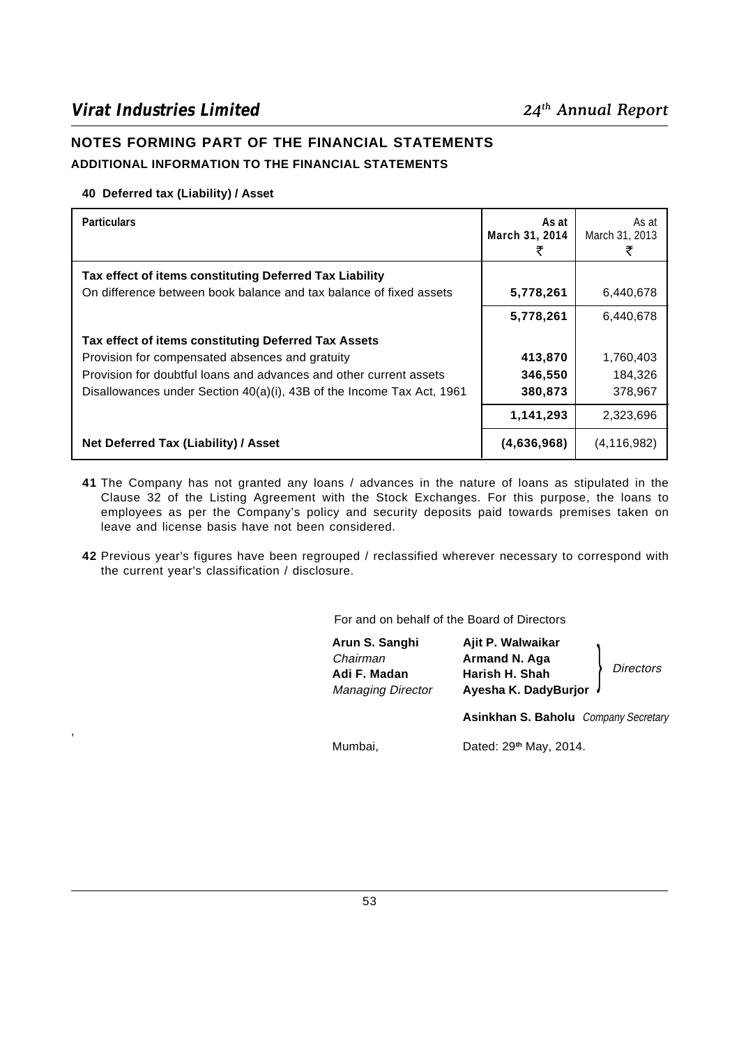## NOTES FORMING PART OF THE FINANCIAL STATEMENTS

### ADDITIONAL INFORMATION TO THE FINANCIAL STATEMENTS

**40 Deferred tax (Liability) / Asset**

| Particulars | As at March 31, 2014 ₹ | As at March 31, 2013 ₹ |
|---|---|---|
| **Tax effect of items constituting Deferred Tax Liability** | | |
| On difference between book balance and tax balance of fixed assets | **5,778,261** | 6,440,678 |
| | **5,778,261** | 6,440,678 |
| **Tax effect of items constituting Deferred Tax Assets** | | |
| Provision for compensated absences and gratuity | **413,870** | 1,760,403 |
| Provision for doubtful loans and advances and other current assets | **346,550** | 184,326 |
| Disallowances under Section 40(a)(i), 43B of the Income Tax Act, 1961 | **380,873** | 378,967 |
| | **1,141,293** | 2,323,696 |
| **Net Deferred Tax (Liability) / Asset** | **(4,636,968)** | (4,116,982) |

**41** The Company has not granted any loans / advances in the nature of loans as stipulated in the Clause 32 of the Listing Agreement with the Stock Exchanges. For this purpose, the loans to employees as per the Company's policy and security deposits paid towards premises taken on leave and license basis have not been considered.

**42** Previous year's figures have been regrouped / reclassified wherever necessary to correspond with the current year's classification / disclosure.

For and on behalf of the Board of Directors

**Arun S. Sanghi**
*Chairman*

**Adi F. Madan**
*Managing Director*

**Ajit P. Walwaikar**
**Armand N. Aga**
**Harish H. Shah**
**Ayesha K. DadyBurjor**
*Directors*

**Asinkhan S. Baholu** *Company Secretary*

Mumbai, Dated: 29th May, 2014.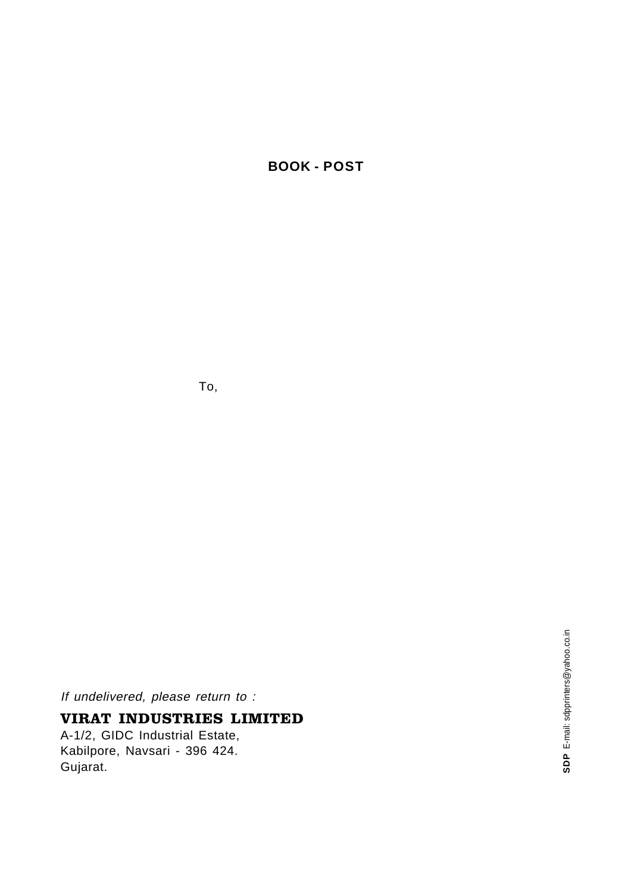**BOOK - POST**

To,

*If undelivered, please return to :*

**VIRAT INDUSTRIES LIMITED**
A-1/2, GIDC Industrial Estate,
Kabilpore, Navsari - 396 424.
Gujarat.

**SDP** E-mail: sdpprinters@yahoo.co.in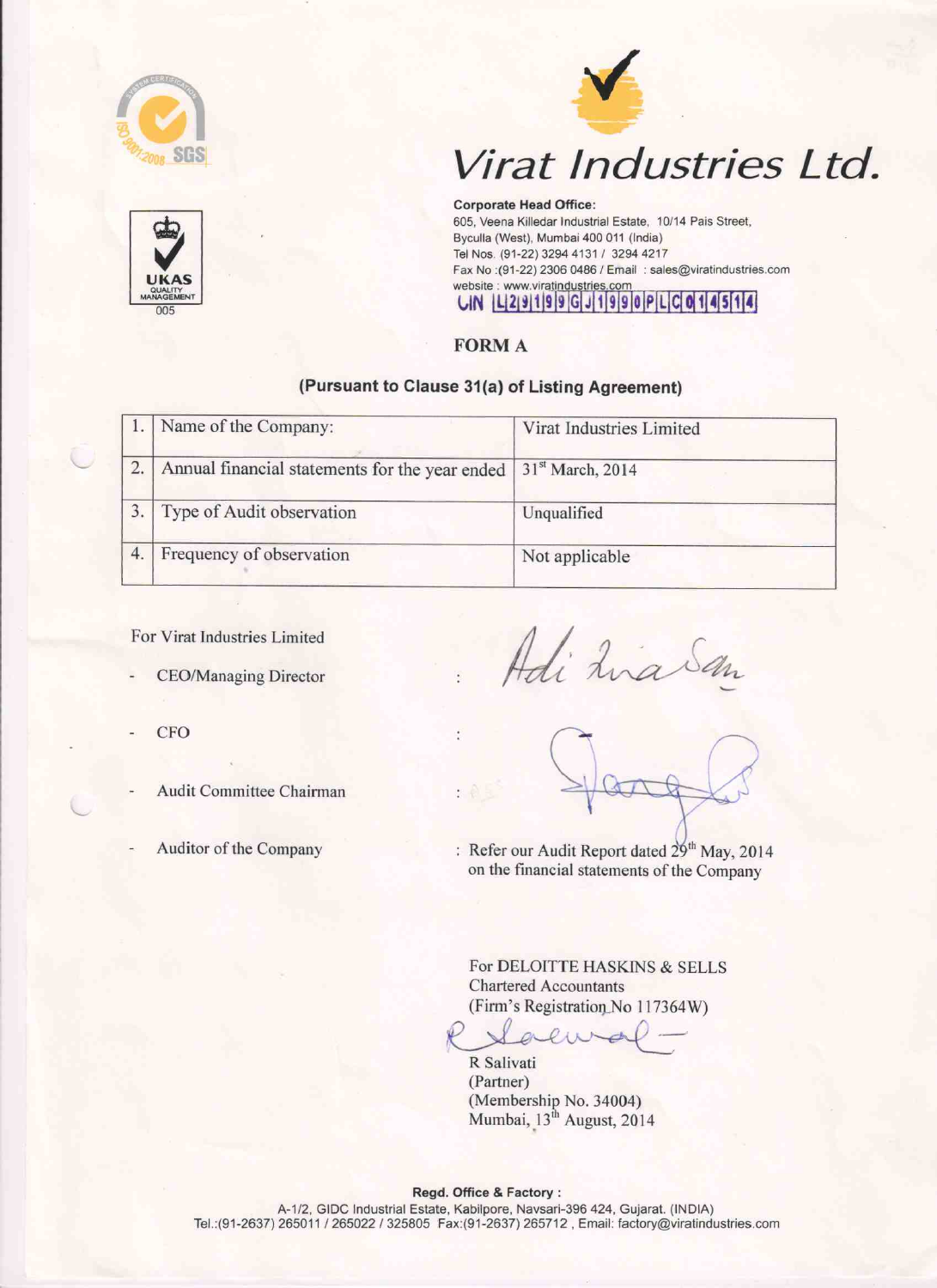# Virat Industries Ltd.

**Corporate Head Office:**
605, Veena Killedar Industrial Estate, 10/14 Pais Street,
Byculla (West), Mumbai 400 011 (India)
Tel Nos. (91-22) 3294 4131 / 3294 4217
Fax No :(91-22) 2306 0486 / Email : sales@viratindustries.com
website : www.viratindustries.com
CIN L29199GJ1990PLC014514

## FORM A

### (Pursuant to Clause 31(a) of Listing Agreement)

| | | |
|---|---|---|
| 1. | Name of the Company: | Virat Industries Limited |
| 2. | Annual financial statements for the year ended | 31st March, 2014 |
| 3. | Type of Audit observation | Unqualified |
| 4. | Frequency of observation | Not applicable |

For Virat Industries Limited

- CEO/Managing Director :
- CFO :
- Audit Committee Chairman :
- Auditor of the Company : Refer our Audit Report dated 29th May, 2014 on the financial statements of the Company

For DELOITTE HASKINS & SELLS
Chartered Accountants
(Firm's Registration No 117364W)

R Salivati
(Partner)
(Membership No. 34004)
Mumbai, 13th August, 2014

**Regd. Office & Factory :**
A-1/2, GIDC Industrial Estate, Kabilpore, Navsari-396 424, Gujarat. (INDIA)
Tel.:(91-2637) 265011 / 265022 / 325805 Fax:(91-2637) 265712 , Email: factory@viratindustries.com